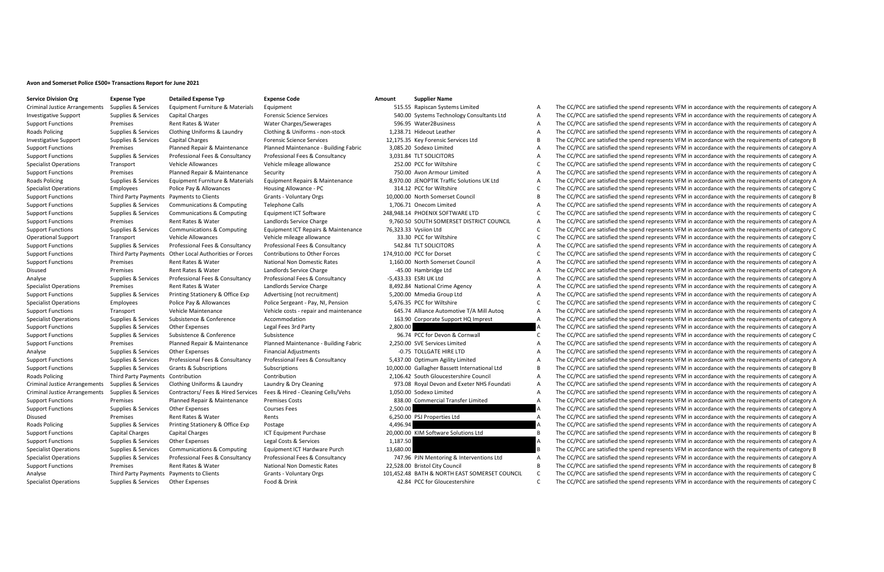**Avon and Somerset Police £500+ Transactions Report for June 2021**

| Service Division Org | Expense Type | Detailed Expense Typ | Expense Code | Amount | Supplier Name | | |
|---|---|---|---|---|---|---|---|
| Criminal Justice Arrangements | Supplies & Services | Equipment Furniture & Materials | Equipment | 515.55 | Rapiscan Systems Limited | A | The CC/PCC are satisfied the spend represents VFM in accordance with the requirements of category A |
| Investigative Support | Supplies & Services | Capital Charges | Forensic Science Services | 540.00 | Systems Technology Consultants Ltd | A | The CC/PCC are satisfied the spend represents VFM in accordance with the requirements of category A |
| Support Functions | Premises | Rent Rates & Water | Water Charges/Sewerages | 596.95 | Water2Business | A | The CC/PCC are satisfied the spend represents VFM in accordance with the requirements of category A |
| Roads Policing | Supplies & Services | Clothing Uniforms & Laundry | Clothing & Uniforms - non-stock | 1,238.71 | Hideout Leather | A | The CC/PCC are satisfied the spend represents VFM in accordance with the requirements of category A |
| Investigative Support | Supplies & Services | Capital Charges | Forensic Science Services | 12,175.35 | Key Forensic Services Ltd | B | The CC/PCC are satisfied the spend represents VFM in accordance with the requirements of category B |
| Support Functions | Premises | Planned Repair & Maintenance | Planned Maintenance - Building Fabric | 3,085.20 | Sodexo Limited | A | The CC/PCC are satisfied the spend represents VFM in accordance with the requirements of category A |
| Support Functions | Supplies & Services | Professional Fees & Consultancy | Professional Fees & Consultancy | 3,031.84 | TLT SOLICITORS | A | The CC/PCC are satisfied the spend represents VFM in accordance with the requirements of category A |
| Specialist Operations | Transport | Vehicle Allowances | Vehicle mileage allowance | 252.00 | PCC for Wiltshire | C | The CC/PCC are satisfied the spend represents VFM in accordance with the requirements of category C |
| Support Functions | Premises | Planned Repair & Maintenance | Security | 750.00 | Avon Armour Limited | A | The CC/PCC are satisfied the spend represents VFM in accordance with the requirements of category A |
| Roads Policing | Supplies & Services | Equipment Furniture & Materials | Equipment Repairs & Maintenance | 8,970.00 | JENOPTIK Traffic Solutions UK Ltd | A | The CC/PCC are satisfied the spend represents VFM in accordance with the requirements of category A |
| Specialist Operations | Employees | Police Pay & Allowances | Housing Allowance - PC | 314.12 | PCC for Wiltshire | C | The CC/PCC are satisfied the spend represents VFM in accordance with the requirements of category C |
| Support Functions | Third Party Payments | Payments to Clients | Grants - Voluntary Orgs | 10,000.00 | North Somerset Council | B | The CC/PCC are satisfied the spend represents VFM in accordance with the requirements of category B |
| Support Functions | Supplies & Services | Communications & Computing | Telephone Calls | 1,706.71 | Onecom Limited | A | The CC/PCC are satisfied the spend represents VFM in accordance with the requirements of category A |
| Support Functions | Supplies & Services | Communications & Computing | Equipment ICT Software | 248,948.14 | PHOENIX SOFTWARE LTD | C | The CC/PCC are satisfied the spend represents VFM in accordance with the requirements of category C |
| Support Functions | Premises | Rent Rates & Water | Landlords Service Charge | 9,760.50 | SOUTH SOMERSET DISTRICT COUNCIL | A | The CC/PCC are satisfied the spend represents VFM in accordance with the requirements of category A |
| Support Functions | Supplies & Services | Communications & Computing | Equipment ICT Repairs & Maintenance | 76,323.33 | Vysiion Ltd | C | The CC/PCC are satisfied the spend represents VFM in accordance with the requirements of category C |
| Operational Support | Transport | Vehicle Allowances | Vehicle mileage allowance | 33.30 | PCC for Wiltshire | C | The CC/PCC are satisfied the spend represents VFM in accordance with the requirements of category C |
| Support Functions | Supplies & Services | Professional Fees & Consultancy | Professional Fees & Consultancy | 542.84 | TLT SOLICITORS | A | The CC/PCC are satisfied the spend represents VFM in accordance with the requirements of category A |
| Support Functions | Third Party Payments | Other Local Authorities or Forces | Contributions to Other Forces | 174,910.00 | PCC for Dorset | C | The CC/PCC are satisfied the spend represents VFM in accordance with the requirements of category C |
| Support Functions | Premises | Rent Rates & Water | National Non Domestic Rates | 1,160.00 | North Somerset Council | A | The CC/PCC are satisfied the spend represents VFM in accordance with the requirements of category A |
| Disused | Premises | Rent Rates & Water | Landlords Service Charge | -45.00 | Hambridge Ltd | A | The CC/PCC are satisfied the spend represents VFM in accordance with the requirements of category A |
| Analyse | Supplies & Services | Professional Fees & Consultancy | Professional Fees & Consultancy | -5,433.33 | ESRI UK Ltd | A | The CC/PCC are satisfied the spend represents VFM in accordance with the requirements of category A |
| Specialist Operations | Premises | Rent Rates & Water | Landlords Service Charge | 8,492.84 | National Crime Agency | A | The CC/PCC are satisfied the spend represents VFM in accordance with the requirements of category A |
| Support Functions | Supplies & Services | Printing Stationery & Office Exp | Advertising (not recruitment) | 5,200.00 | Mmedia Group Ltd | A | The CC/PCC are satisfied the spend represents VFM in accordance with the requirements of category A |
| Specialist Operations | Employees | Police Pay & Allowances | Police Sergeant - Pay, NI, Pension | 5,476.35 | PCC for Wiltshire | C | The CC/PCC are satisfied the spend represents VFM in accordance with the requirements of category C |
| Support Functions | Transport | Vehicle Maintenance | Vehicle costs - repair and maintenance | 645.74 | Alliance Automotive T/A Mill Autoq | A | The CC/PCC are satisfied the spend represents VFM in accordance with the requirements of category A |
| Specialist Operations | Supplies & Services | Subsistence & Conference | Accommodation | 163.90 | Corporate Support HQ Imprest | A | The CC/PCC are satisfied the spend represents VFM in accordance with the requirements of category A |
| Support Functions | Supplies & Services | Other Expenses | Legal Fees 3rd Party | 2,800.00 | | A | The CC/PCC are satisfied the spend represents VFM in accordance with the requirements of category A |
| Support Functions | Supplies & Services | Subsistence & Conference | Subsistence | 96.74 | PCC for Devon & Cornwall | C | The CC/PCC are satisfied the spend represents VFM in accordance with the requirements of category C |
| Support Functions | Premises | Planned Repair & Maintenance | Planned Maintenance - Building Fabric | 2,250.00 | SVE Services Limited | A | The CC/PCC are satisfied the spend represents VFM in accordance with the requirements of category A |
| Analyse | Supplies & Services | Other Expenses | Financial Adjustments | -0.75 | TOLLGATE HIRE LTD | A | The CC/PCC are satisfied the spend represents VFM in accordance with the requirements of category A |
| Support Functions | Supplies & Services | Professional Fees & Consultancy | Professional Fees & Consultancy | 5,437.00 | Optimum Agility Limited | A | The CC/PCC are satisfied the spend represents VFM in accordance with the requirements of category A |
| Support Functions | Supplies & Services | Grants & Subscriptions | Subscriptions | 10,000.00 | Gallagher Bassett International Ltd | B | The CC/PCC are satisfied the spend represents VFM in accordance with the requirements of category B |
| Roads Policing | Third Party Payments | Contribution | Contribution | 2,106.42 | South Gloucestershire Council | A | The CC/PCC are satisfied the spend represents VFM in accordance with the requirements of category A |
| Criminal Justice Arrangements | Supplies & Services | Clothing Uniforms & Laundry | Laundry & Dry Cleaning | 973.08 | Royal Devon and Exeter NHS Foundati | A | The CC/PCC are satisfied the spend represents VFM in accordance with the requirements of category A |
| Criminal Justice Arrangements | Supplies & Services | Contractors/ Fees & Hired Services | Fees & Hired - Cleaning Cells/Vehs | 1,050.00 | Sodexo Limited | A | The CC/PCC are satisfied the spend represents VFM in accordance with the requirements of category A |
| Support Functions | Premises | Planned Repair & Maintenance | Premises Costs | 838.00 | Commercial Transfer Limited | A | The CC/PCC are satisfied the spend represents VFM in accordance with the requirements of category A |
| Support Functions | Supplies & Services | Other Expenses | Courses Fees | 2,500.00 | | A | The CC/PCC are satisfied the spend represents VFM in accordance with the requirements of category A |
| Disused | Premises | Rent Rates & Water | Rents | 6,250.00 | PSJ Properties Ltd | A | The CC/PCC are satisfied the spend represents VFM in accordance with the requirements of category A |
| Roads Policing | Supplies & Services | Printing Stationery & Office Exp | Postage | 4,496.94 | | A | The CC/PCC are satisfied the spend represents VFM in accordance with the requirements of category A |
| Support Functions | Capital Charges | Capital Charges | ICT Equipment Purchase | 20,000.00 | KIM Software Solutions Ltd | B | The CC/PCC are satisfied the spend represents VFM in accordance with the requirements of category B |
| Support Functions | Supplies & Services | Other Expenses | Legal Costs & Services | 1,187.50 | | A | The CC/PCC are satisfied the spend represents VFM in accordance with the requirements of category A |
| Specialist Operations | Supplies & Services | Communications & Computing | Equipment ICT Hardware Purch | 13,680.00 | | B | The CC/PCC are satisfied the spend represents VFM in accordance with the requirements of category B |
| Specialist Operations | Supplies & Services | Professional Fees & Consultancy | Professional Fees & Consultancy | 747.96 | PJN Mentoring & Interventions Ltd | A | The CC/PCC are satisfied the spend represents VFM in accordance with the requirements of category A |
| Support Functions | Premises | Rent Rates & Water | National Non Domestic Rates | 22,528.00 | Bristol City Council | B | The CC/PCC are satisfied the spend represents VFM in accordance with the requirements of category B |
| Analyse | Third Party Payments | Payments to Clients | Grants - Voluntary Orgs | 101,452.48 | BATH & NORTH EAST SOMERSET COUNCIL | C | The CC/PCC are satisfied the spend represents VFM in accordance with the requirements of category C |
| Specialist Operations | Supplies & Services | Other Expenses | Food & Drink | 42.84 | PCC for Gloucestershire | C | The CC/PCC are satisfied the spend represents VFM in accordance with the requirements of category C |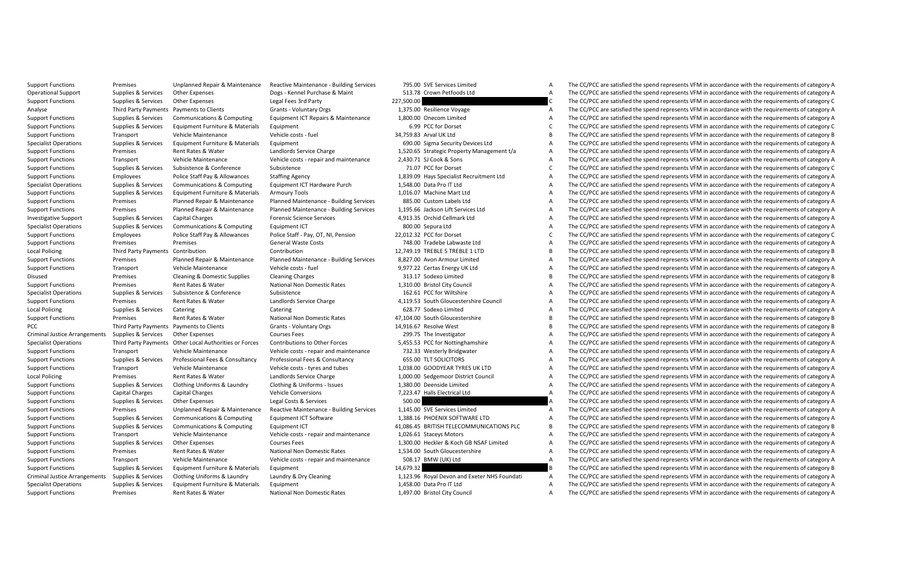| | | | | | | | |
|---|---|---|---|---|---|---|---|
| Support Functions | Premises | Unplanned Repair & Maintenance | Reactive Maintenance - Building Services | 795.00 | SVE Services Limited | A | The CC/PCC are satisfied the spend represents VFM in accordance with the requirements of category A |
| Operational Support | Supplies & Services | Other Expenses | Dogs - Kennel Purchase & Maint | 513.78 | Crown Petfoods Ltd | A | The CC/PCC are satisfied the spend represents VFM in accordance with the requirements of category A |
| Support Functions | Supplies & Services | Other Expenses | Legal Fees 3rd Party | 227,500.00 | | C | The CC/PCC are satisfied the spend represents VFM in accordance with the requirements of category C |
| Analyse | Third Party Payments | Payments to Clients | Grants - Voluntary Orgs | 1,375.00 | Resilience Voyage | A | The CC/PCC are satisfied the spend represents VFM in accordance with the requirements of category A |
| Support Functions | Supplies & Services | Communications & Computing | Equipment ICT Repairs & Maintenance | 1,800.00 | Onecom Limited | A | The CC/PCC are satisfied the spend represents VFM in accordance with the requirements of category A |
| Support Functions | Supplies & Services | Equipment Furniture & Materials | Equipment | 6.99 | PCC for Dorset | C | The CC/PCC are satisfied the spend represents VFM in accordance with the requirements of category C |
| Support Functions | Transport | Vehicle Maintenance | Vehicle costs - fuel | 34,759.83 | Arval UK Ltd | B | The CC/PCC are satisfied the spend represents VFM in accordance with the requirements of category B |
| Specialist Operations | Supplies & Services | Equipment Furniture & Materials | Equipment | 690.00 | Sigma Security Devices Ltd | A | The CC/PCC are satisfied the spend represents VFM in accordance with the requirements of category A |
| Support Functions | Premises | Rent Rates & Water | Landlords Service Charge | 1,520.65 | Strategic Property Management t/a | A | The CC/PCC are satisfied the spend represents VFM in accordance with the requirements of category A |
| Support Functions | Transport | Vehicle Maintenance | Vehicle costs - repair and maintenance | 2,430.71 | SJ Cook & Sons | A | The CC/PCC are satisfied the spend represents VFM in accordance with the requirements of category A |
| Support Functions | Supplies & Services | Subsistence & Conference | Subsistence | 71.07 | PCC for Dorset | C | The CC/PCC are satisfied the spend represents VFM in accordance with the requirements of category C |
| Support Functions | Employees | Police Staff Pay & Allowances | Staffing Agency | 1,839.09 | Hays Specialist Recruitment Ltd | A | The CC/PCC are satisfied the spend represents VFM in accordance with the requirements of category A |
| Specialist Operations | Supplies & Services | Communications & Computing | Equipment ICT Hardware Purch | 1,548.00 | Data Pro IT Ltd | A | The CC/PCC are satisfied the spend represents VFM in accordance with the requirements of category A |
| Support Functions | Supplies & Services | Equipment Furniture & Materials | Armoury Tools | 1,016.07 | Machine Mart Ltd | A | The CC/PCC are satisfied the spend represents VFM in accordance with the requirements of category A |
| Support Functions | Premises | Planned Repair & Maintenance | Planned Maintenance - Building Services | 885.00 | Custom Labels Ltd | A | The CC/PCC are satisfied the spend represents VFM in accordance with the requirements of category A |
| Support Functions | Premises | Planned Repair & Maintenance | Planned Maintenance - Building Services | 1,195.66 | Jackson Lift Services Ltd | A | The CC/PCC are satisfied the spend represents VFM in accordance with the requirements of category A |
| Investigative Support | Supplies & Services | Capital Charges | Forensic Science Services | 4,913.35 | Orchid Cellmark Ltd | A | The CC/PCC are satisfied the spend represents VFM in accordance with the requirements of category A |
| Specialist Operations | Supplies & Services | Communications & Computing | Equipment ICT | 800.00 | Sepura Ltd | A | The CC/PCC are satisfied the spend represents VFM in accordance with the requirements of category A |
| Support Functions | Employees | Police Staff Pay & Allowances | Police Staff - Pay, OT, NI, Pension | 22,012.32 | PCC for Dorset | C | The CC/PCC are satisfied the spend represents VFM in accordance with the requirements of category C |
| Support Functions | Premises | Premises | General Waste Costs | 748.00 | Tradebe Labwaste Ltd | A | The CC/PCC are satisfied the spend represents VFM in accordance with the requirements of category A |
| Local Policing | Third Party Payments | Contribution | Contribution | 12,749.19 | TREBLE 5 TREBLE 1 LTD | B | The CC/PCC are satisfied the spend represents VFM in accordance with the requirements of category B |
| Support Functions | Premises | Planned Repair & Maintenance | Planned Maintenance - Building Services | 8,827.00 | Avon Armour Limited | A | The CC/PCC are satisfied the spend represents VFM in accordance with the requirements of category A |
| Support Functions | Transport | Vehicle Maintenance | Vehicle costs - fuel | 9,977.22 | Certas Energy UK Ltd | A | The CC/PCC are satisfied the spend represents VFM in accordance with the requirements of category A |
| Disused | Premises | Cleaning & Domestic Supplies | Cleaning Charges | 313.17 | Sodexo Limited | B | The CC/PCC are satisfied the spend represents VFM in accordance with the requirements of category B |
| Support Functions | Premises | Rent Rates & Water | National Non Domestic Rates | 1,310.00 | Bristol City Council | A | The CC/PCC are satisfied the spend represents VFM in accordance with the requirements of category A |
| Specialist Operations | Supplies & Services | Subsistence & Conference | Subsistence | 162.61 | PCC for Wiltshire | A | The CC/PCC are satisfied the spend represents VFM in accordance with the requirements of category A |
| Support Functions | Premises | Rent Rates & Water | Landlords Service Charge | 4,119.53 | South Gloucestershire Council | A | The CC/PCC are satisfied the spend represents VFM in accordance with the requirements of category A |
| Local Policing | Supplies & Services | Catering | Catering | 628.77 | Sodexo Limited | A | The CC/PCC are satisfied the spend represents VFM in accordance with the requirements of category A |
| Support Functions | Premises | Rent Rates & Water | National Non Domestic Rates | 47,104.00 | South Gloucestershire | B | The CC/PCC are satisfied the spend represents VFM in accordance with the requirements of category B |
| PCC | Third Party Payments | Payments to Clients | Grants - Voluntary Orgs | 14,916.67 | Resolve West | B | The CC/PCC are satisfied the spend represents VFM in accordance with the requirements of category B |
| Criminal Justice Arrangements | Supplies & Services | Other Expenses | Courses Fees | 299.75 | The Investigator | A | The CC/PCC are satisfied the spend represents VFM in accordance with the requirements of category A |
| Specialist Operations | Third Party Payments | Other Local Authorities or Forces | Contributions to Other Forces | 5,455.53 | PCC for Nottinghamshire | A | The CC/PCC are satisfied the spend represents VFM in accordance with the requirements of category A |
| Support Functions | Transport | Vehicle Maintenance | Vehicle costs - repair and maintenance | 732.33 | Westerly Bridgwater | A | The CC/PCC are satisfied the spend represents VFM in accordance with the requirements of category A |
| Support Functions | Supplies & Services | Professional Fees & Consultancy | Professional Fees & Consultancy | 655.00 | TLT SOLICITORS | A | The CC/PCC are satisfied the spend represents VFM in accordance with the requirements of category A |
| Support Functions | Transport | Vehicle Maintenance | Vehicle costs - tyres and tubes | 1,038.00 | GOODYEAR TYRES UK LTD | A | The CC/PCC are satisfied the spend represents VFM in accordance with the requirements of category A |
| Local Policing | Premises | Rent Rates & Water | Landlords Service Charge | 1,000.00 | Sedgemoor District Council | A | The CC/PCC are satisfied the spend represents VFM in accordance with the requirements of category A |
| Support Functions | Supplies & Services | Clothing Uniforms & Laundry | Clothing & Uniforms - Issues | 1,380.00 | Deenside Limited | A | The CC/PCC are satisfied the spend represents VFM in accordance with the requirements of category A |
| Support Functions | Capital Charges | Capital Charges | Vehicle Conversions | 7,223.47 | Halls Electrical Ltd | A | The CC/PCC are satisfied the spend represents VFM in accordance with the requirements of category A |
| Support Functions | Supplies & Services | Other Expenses | Legal Costs & Services | 500.00 | | A | The CC/PCC are satisfied the spend represents VFM in accordance with the requirements of category A |
| Support Functions | Premises | Unplanned Repair & Maintenance | Reactive Maintenance - Building Services | 1,145.00 | SVE Services Limited | A | The CC/PCC are satisfied the spend represents VFM in accordance with the requirements of category A |
| Support Functions | Supplies & Services | Communications & Computing | Equipment ICT Software | 1,388.16 | PHOENIX SOFTWARE LTD | A | The CC/PCC are satisfied the spend represents VFM in accordance with the requirements of category A |
| Support Functions | Supplies & Services | Communications & Computing | Equipment ICT | 41,086.45 | BRITISH TELECOMMUNICATIONS PLC | B | The CC/PCC are satisfied the spend represents VFM in accordance with the requirements of category B |
| Support Functions | Transport | Vehicle Maintenance | Vehicle costs - repair and maintenance | 1,026.61 | Staceys Motors | A | The CC/PCC are satisfied the spend represents VFM in accordance with the requirements of category A |
| Support Functions | Supplies & Services | Other Expenses | Courses Fees | 1,300.00 | Heckler & Koch GB NSAF Limited | A | The CC/PCC are satisfied the spend represents VFM in accordance with the requirements of category A |
| Support Functions | Premises | Rent Rates & Water | National Non Domestic Rates | 1,534.00 | South Gloucestershire | A | The CC/PCC are satisfied the spend represents VFM in accordance with the requirements of category A |
| Support Functions | Transport | Vehicle Maintenance | Vehicle costs - repair and maintenance | 508.17 | BMW (UK) Ltd | A | The CC/PCC are satisfied the spend represents VFM in accordance with the requirements of category A |
| Support Functions | Supplies & Services | Equipment Furniture & Materials | Equipment | 14,679.32 | | B | The CC/PCC are satisfied the spend represents VFM in accordance with the requirements of category B |
| Criminal Justice Arrangements | Supplies & Services | Clothing Uniforms & Laundry | Laundry & Dry Cleaning | 1,123.96 | Royal Devon and Exeter NHS Foundati | A | The CC/PCC are satisfied the spend represents VFM in accordance with the requirements of category A |
| Specialist Operations | Supplies & Services | Equipment Furniture & Materials | Equipment | 1,458.00 | Data Pro IT Ltd | A | The CC/PCC are satisfied the spend represents VFM in accordance with the requirements of category A |
| Support Functions | Premises | Rent Rates & Water | National Non Domestic Rates | 1,497.00 | Bristol City Council | A | The CC/PCC are satisfied the spend represents VFM in accordance with the requirements of category A |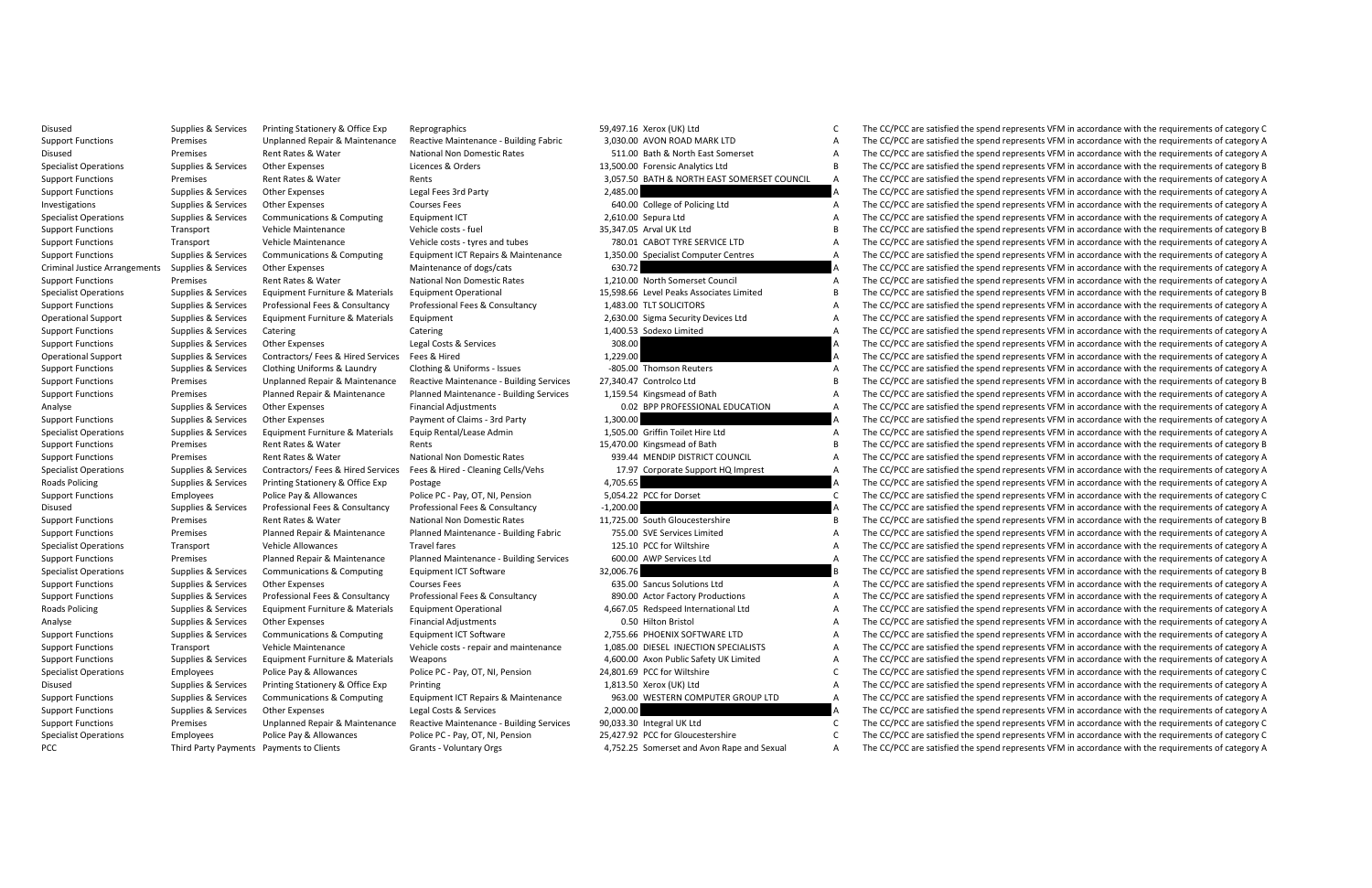| | | | | | | | |
|---|---|---|---|---|---|---|---|
| Disused | Supplies & Services | Printing Stationery & Office Exp | Reprographics | 59,497.16 | Xerox (UK) Ltd | C | The CC/PCC are satisfied the spend represents VFM in accordance with the requirements of category C |
| Support Functions | Premises | Unplanned Repair & Maintenance | Reactive Maintenance - Building Fabric | 3,030.00 | AVON ROAD MARK LTD | A | The CC/PCC are satisfied the spend represents VFM in accordance with the requirements of category A |
| Disused | Premises | Rent Rates & Water | National Non Domestic Rates | 511.00 | Bath & North East Somerset | A | The CC/PCC are satisfied the spend represents VFM in accordance with the requirements of category A |
| Specialist Operations | Supplies & Services | Other Expenses | Licences & Orders | 13,500.00 | Forensic Analytics Ltd | B | The CC/PCC are satisfied the spend represents VFM in accordance with the requirements of category B |
| Support Functions | Premises | Rent Rates & Water | Rents | 3,057.50 | BATH & NORTH EAST SOMERSET COUNCIL | A | The CC/PCC are satisfied the spend represents VFM in accordance with the requirements of category A |
| Support Functions | Supplies & Services | Other Expenses | Legal Fees 3rd Party | 2,485.00 | | A | The CC/PCC are satisfied the spend represents VFM in accordance with the requirements of category A |
| Investigations | Supplies & Services | Other Expenses | Courses Fees | 640.00 | College of Policing Ltd | A | The CC/PCC are satisfied the spend represents VFM in accordance with the requirements of category A |
| Specialist Operations | Supplies & Services | Communications & Computing | Equipment ICT | 2,610.00 | Sepura Ltd | A | The CC/PCC are satisfied the spend represents VFM in accordance with the requirements of category A |
| Support Functions | Transport | Vehicle Maintenance | Vehicle costs - fuel | 35,347.05 | Arval UK Ltd | B | The CC/PCC are satisfied the spend represents VFM in accordance with the requirements of category B |
| Support Functions | Transport | Vehicle Maintenance | Vehicle costs - tyres and tubes | 780.01 | CABOT TYRE SERVICE LTD | A | The CC/PCC are satisfied the spend represents VFM in accordance with the requirements of category A |
| Support Functions | Supplies & Services | Communications & Computing | Equipment ICT Repairs & Maintenance | 1,350.00 | Specialist Computer Centres | A | The CC/PCC are satisfied the spend represents VFM in accordance with the requirements of category A |
| Criminal Justice Arrangements | Supplies & Services | Other Expenses | Maintenance of dogs/cats | 630.72 | | A | The CC/PCC are satisfied the spend represents VFM in accordance with the requirements of category A |
| Support Functions | Premises | Rent Rates & Water | National Non Domestic Rates | 1,210.00 | North Somerset Council | A | The CC/PCC are satisfied the spend represents VFM in accordance with the requirements of category A |
| Specialist Operations | Supplies & Services | Equipment Furniture & Materials | Equipment Operational | 15,598.66 | Level Peaks Associates Limited | B | The CC/PCC are satisfied the spend represents VFM in accordance with the requirements of category B |
| Support Functions | Supplies & Services | Professional Fees & Consultancy | Professional Fees & Consultancy | 1,483.00 | TLT SOLICITORS | A | The CC/PCC are satisfied the spend represents VFM in accordance with the requirements of category A |
| Operational Support | Supplies & Services | Equipment Furniture & Materials | Equipment | 2,630.00 | Sigma Security Devices Ltd | A | The CC/PCC are satisfied the spend represents VFM in accordance with the requirements of category A |
| Support Functions | Supplies & Services | Catering | Catering | 1,400.53 | Sodexo Limited | A | The CC/PCC are satisfied the spend represents VFM in accordance with the requirements of category A |
| Support Functions | Supplies & Services | Other Expenses | Legal Costs & Services | 308.00 | | A | The CC/PCC are satisfied the spend represents VFM in accordance with the requirements of category A |
| Operational Support | Supplies & Services | Contractors/ Fees & Hired Services | Fees & Hired | 1,229.00 | | A | The CC/PCC are satisfied the spend represents VFM in accordance with the requirements of category A |
| Support Functions | Supplies & Services | Clothing Uniforms & Laundry | Clothing & Uniforms - Issues | -805.00 | Thomson Reuters | A | The CC/PCC are satisfied the spend represents VFM in accordance with the requirements of category A |
| Support Functions | Premises | Unplanned Repair & Maintenance | Reactive Maintenance - Building Services | 27,340.47 | Controlco Ltd | B | The CC/PCC are satisfied the spend represents VFM in accordance with the requirements of category B |
| Support Functions | Premises | Planned Repair & Maintenance | Planned Maintenance - Building Services | 1,159.54 | Kingsmead of Bath | A | The CC/PCC are satisfied the spend represents VFM in accordance with the requirements of category A |
| Analyse | Supplies & Services | Other Expenses | Financial Adjustments | 0.02 | BPP PROFESSIONAL EDUCATION | A | The CC/PCC are satisfied the spend represents VFM in accordance with the requirements of category A |
| Support Functions | Supplies & Services | Other Expenses | Payment of Claims - 3rd Party | 1,300.00 | | A | The CC/PCC are satisfied the spend represents VFM in accordance with the requirements of category A |
| Specialist Operations | Supplies & Services | Equipment Furniture & Materials | Equip Rental/Lease Admin | 1,505.00 | Griffin Toilet Hire Ltd | A | The CC/PCC are satisfied the spend represents VFM in accordance with the requirements of category A |
| Support Functions | Premises | Rent Rates & Water | Rents | 15,470.00 | Kingsmead of Bath | B | The CC/PCC are satisfied the spend represents VFM in accordance with the requirements of category B |
| Support Functions | Premises | Rent Rates & Water | National Non Domestic Rates | 939.44 | MENDIP DISTRICT COUNCIL | A | The CC/PCC are satisfied the spend represents VFM in accordance with the requirements of category A |
| Specialist Operations | Supplies & Services | Contractors/ Fees & Hired Services | Fees & Hired - Cleaning Cells/Vehs | 17.97 | Corporate Support HQ Imprest | A | The CC/PCC are satisfied the spend represents VFM in accordance with the requirements of category A |
| Roads Policing | Supplies & Services | Printing Stationery & Office Exp | Postage | 4,705.65 | | A | The CC/PCC are satisfied the spend represents VFM in accordance with the requirements of category A |
| Support Functions | Employees | Police Pay & Allowances | Police PC - Pay, OT, NI, Pension | 5,054.22 | PCC for Dorset | C | The CC/PCC are satisfied the spend represents VFM in accordance with the requirements of category C |
| Disused | Supplies & Services | Professional Fees & Consultancy | Professional Fees & Consultancy | -1,200.00 | | A | The CC/PCC are satisfied the spend represents VFM in accordance with the requirements of category A |
| Support Functions | Premises | Rent Rates & Water | National Non Domestic Rates | 11,725.00 | South Gloucestershire | B | The CC/PCC are satisfied the spend represents VFM in accordance with the requirements of category B |
| Support Functions | Premises | Planned Repair & Maintenance | Planned Maintenance - Building Fabric | 755.00 | SVE Services Limited | A | The CC/PCC are satisfied the spend represents VFM in accordance with the requirements of category A |
| Specialist Operations | Transport | Vehicle Allowances | Travel fares | 125.10 | PCC for Wiltshire | A | The CC/PCC are satisfied the spend represents VFM in accordance with the requirements of category A |
| Support Functions | Premises | Planned Repair & Maintenance | Planned Maintenance - Building Services | 600.00 | AWP Services Ltd | A | The CC/PCC are satisfied the spend represents VFM in accordance with the requirements of category A |
| Specialist Operations | Supplies & Services | Communications & Computing | Equipment ICT Software | 32,006.76 | | B | The CC/PCC are satisfied the spend represents VFM in accordance with the requirements of category B |
| Support Functions | Supplies & Services | Other Expenses | Courses Fees | 635.00 | Sancus Solutions Ltd | A | The CC/PCC are satisfied the spend represents VFM in accordance with the requirements of category A |
| Support Functions | Supplies & Services | Professional Fees & Consultancy | Professional Fees & Consultancy | 890.00 | Actor Factory Productions | A | The CC/PCC are satisfied the spend represents VFM in accordance with the requirements of category A |
| Roads Policing | Supplies & Services | Equipment Furniture & Materials | Equipment Operational | 4,667.05 | Redspeed International Ltd | A | The CC/PCC are satisfied the spend represents VFM in accordance with the requirements of category A |
| Analyse | Supplies & Services | Other Expenses | Financial Adjustments | 0.50 | Hilton Bristol | A | The CC/PCC are satisfied the spend represents VFM in accordance with the requirements of category A |
| Support Functions | Supplies & Services | Communications & Computing | Equipment ICT Software | 2,755.66 | PHOENIX SOFTWARE LTD | A | The CC/PCC are satisfied the spend represents VFM in accordance with the requirements of category A |
| Support Functions | Transport | Vehicle Maintenance | Vehicle costs - repair and maintenance | 1,085.00 | DIESEL INJECTION SPECIALISTS | A | The CC/PCC are satisfied the spend represents VFM in accordance with the requirements of category A |
| Support Functions | Supplies & Services | Equipment Furniture & Materials | Weapons | 4,600.00 | Axon Public Safety UK Limited | A | The CC/PCC are satisfied the spend represents VFM in accordance with the requirements of category A |
| Specialist Operations | Employees | Police Pay & Allowances | Police PC - Pay, OT, NI, Pension | 24,801.69 | PCC for Wiltshire | C | The CC/PCC are satisfied the spend represents VFM in accordance with the requirements of category C |
| Disused | Supplies & Services | Printing Stationery & Office Exp | Printing | 1,813.50 | Xerox (UK) Ltd | A | The CC/PCC are satisfied the spend represents VFM in accordance with the requirements of category A |
| Support Functions | Supplies & Services | Communications & Computing | Equipment ICT Repairs & Maintenance | 963.00 | WESTERN COMPUTER GROUP LTD | A | The CC/PCC are satisfied the spend represents VFM in accordance with the requirements of category A |
| Support Functions | Supplies & Services | Other Expenses | Legal Costs & Services | 2,000.00 | | A | The CC/PCC are satisfied the spend represents VFM in accordance with the requirements of category A |
| Support Functions | Premises | Unplanned Repair & Maintenance | Reactive Maintenance - Building Services | 90,033.30 | Integral UK Ltd | C | The CC/PCC are satisfied the spend represents VFM in accordance with the requirements of category C |
| Specialist Operations | Employees | Police Pay & Allowances | Police PC - Pay, OT, NI, Pension | 25,427.92 | PCC for Gloucestershire | C | The CC/PCC are satisfied the spend represents VFM in accordance with the requirements of category C |
| PCC | Third Party Payments | Payments to Clients | Grants - Voluntary Orgs | 4,752.25 | Somerset and Avon Rape and Sexual | A | The CC/PCC are satisfied the spend represents VFM in accordance with the requirements of category A |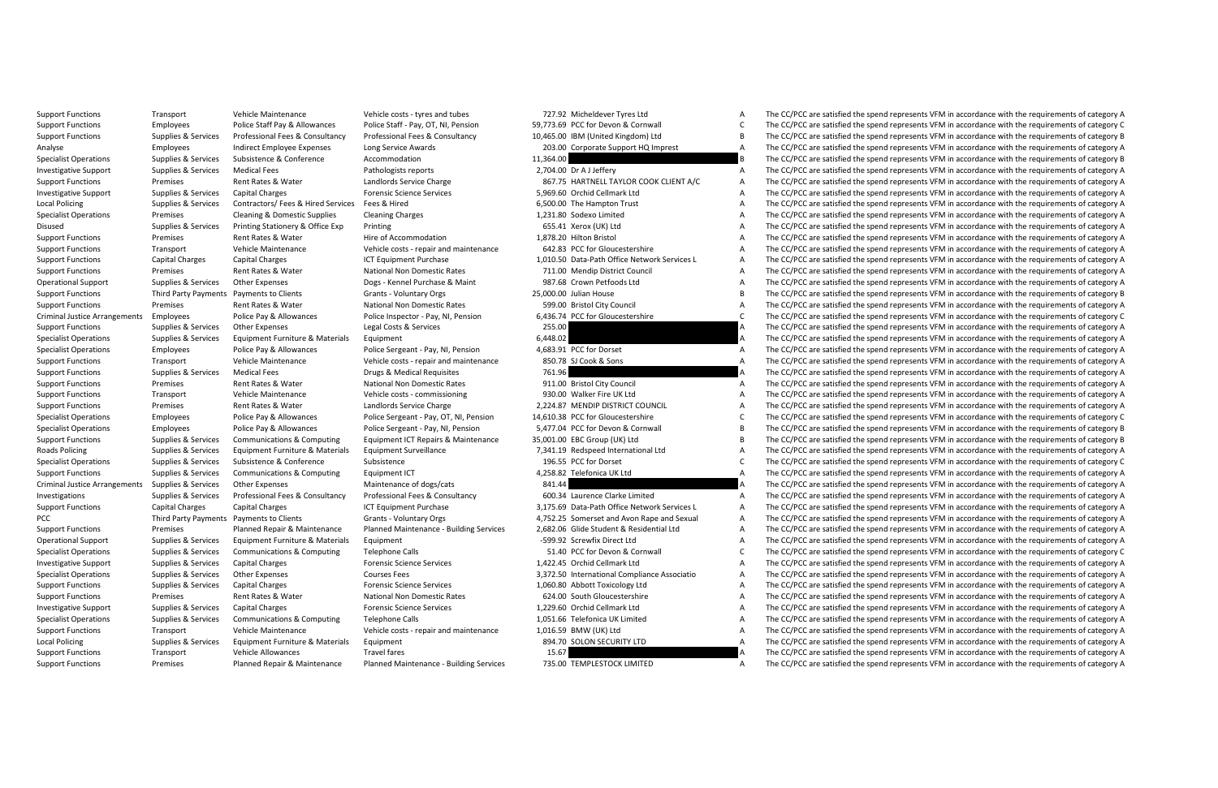| | | | | | | | |
|---|---|---|---|---|---|---|---|
| Support Functions | Transport | Vehicle Maintenance | Vehicle costs - tyres and tubes | 727.92 | Micheldever Tyres Ltd | A | The CC/PCC are satisfied the spend represents VFM in accordance with the requirements of category A |
| Support Functions | Employees | Police Staff Pay & Allowances | Police Staff - Pay, OT, NI, Pension | 59,773.69 | PCC for Devon & Cornwall | C | The CC/PCC are satisfied the spend represents VFM in accordance with the requirements of category C |
| Support Functions | Supplies & Services | Professional Fees & Consultancy | Professional Fees & Consultancy | 10,465.00 | IBM (United Kingdom) Ltd | B | The CC/PCC are satisfied the spend represents VFM in accordance with the requirements of category B |
| Analyse | Employees | Indirect Employee Expenses | Long Service Awards | 203.00 | Corporate Support HQ Imprest | A | The CC/PCC are satisfied the spend represents VFM in accordance with the requirements of category A |
| Specialist Operations | Supplies & Services | Subsistence & Conference | Accommodation | 11,364.00 | | B | The CC/PCC are satisfied the spend represents VFM in accordance with the requirements of category B |
| Investigative Support | Supplies & Services | Medical Fees | Pathologists reports | 2,704.00 | Dr A J Jeffery | A | The CC/PCC are satisfied the spend represents VFM in accordance with the requirements of category A |
| Support Functions | Premises | Rent Rates & Water | Landlords Service Charge | 867.75 | HARTNELL TAYLOR COOK CLIENT A/C | A | The CC/PCC are satisfied the spend represents VFM in accordance with the requirements of category A |
| Investigative Support | Supplies & Services | Capital Charges | Forensic Science Services | 5,969.60 | Orchid Cellmark Ltd | A | The CC/PCC are satisfied the spend represents VFM in accordance with the requirements of category A |
| Local Policing | Supplies & Services | Contractors/ Fees & Hired Services | Fees & Hired | 6,500.00 | The Hampton Trust | A | The CC/PCC are satisfied the spend represents VFM in accordance with the requirements of category A |
| Specialist Operations | Premises | Cleaning & Domestic Supplies | Cleaning Charges | 1,231.80 | Sodexo Limited | A | The CC/PCC are satisfied the spend represents VFM in accordance with the requirements of category A |
| Disused | Supplies & Services | Printing Stationery & Office Exp | Printing | 655.41 | Xerox (UK) Ltd | A | The CC/PCC are satisfied the spend represents VFM in accordance with the requirements of category A |
| Support Functions | Premises | Rent Rates & Water | Hire of Accommodation | 1,878.20 | Hilton Bristol | A | The CC/PCC are satisfied the spend represents VFM in accordance with the requirements of category A |
| Support Functions | Transport | Vehicle Maintenance | Vehicle costs - repair and maintenance | 642.83 | PCC for Gloucestershire | A | The CC/PCC are satisfied the spend represents VFM in accordance with the requirements of category A |
| Support Functions | Capital Charges | Capital Charges | ICT Equipment Purchase | 1,010.50 | Data-Path Office Network Services L | A | The CC/PCC are satisfied the spend represents VFM in accordance with the requirements of category A |
| Support Functions | Premises | Rent Rates & Water | National Non Domestic Rates | 711.00 | Mendip District Council | A | The CC/PCC are satisfied the spend represents VFM in accordance with the requirements of category A |
| Operational Support | Supplies & Services | Other Expenses | Dogs - Kennel Purchase & Maint | 987.68 | Crown Petfoods Ltd | A | The CC/PCC are satisfied the spend represents VFM in accordance with the requirements of category A |
| Support Functions | Third Party Payments | Payments to Clients | Grants - Voluntary Orgs | 25,000.00 | Julian House | B | The CC/PCC are satisfied the spend represents VFM in accordance with the requirements of category B |
| Support Functions | Premises | Rent Rates & Water | National Non Domestic Rates | 599.00 | Bristol City Council | A | The CC/PCC are satisfied the spend represents VFM in accordance with the requirements of category A |
| Criminal Justice Arrangements | Employees | Police Pay & Allowances | Police Inspector - Pay, NI, Pension | 6,436.74 | PCC for Gloucestershire | C | The CC/PCC are satisfied the spend represents VFM in accordance with the requirements of category C |
| Support Functions | Supplies & Services | Other Expenses | Legal Costs & Services | 255.00 | | A | The CC/PCC are satisfied the spend represents VFM in accordance with the requirements of category A |
| Specialist Operations | Supplies & Services | Equipment Furniture & Materials | Equipment | 6,448.02 | | A | The CC/PCC are satisfied the spend represents VFM in accordance with the requirements of category A |
| Specialist Operations | Employees | Police Pay & Allowances | Police Sergeant - Pay, NI, Pension | 4,683.91 | PCC for Dorset | A | The CC/PCC are satisfied the spend represents VFM in accordance with the requirements of category A |
| Support Functions | Transport | Vehicle Maintenance | Vehicle costs - repair and maintenance | 850.78 | SJ Cook & Sons | A | The CC/PCC are satisfied the spend represents VFM in accordance with the requirements of category A |
| Support Functions | Supplies & Services | Medical Fees | Drugs & Medical Requisites | 761.96 | | A | The CC/PCC are satisfied the spend represents VFM in accordance with the requirements of category A |
| Support Functions | Premises | Rent Rates & Water | National Non Domestic Rates | 911.00 | Bristol City Council | A | The CC/PCC are satisfied the spend represents VFM in accordance with the requirements of category A |
| Support Functions | Transport | Vehicle Maintenance | Vehicle costs - commissioning | 930.00 | Walker Fire UK Ltd | A | The CC/PCC are satisfied the spend represents VFM in accordance with the requirements of category A |
| Support Functions | Premises | Rent Rates & Water | Landlords Service Charge | 2,224.87 | MENDIP DISTRICT COUNCIL | A | The CC/PCC are satisfied the spend represents VFM in accordance with the requirements of category A |
| Specialist Operations | Employees | Police Pay & Allowances | Police Sergeant - Pay, OT, NI, Pension | 14,610.38 | PCC for Gloucestershire | C | The CC/PCC are satisfied the spend represents VFM in accordance with the requirements of category C |
| Specialist Operations | Employees | Police Pay & Allowances | Police Sergeant - Pay, NI, Pension | 5,477.04 | PCC for Devon & Cornwall | B | The CC/PCC are satisfied the spend represents VFM in accordance with the requirements of category B |
| Support Functions | Supplies & Services | Communications & Computing | Equipment ICT Repairs & Maintenance | 35,001.00 | EBC Group (UK) Ltd | B | The CC/PCC are satisfied the spend represents VFM in accordance with the requirements of category B |
| Roads Policing | Supplies & Services | Equipment Furniture & Materials | Equipment Surveillance | 7,341.19 | Redspeed International Ltd | A | The CC/PCC are satisfied the spend represents VFM in accordance with the requirements of category A |
| Specialist Operations | Supplies & Services | Subsistence & Conference | Subsistence | 196.55 | PCC for Dorset | C | The CC/PCC are satisfied the spend represents VFM in accordance with the requirements of category C |
| Support Functions | Supplies & Services | Communications & Computing | Equipment ICT | 4,258.82 | Telefonica UK Ltd | A | The CC/PCC are satisfied the spend represents VFM in accordance with the requirements of category A |
| Criminal Justice Arrangements | Supplies & Services | Other Expenses | Maintenance of dogs/cats | 841.44 | | A | The CC/PCC are satisfied the spend represents VFM in accordance with the requirements of category A |
| Investigations | Supplies & Services | Professional Fees & Consultancy | Professional Fees & Consultancy | 600.34 | Laurence Clarke Limited | A | The CC/PCC are satisfied the spend represents VFM in accordance with the requirements of category A |
| Support Functions | Capital Charges | Capital Charges | ICT Equipment Purchase | 3,175.69 | Data-Path Office Network Services L | A | The CC/PCC are satisfied the spend represents VFM in accordance with the requirements of category A |
| PCC | Third Party Payments | Payments to Clients | Grants - Voluntary Orgs | 4,752.25 | Somerset and Avon Rape and Sexual | A | The CC/PCC are satisfied the spend represents VFM in accordance with the requirements of category A |
| Support Functions | Premises | Planned Repair & Maintenance | Planned Maintenance - Building Services | 2,682.06 | Glide Student & Residential Ltd | A | The CC/PCC are satisfied the spend represents VFM in accordance with the requirements of category A |
| Operational Support | Supplies & Services | Equipment Furniture & Materials | Equipment | -599.92 | Screwfix Direct Ltd | A | The CC/PCC are satisfied the spend represents VFM in accordance with the requirements of category A |
| Specialist Operations | Supplies & Services | Communications & Computing | Telephone Calls | 51.40 | PCC for Devon & Cornwall | C | The CC/PCC are satisfied the spend represents VFM in accordance with the requirements of category C |
| Investigative Support | Supplies & Services | Capital Charges | Forensic Science Services | 1,422.45 | Orchid Cellmark Ltd | A | The CC/PCC are satisfied the spend represents VFM in accordance with the requirements of category A |
| Specialist Operations | Supplies & Services | Other Expenses | Courses Fees | 3,372.50 | International Compliance Associatio | A | The CC/PCC are satisfied the spend represents VFM in accordance with the requirements of category A |
| Support Functions | Supplies & Services | Capital Charges | Forensic Science Services | 1,060.80 | Abbott Toxicology Ltd | A | The CC/PCC are satisfied the spend represents VFM in accordance with the requirements of category A |
| Support Functions | Premises | Rent Rates & Water | National Non Domestic Rates | 624.00 | South Gloucestershire | A | The CC/PCC are satisfied the spend represents VFM in accordance with the requirements of category A |
| Investigative Support | Supplies & Services | Capital Charges | Forensic Science Services | 1,229.60 | Orchid Cellmark Ltd | A | The CC/PCC are satisfied the spend represents VFM in accordance with the requirements of category A |
| Specialist Operations | Supplies & Services | Communications & Computing | Telephone Calls | 1,051.66 | Telefonica UK Limited | A | The CC/PCC are satisfied the spend represents VFM in accordance with the requirements of category A |
| Support Functions | Transport | Vehicle Maintenance | Vehicle costs - repair and maintenance | 1,016.59 | BMW (UK) Ltd | A | The CC/PCC are satisfied the spend represents VFM in accordance with the requirements of category A |
| Local Policing | Supplies & Services | Equipment Furniture & Materials | Equipment | 894.70 | SOLON SECURITY LTD | A | The CC/PCC are satisfied the spend represents VFM in accordance with the requirements of category A |
| Support Functions | Transport | Vehicle Allowances | Travel fares | 15.67 | | A | The CC/PCC are satisfied the spend represents VFM in accordance with the requirements of category A |
| Support Functions | Premises | Planned Repair & Maintenance | Planned Maintenance - Building Services | 735.00 | TEMPLESTOCK LIMITED | A | The CC/PCC are satisfied the spend represents VFM in accordance with the requirements of category A |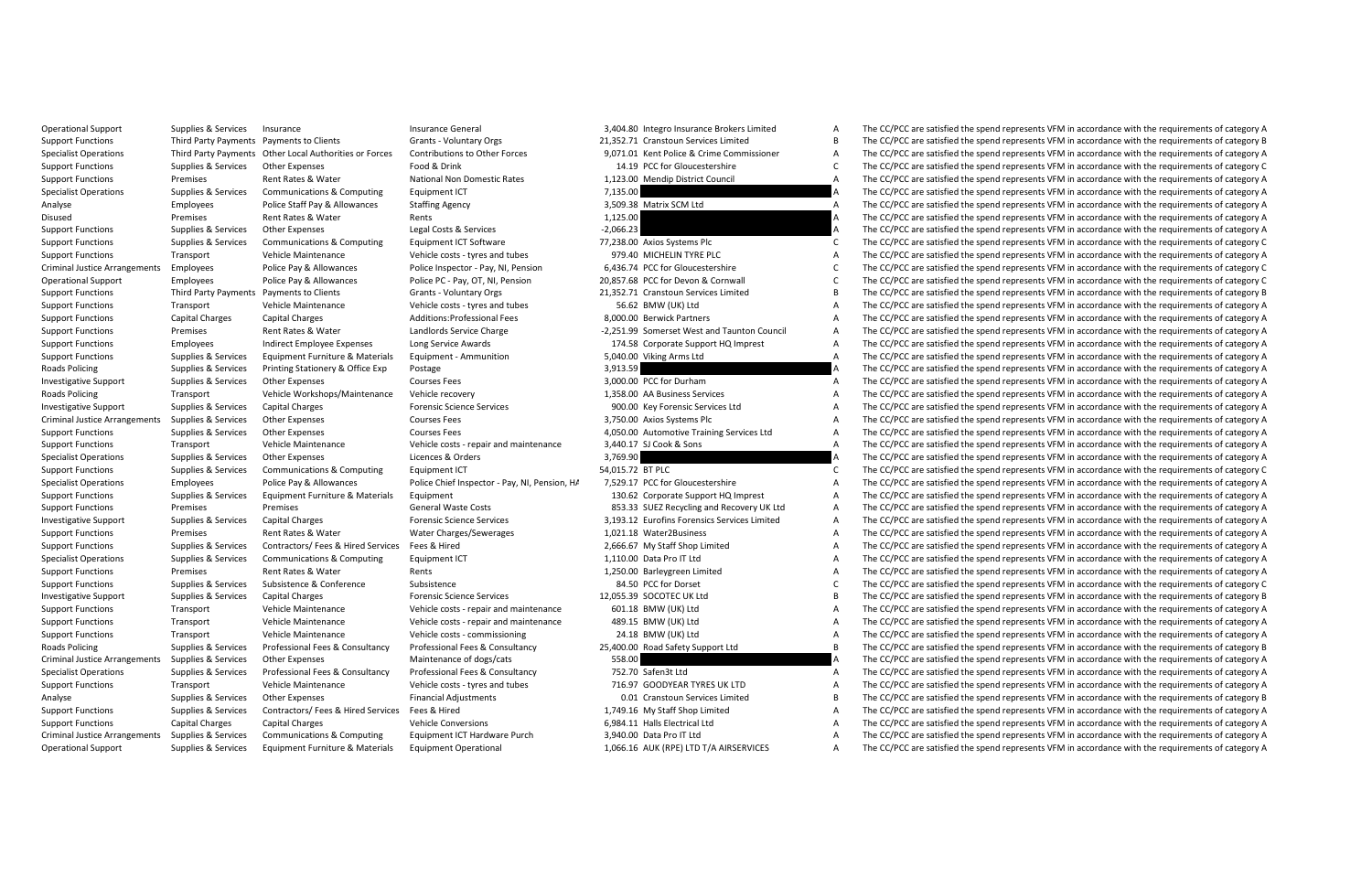| | | | | | | | |
|---|---|---|---|---|---|---|---|
| Operational Support | Supplies & Services | Insurance | Insurance General | 3,404.80 | Integro Insurance Brokers Limited | A | The CC/PCC are satisfied the spend represents VFM in accordance with the requirements of category A |
| Support Functions | Third Party Payments | Payments to Clients | Grants - Voluntary Orgs | 21,352.71 | Cranstoun Services Limited | B | The CC/PCC are satisfied the spend represents VFM in accordance with the requirements of category B |
| Specialist Operations | Third Party Payments | Other Local Authorities or Forces | Contributions to Other Forces | 9,071.01 | Kent Police & Crime Commissioner | A | The CC/PCC are satisfied the spend represents VFM in accordance with the requirements of category A |
| Support Functions | Supplies & Services | Other Expenses | Food & Drink | 14.19 | PCC for Gloucestershire | C | The CC/PCC are satisfied the spend represents VFM in accordance with the requirements of category C |
| Support Functions | Premises | Rent Rates & Water | National Non Domestic Rates | 1,123.00 | Mendip District Council | A | The CC/PCC are satisfied the spend represents VFM in accordance with the requirements of category A |
| Specialist Operations | Supplies & Services | Communications & Computing | Equipment ICT | 7,135.00 | | A | The CC/PCC are satisfied the spend represents VFM in accordance with the requirements of category A |
| Analyse | Employees | Police Staff Pay & Allowances | Staffing Agency | 3,509.38 | Matrix SCM Ltd | A | The CC/PCC are satisfied the spend represents VFM in accordance with the requirements of category A |
| Disused | Premises | Rent Rates & Water | Rents | 1,125.00 | | A | The CC/PCC are satisfied the spend represents VFM in accordance with the requirements of category A |
| Support Functions | Supplies & Services | Other Expenses | Legal Costs & Services | -2,066.23 | | A | The CC/PCC are satisfied the spend represents VFM in accordance with the requirements of category A |
| Support Functions | Supplies & Services | Communications & Computing | Equipment ICT Software | 77,238.00 | Axios Systems Plc | C | The CC/PCC are satisfied the spend represents VFM in accordance with the requirements of category C |
| Support Functions | Transport | Vehicle Maintenance | Vehicle costs - tyres and tubes | 979.40 | MICHELIN TYRE PLC | A | The CC/PCC are satisfied the spend represents VFM in accordance with the requirements of category A |
| Criminal Justice Arrangements | Employees | Police Pay & Allowances | Police Inspector - Pay, NI, Pension | 6,436.74 | PCC for Gloucestershire | C | The CC/PCC are satisfied the spend represents VFM in accordance with the requirements of category C |
| Operational Support | Employees | Police Pay & Allowances | Police PC - Pay, OT, NI, Pension | 20,857.68 | PCC for Devon & Cornwall | C | The CC/PCC are satisfied the spend represents VFM in accordance with the requirements of category C |
| Support Functions | Third Party Payments | Payments to Clients | Grants - Voluntary Orgs | 21,352.71 | Cranstoun Services Limited | B | The CC/PCC are satisfied the spend represents VFM in accordance with the requirements of category B |
| Support Functions | Transport | Vehicle Maintenance | Vehicle costs - tyres and tubes | 56.62 | BMW (UK) Ltd | A | The CC/PCC are satisfied the spend represents VFM in accordance with the requirements of category A |
| Support Functions | Capital Charges | Capital Charges | Additions:Professional Fees | 8,000.00 | Berwick Partners | A | The CC/PCC are satisfied the spend represents VFM in accordance with the requirements of category A |
| Support Functions | Premises | Rent Rates & Water | Landlords Service Charge | -2,251.99 | Somerset West and Taunton Council | A | The CC/PCC are satisfied the spend represents VFM in accordance with the requirements of category A |
| Support Functions | Employees | Indirect Employee Expenses | Long Service Awards | 174.58 | Corporate Support HQ Imprest | A | The CC/PCC are satisfied the spend represents VFM in accordance with the requirements of category A |
| Support Functions | Supplies & Services | Equipment Furniture & Materials | Equipment - Ammunition | 5,040.00 | Viking Arms Ltd | A | The CC/PCC are satisfied the spend represents VFM in accordance with the requirements of category A |
| Roads Policing | Supplies & Services | Printing Stationery & Office Exp | Postage | 3,913.59 | | A | The CC/PCC are satisfied the spend represents VFM in accordance with the requirements of category A |
| Investigative Support | Supplies & Services | Other Expenses | Courses Fees | 3,000.00 | PCC for Durham | A | The CC/PCC are satisfied the spend represents VFM in accordance with the requirements of category A |
| Roads Policing | Transport | Vehicle Workshops/Maintenance | Vehicle recovery | 1,358.00 | AA Business Services | A | The CC/PCC are satisfied the spend represents VFM in accordance with the requirements of category A |
| Investigative Support | Supplies & Services | Capital Charges | Forensic Science Services | 900.00 | Key Forensic Services Ltd | A | The CC/PCC are satisfied the spend represents VFM in accordance with the requirements of category A |
| Criminal Justice Arrangements | Supplies & Services | Other Expenses | Courses Fees | 3,750.00 | Axios Systems Plc | A | The CC/PCC are satisfied the spend represents VFM in accordance with the requirements of category A |
| Support Functions | Supplies & Services | Other Expenses | Courses Fees | 4,050.00 | Automotive Training Services Ltd | A | The CC/PCC are satisfied the spend represents VFM in accordance with the requirements of category A |
| Support Functions | Transport | Vehicle Maintenance | Vehicle costs - repair and maintenance | 3,440.17 | SJ Cook & Sons | A | The CC/PCC are satisfied the spend represents VFM in accordance with the requirements of category A |
| Specialist Operations | Supplies & Services | Other Expenses | Licences & Orders | 3,769.90 | | A | The CC/PCC are satisfied the spend represents VFM in accordance with the requirements of category A |
| Support Functions | Supplies & Services | Communications & Computing | Equipment ICT | 54,015.72 | BT PLC | C | The CC/PCC are satisfied the spend represents VFM in accordance with the requirements of category C |
| Specialist Operations | Employees | Police Pay & Allowances | Police Chief Inspector - Pay, NI, Pension, HA | 7,529.17 | PCC for Gloucestershire | A | The CC/PCC are satisfied the spend represents VFM in accordance with the requirements of category A |
| Support Functions | Supplies & Services | Equipment Furniture & Materials | Equipment | 130.62 | Corporate Support HQ Imprest | A | The CC/PCC are satisfied the spend represents VFM in accordance with the requirements of category A |
| Support Functions | Premises | Premises | General Waste Costs | 853.33 | SUEZ Recycling and Recovery UK Ltd | A | The CC/PCC are satisfied the spend represents VFM in accordance with the requirements of category A |
| Investigative Support | Supplies & Services | Capital Charges | Forensic Science Services | 3,193.12 | Eurofins Forensics Services Limited | A | The CC/PCC are satisfied the spend represents VFM in accordance with the requirements of category A |
| Support Functions | Premises | Rent Rates & Water | Water Charges/Sewerages | 1,021.18 | Water2Business | A | The CC/PCC are satisfied the spend represents VFM in accordance with the requirements of category A |
| Support Functions | Supplies & Services | Contractors/ Fees & Hired Services | Fees & Hired | 2,666.67 | My Staff Shop Limited | A | The CC/PCC are satisfied the spend represents VFM in accordance with the requirements of category A |
| Specialist Operations | Supplies & Services | Communications & Computing | Equipment ICT | 1,110.00 | Data Pro IT Ltd | A | The CC/PCC are satisfied the spend represents VFM in accordance with the requirements of category A |
| Support Functions | Premises | Rent Rates & Water | Rents | 1,250.00 | Barleygreen Limited | A | The CC/PCC are satisfied the spend represents VFM in accordance with the requirements of category A |
| Support Functions | Supplies & Services | Subsistence & Conference | Subsistence | 84.50 | PCC for Dorset | C | The CC/PCC are satisfied the spend represents VFM in accordance with the requirements of category C |
| Investigative Support | Supplies & Services | Capital Charges | Forensic Science Services | 12,055.39 | SOCOTEC UK Ltd | B | The CC/PCC are satisfied the spend represents VFM in accordance with the requirements of category B |
| Support Functions | Transport | Vehicle Maintenance | Vehicle costs - repair and maintenance | 601.18 | BMW (UK) Ltd | A | The CC/PCC are satisfied the spend represents VFM in accordance with the requirements of category A |
| Support Functions | Transport | Vehicle Maintenance | Vehicle costs - repair and maintenance | 489.15 | BMW (UK) Ltd | A | The CC/PCC are satisfied the spend represents VFM in accordance with the requirements of category A |
| Support Functions | Transport | Vehicle Maintenance | Vehicle costs - commissioning | 24.18 | BMW (UK) Ltd | A | The CC/PCC are satisfied the spend represents VFM in accordance with the requirements of category A |
| Roads Policing | Supplies & Services | Professional Fees & Consultancy | Professional Fees & Consultancy | 25,400.00 | Road Safety Support Ltd | B | The CC/PCC are satisfied the spend represents VFM in accordance with the requirements of category B |
| Criminal Justice Arrangements | Supplies & Services | Other Expenses | Maintenance of dogs/cats | 558.00 | | A | The CC/PCC are satisfied the spend represents VFM in accordance with the requirements of category A |
| Specialist Operations | Supplies & Services | Professional Fees & Consultancy | Professional Fees & Consultancy | 752.70 | Safen3t Ltd | A | The CC/PCC are satisfied the spend represents VFM in accordance with the requirements of category A |
| Support Functions | Transport | Vehicle Maintenance | Vehicle costs - tyres and tubes | 716.97 | GOODYEAR TYRES UK LTD | A | The CC/PCC are satisfied the spend represents VFM in accordance with the requirements of category A |
| Analyse | Supplies & Services | Other Expenses | Financial Adjustments | 0.01 | Cranstoun Services Limited | B | The CC/PCC are satisfied the spend represents VFM in accordance with the requirements of category B |
| Support Functions | Supplies & Services | Contractors/ Fees & Hired Services | Fees & Hired | 1,749.16 | My Staff Shop Limited | A | The CC/PCC are satisfied the spend represents VFM in accordance with the requirements of category A |
| Support Functions | Capital Charges | Capital Charges | Vehicle Conversions | 6,984.11 | Halls Electrical Ltd | A | The CC/PCC are satisfied the spend represents VFM in accordance with the requirements of category A |
| Criminal Justice Arrangements | Supplies & Services | Communications & Computing | Equipment ICT Hardware Purch | 3,940.00 | Data Pro IT Ltd | A | The CC/PCC are satisfied the spend represents VFM in accordance with the requirements of category A |
| Operational Support | Supplies & Services | Equipment Furniture & Materials | Equipment Operational | 1,066.16 | AUK (RPE) LTD T/A AIRSERVICES | A | The CC/PCC are satisfied the spend represents VFM in accordance with the requirements of category A |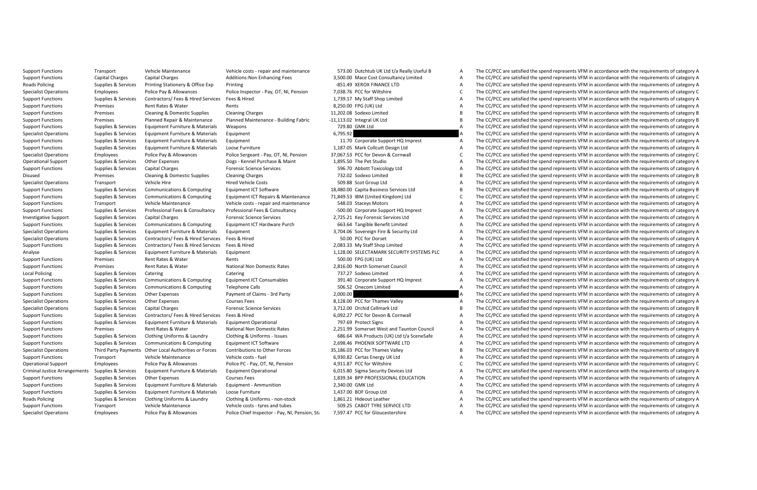| | | | | | | | |
|---|---|---|---|---|---|---|---|
| Support Functions | Transport | Vehicle Maintenance | Vehicle costs - repair and maintenance | 573.00 | Dutchtub UK Ltd t/a Really Useful B | A | The CC/PCC are satisfied the spend represents VFM in accordance with the requirements of category A |
| Support Functions | Capital Charges | Capital Charges | Additions:Non Enhancing Fees | 3,500.00 | Mace Cost Consultancy Limited | A | The CC/PCC are satisfied the spend represents VFM in accordance with the requirements of category A |
| Roads Policing | Supplies & Services | Printing Stationery & Office Exp | Printing | -851.49 | XEROX FINANCE LTD | A | The CC/PCC are satisfied the spend represents VFM in accordance with the requirements of category A |
| Specialist Operations | Employees | Police Pay & Allowances | Police Inspector - Pay, OT, NI, Pension | 7,038.76 | PCC for Wiltshire | C | The CC/PCC are satisfied the spend represents VFM in accordance with the requirements of category C |
| Support Functions | Supplies & Services | Contractors/ Fees & Hired Services | Fees & Hired | 1,739.17 | My Staff Shop Limited | A | The CC/PCC are satisfied the spend represents VFM in accordance with the requirements of category A |
| Support Functions | Premises | Rent Rates & Water | Rents | 8,250.00 | FPG (UK) Ltd | A | The CC/PCC are satisfied the spend represents VFM in accordance with the requirements of category A |
| Support Functions | Premises | Cleaning & Domestic Supplies | Cleaning Charges | 11,202.08 | Sodexo Limited | B | The CC/PCC are satisfied the spend represents VFM in accordance with the requirements of category B |
| Support Functions | Premises | Planned Repair & Maintenance | Planned Maintenance - Building Fabric | -11,113.02 | Integral UK Ltd | B | The CC/PCC are satisfied the spend represents VFM in accordance with the requirements of category B |
| Support Functions | Supplies & Services | Equipment Furniture & Materials | Weapons | 729.80 | GMK Ltd | A | The CC/PCC are satisfied the spend represents VFM in accordance with the requirements of category A |
| Specialist Operations | Supplies & Services | Equipment Furniture & Materials | Equipment | 6,795.92 | | A | The CC/PCC are satisfied the spend represents VFM in accordance with the requirements of category A |
| Support Functions | Supplies & Services | Equipment Furniture & Materials | Equipment | 11.70 | Corporate Support HQ Imprest | A | The CC/PCC are satisfied the spend represents VFM in accordance with the requirements of category A |
| Support Functions | Supplies & Services | Equipment Furniture & Materials | Loose Furniture | 1,187.05 | Mark Collcutt Design Ltd | A | The CC/PCC are satisfied the spend represents VFM in accordance with the requirements of category A |
| Specialist Operations | Employees | Police Pay & Allowances | Police Sergeant - Pay, OT, NI, Pension | 37,067.53 | PCC for Devon & Cornwall | C | The CC/PCC are satisfied the spend represents VFM in accordance with the requirements of category C |
| Operational Support | Supplies & Services | Other Expenses | Dogs - Kennel Purchase & Maint | 1,895.50 | The Pet Studio | A | The CC/PCC are satisfied the spend represents VFM in accordance with the requirements of category A |
| Support Functions | Supplies & Services | Capital Charges | Forensic Science Services | 596.70 | Abbott Toxicology Ltd | A | The CC/PCC are satisfied the spend represents VFM in accordance with the requirements of category A |
| Disused | Premises | Cleaning & Domestic Supplies | Cleaning Charges | 732.02 | Sodexo Limited | B | The CC/PCC are satisfied the spend represents VFM in accordance with the requirements of category B |
| Specialist Operations | Transport | Vehicle Hire | Hired Vehicle Costs | 509.88 | Scot Group Ltd | A | The CC/PCC are satisfied the spend represents VFM in accordance with the requirements of category A |
| Support Functions | Supplies & Services | Communications & Computing | Equipment ICT Software | 18,480.00 | Capita Business Services Ltd | B | The CC/PCC are satisfied the spend represents VFM in accordance with the requirements of category B |
| Support Functions | Supplies & Services | Communications & Computing | Equipment ICT Repairs & Maintenance | 71,849.53 | IBM (United Kingdom) Ltd | C | The CC/PCC are satisfied the spend represents VFM in accordance with the requirements of category C |
| Support Functions | Transport | Vehicle Maintenance | Vehicle costs - repair and maintenance | 548.03 | Staceys Motors | A | The CC/PCC are satisfied the spend represents VFM in accordance with the requirements of category A |
| Support Functions | Supplies & Services | Professional Fees & Consultancy | Professional Fees & Consultancy | -500.00 | Corporate Support HQ Imprest | A | The CC/PCC are satisfied the spend represents VFM in accordance with the requirements of category A |
| Investigative Support | Supplies & Services | Capital Charges | Forensic Science Services | 2,725.21 | Key Forensic Services Ltd | A | The CC/PCC are satisfied the spend represents VFM in accordance with the requirements of category A |
| Support Functions | Supplies & Services | Communications & Computing | Equipment ICT Hardware Purch | 663.64 | Tangible Benefit Limited | A | The CC/PCC are satisfied the spend represents VFM in accordance with the requirements of category A |
| Specialist Operations | Supplies & Services | Equipment Furniture & Materials | Equipment | 3,704.06 | Sovereign Fire & Security Ltd | A | The CC/PCC are satisfied the spend represents VFM in accordance with the requirements of category A |
| Specialist Operations | Supplies & Services | Contractors/ Fees & Hired Services | Fees & Hired | 50.00 | PCC for Dorset | A | The CC/PCC are satisfied the spend represents VFM in accordance with the requirements of category A |
| Support Functions | Supplies & Services | Contractors/ Fees & Hired Services | Fees & Hired | 2,083.33 | My Staff Shop Limited | A | The CC/PCC are satisfied the spend represents VFM in accordance with the requirements of category A |
| Analyse | Supplies & Services | Equipment Furniture & Materials | Equipment | 1,128.00 | SELECTAMARK SECURITY SYSTEMS PLC | A | The CC/PCC are satisfied the spend represents VFM in accordance with the requirements of category A |
| Support Functions | Premises | Rent Rates & Water | Rents | 500.00 | FPG (UK) Ltd | A | The CC/PCC are satisfied the spend represents VFM in accordance with the requirements of category A |
| Support Functions | Premises | Rent Rates & Water | National Non Domestic Rates | 2,816.00 | North Somerset Council | A | The CC/PCC are satisfied the spend represents VFM in accordance with the requirements of category A |
| Local Policing | Supplies & Services | Catering | Catering | 737.27 | Sodexo Limited | A | The CC/PCC are satisfied the spend represents VFM in accordance with the requirements of category A |
| Support Functions | Supplies & Services | Communications & Computing | Equipment ICT Consumables | 391.40 | Corporate Support HQ Imprest | A | The CC/PCC are satisfied the spend represents VFM in accordance with the requirements of category A |
| Support Functions | Supplies & Services | Communications & Computing | Telephone Calls | 506.52 | Onecom Limited | A | The CC/PCC are satisfied the spend represents VFM in accordance with the requirements of category A |
| Support Functions | Supplies & Services | Other Expenses | Payment of Claims - 3rd Party | 2,000.00 | | A | The CC/PCC are satisfied the spend represents VFM in accordance with the requirements of category A |
| Specialist Operations | Supplies & Services | Other Expenses | Courses Fees | 8,128.00 | PCC for Thames Valley | A | The CC/PCC are satisfied the spend represents VFM in accordance with the requirements of category A |
| Specialist Operations | Supplies & Services | Capital Charges | Forensic Science Services | 3,712.00 | Orchid Cellmark Ltd | B | The CC/PCC are satisfied the spend represents VFM in accordance with the requirements of category B |
| Support Functions | Supplies & Services | Contractors/ Fees & Hired Services | Fees & Hired | 6,092.27 | PCC for Devon & Cornwall | A | The CC/PCC are satisfied the spend represents VFM in accordance with the requirements of category A |
| Support Functions | Supplies & Services | Equipment Furniture & Materials | Equipment Operational | 797.69 | Protect Signs | A | The CC/PCC are satisfied the spend represents VFM in accordance with the requirements of category A |
| Support Functions | Premises | Rent Rates & Water | National Non Domestic Rates | 2,251.99 | Somerset West and Taunton Council | A | The CC/PCC are satisfied the spend represents VFM in accordance with the requirements of category A |
| Support Functions | Supplies & Services | Clothing Uniforms & Laundry | Clothing & Uniforms - Issues | 686.64 | WA Products (UK) Ltd t/a SceneSafe | A | The CC/PCC are satisfied the spend represents VFM in accordance with the requirements of category A |
| Support Functions | Supplies & Services | Communications & Computing | Equipment ICT Software | 2,698.46 | PHOENIX SOFTWARE LTD | A | The CC/PCC are satisfied the spend represents VFM in accordance with the requirements of category A |
| Specialist Operations | Third Party Payments | Other Local Authorities or Forces | Contributions to Other Forces | 35,186.03 | PCC for Thames Valley | B | The CC/PCC are satisfied the spend represents VFM in accordance with the requirements of category B |
| Support Functions | Transport | Vehicle Maintenance | Vehicle costs - fuel | 6,930.82 | Certas Energy UK Ltd | A | The CC/PCC are satisfied the spend represents VFM in accordance with the requirements of category A |
| Operational Support | Employees | Police Pay & Allowances | Police PC - Pay, OT, NI, Pension | 4,911.87 | PCC for Wiltshire | C | The CC/PCC are satisfied the spend represents VFM in accordance with the requirements of category C |
| Criminal Justice Arrangements | Supplies & Services | Equipment Furniture & Materials | Equipment Operational | 6,015.80 | Sigma Security Devices Ltd | A | The CC/PCC are satisfied the spend represents VFM in accordance with the requirements of category A |
| Support Functions | Supplies & Services | Other Expenses | Courses Fees | 1,839.34 | BPP PROFESSIONAL EDUCATION | A | The CC/PCC are satisfied the spend represents VFM in accordance with the requirements of category A |
| Support Functions | Supplies & Services | Equipment Furniture & Materials | Equipment - Ammunition | 2,340.00 | GMK Ltd | A | The CC/PCC are satisfied the spend represents VFM in accordance with the requirements of category A |
| Support Functions | Supplies & Services | Equipment Furniture & Materials | Loose Furniture | 1,437.00 | BOF Group Ltd | A | The CC/PCC are satisfied the spend represents VFM in accordance with the requirements of category A |
| Roads Policing | Supplies & Services | Clothing Uniforms & Laundry | Clothing & Uniforms - non-stock | 1,861.21 | Hideout Leather | A | The CC/PCC are satisfied the spend represents VFM in accordance with the requirements of category A |
| Support Functions | Transport | Vehicle Maintenance | Vehicle costs - tyres and tubes | 509.25 | CABOT TYRE SERVICE LTD | A | The CC/PCC are satisfied the spend represents VFM in accordance with the requirements of category A |
| Specialist Operations | Employees | Police Pay & Allowances | Police Chief Inspector - Pay, NI, Pension, Sta | 7,597.47 | PCC for Gloucestershire | A | The CC/PCC are satisfied the spend represents VFM in accordance with the requirements of category A |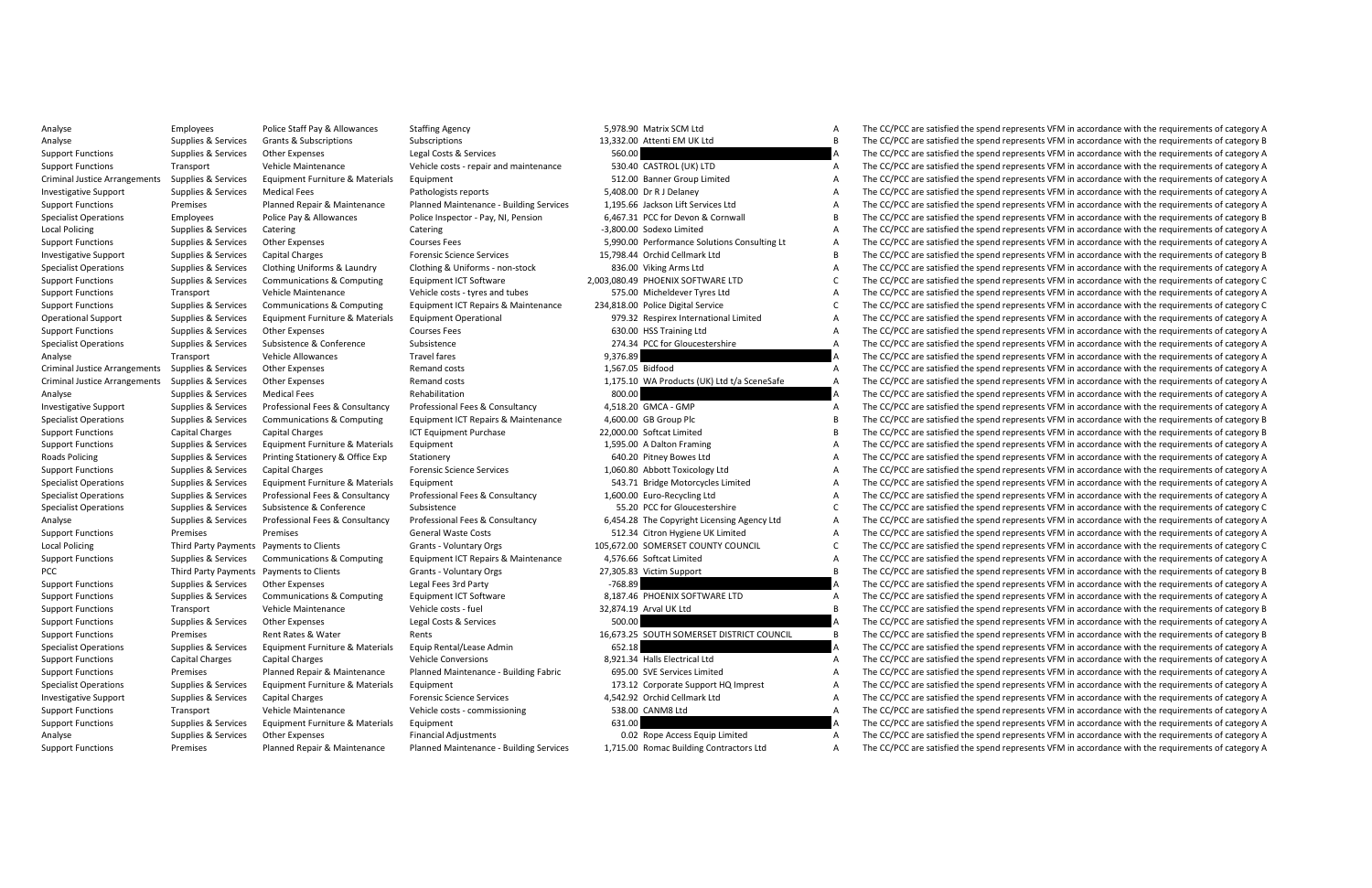| | | | | | | | |
|---|---|---|---|---|---|---|---|
| Analyse | Employees | Police Staff Pay & Allowances | Staffing Agency | 5,978.90 | Matrix SCM Ltd | A | The CC/PCC are satisfied the spend represents VFM in accordance with the requirements of category A |
| Analyse | Supplies & Services | Grants & Subscriptions | Subscriptions | 13,332.00 | Attenti EM UK Ltd | B | The CC/PCC are satisfied the spend represents VFM in accordance with the requirements of category B |
| Support Functions | Supplies & Services | Other Expenses | Legal Costs & Services | 560.00 | | A | The CC/PCC are satisfied the spend represents VFM in accordance with the requirements of category A |
| Support Functions | Transport | Vehicle Maintenance | Vehicle costs - repair and maintenance | 530.40 | CASTROL (UK) LTD | A | The CC/PCC are satisfied the spend represents VFM in accordance with the requirements of category A |
| Criminal Justice Arrangements | Supplies & Services | Equipment Furniture & Materials | Equipment | 512.00 | Banner Group Limited | A | The CC/PCC are satisfied the spend represents VFM in accordance with the requirements of category A |
| Investigative Support | Supplies & Services | Medical Fees | Pathologists reports | 5,408.00 | Dr R J Delaney | A | The CC/PCC are satisfied the spend represents VFM in accordance with the requirements of category A |
| Support Functions | Premises | Planned Repair & Maintenance | Planned Maintenance - Building Services | 1,195.66 | Jackson Lift Services Ltd | A | The CC/PCC are satisfied the spend represents VFM in accordance with the requirements of category A |
| Specialist Operations | Employees | Police Pay & Allowances | Police Inspector - Pay, NI, Pension | 6,467.31 | PCC for Devon & Cornwall | B | The CC/PCC are satisfied the spend represents VFM in accordance with the requirements of category B |
| Local Policing | Supplies & Services | Catering | Catering | -3,800.00 | Sodexo Limited | A | The CC/PCC are satisfied the spend represents VFM in accordance with the requirements of category A |
| Support Functions | Supplies & Services | Other Expenses | Courses Fees | 5,990.00 | Performance Solutions Consulting Lt | A | The CC/PCC are satisfied the spend represents VFM in accordance with the requirements of category A |
| Investigative Support | Supplies & Services | Capital Charges | Forensic Science Services | 15,798.44 | Orchid Cellmark Ltd | B | The CC/PCC are satisfied the spend represents VFM in accordance with the requirements of category B |
| Specialist Operations | Supplies & Services | Clothing Uniforms & Laundry | Clothing & Uniforms - non-stock | 836.00 | Viking Arms Ltd | A | The CC/PCC are satisfied the spend represents VFM in accordance with the requirements of category A |
| Support Functions | Supplies & Services | Communications & Computing | Equipment ICT Software | 2,003,080.49 | PHOENIX SOFTWARE LTD | C | The CC/PCC are satisfied the spend represents VFM in accordance with the requirements of category C |
| Support Functions | Transport | Vehicle Maintenance | Vehicle costs - tyres and tubes | 575.00 | Micheldever Tyres Ltd | A | The CC/PCC are satisfied the spend represents VFM in accordance with the requirements of category A |
| Support Functions | Supplies & Services | Communications & Computing | Equipment ICT Repairs & Maintenance | 234,818.00 | Police Digital Service | C | The CC/PCC are satisfied the spend represents VFM in accordance with the requirements of category C |
| Operational Support | Supplies & Services | Equipment Furniture & Materials | Equipment Operational | 979.32 | Respirex International Limited | A | The CC/PCC are satisfied the spend represents VFM in accordance with the requirements of category A |
| Support Functions | Supplies & Services | Other Expenses | Courses Fees | 630.00 | HSS Training Ltd | A | The CC/PCC are satisfied the spend represents VFM in accordance with the requirements of category A |
| Specialist Operations | Supplies & Services | Subsistence & Conference | Subsistence | 274.34 | PCC for Gloucestershire | A | The CC/PCC are satisfied the spend represents VFM in accordance with the requirements of category A |
| Analyse | Transport | Vehicle Allowances | Travel fares | 9,376.89 | | A | The CC/PCC are satisfied the spend represents VFM in accordance with the requirements of category A |
| Criminal Justice Arrangements | Supplies & Services | Other Expenses | Remand costs | 1,567.05 | Bidfood | A | The CC/PCC are satisfied the spend represents VFM in accordance with the requirements of category A |
| Criminal Justice Arrangements | Supplies & Services | Other Expenses | Remand costs | 1,175.10 | WA Products (UK) Ltd t/a SceneSafe | A | The CC/PCC are satisfied the spend represents VFM in accordance with the requirements of category A |
| Analyse | Supplies & Services | Medical Fees | Rehabilitation | 800.00 | | A | The CC/PCC are satisfied the spend represents VFM in accordance with the requirements of category A |
| Investigative Support | Supplies & Services | Professional Fees & Consultancy | Professional Fees & Consultancy | 4,518.20 | GMCA - GMP | A | The CC/PCC are satisfied the spend represents VFM in accordance with the requirements of category A |
| Specialist Operations | Supplies & Services | Communications & Computing | Equipment ICT Repairs & Maintenance | 4,600.00 | GB Group Plc | B | The CC/PCC are satisfied the spend represents VFM in accordance with the requirements of category B |
| Support Functions | Capital Charges | Capital Charges | ICT Equipment Purchase | 22,000.00 | Softcat Limited | B | The CC/PCC are satisfied the spend represents VFM in accordance with the requirements of category B |
| Support Functions | Supplies & Services | Equipment Furniture & Materials | Equipment | 1,595.00 | A Dalton Framing | A | The CC/PCC are satisfied the spend represents VFM in accordance with the requirements of category A |
| Roads Policing | Supplies & Services | Printing Stationery & Office Exp | Stationery | 640.20 | Pitney Bowes Ltd | A | The CC/PCC are satisfied the spend represents VFM in accordance with the requirements of category A |
| Support Functions | Supplies & Services | Capital Charges | Forensic Science Services | 1,060.80 | Abbott Toxicology Ltd | A | The CC/PCC are satisfied the spend represents VFM in accordance with the requirements of category A |
| Specialist Operations | Supplies & Services | Equipment Furniture & Materials | Equipment | 543.71 | Bridge Motorcycles Limited | A | The CC/PCC are satisfied the spend represents VFM in accordance with the requirements of category A |
| Specialist Operations | Supplies & Services | Professional Fees & Consultancy | Professional Fees & Consultancy | 1,600.00 | Euro-Recycling Ltd | A | The CC/PCC are satisfied the spend represents VFM in accordance with the requirements of category A |
| Specialist Operations | Supplies & Services | Subsistence & Conference | Subsistence | 55.20 | PCC for Gloucestershire | C | The CC/PCC are satisfied the spend represents VFM in accordance with the requirements of category C |
| Analyse | Supplies & Services | Professional Fees & Consultancy | Professional Fees & Consultancy | 6,454.28 | The Copyright Licensing Agency Ltd | A | The CC/PCC are satisfied the spend represents VFM in accordance with the requirements of category A |
| Support Functions | Premises | Premises | General Waste Costs | 512.34 | Citron Hygiene UK Limited | A | The CC/PCC are satisfied the spend represents VFM in accordance with the requirements of category A |
| Local Policing | Third Party Payments | Payments to Clients | Grants - Voluntary Orgs | 105,672.00 | SOMERSET COUNTY COUNCIL | C | The CC/PCC are satisfied the spend represents VFM in accordance with the requirements of category C |
| Support Functions | Supplies & Services | Communications & Computing | Equipment ICT Repairs & Maintenance | 4,576.66 | Softcat Limited | A | The CC/PCC are satisfied the spend represents VFM in accordance with the requirements of category A |
| PCC | Third Party Payments | Payments to Clients | Grants - Voluntary Orgs | 27,305.83 | Victim Support | B | The CC/PCC are satisfied the spend represents VFM in accordance with the requirements of category B |
| Support Functions | Supplies & Services | Other Expenses | Legal Fees 3rd Party | -768.89 | | A | The CC/PCC are satisfied the spend represents VFM in accordance with the requirements of category A |
| Support Functions | Supplies & Services | Communications & Computing | Equipment ICT Software | 8,187.46 | PHOENIX SOFTWARE LTD | A | The CC/PCC are satisfied the spend represents VFM in accordance with the requirements of category A |
| Support Functions | Transport | Vehicle Maintenance | Vehicle costs - fuel | 32,874.19 | Arval UK Ltd | B | The CC/PCC are satisfied the spend represents VFM in accordance with the requirements of category B |
| Support Functions | Supplies & Services | Other Expenses | Legal Costs & Services | 500.00 | | A | The CC/PCC are satisfied the spend represents VFM in accordance with the requirements of category A |
| Support Functions | Premises | Rent Rates & Water | Rents | 16,673.25 | SOUTH SOMERSET DISTRICT COUNCIL | B | The CC/PCC are satisfied the spend represents VFM in accordance with the requirements of category B |
| Specialist Operations | Supplies & Services | Equipment Furniture & Materials | Equip Rental/Lease Admin | 652.18 | | A | The CC/PCC are satisfied the spend represents VFM in accordance with the requirements of category A |
| Support Functions | Capital Charges | Capital Charges | Vehicle Conversions | 8,921.34 | Halls Electrical Ltd | A | The CC/PCC are satisfied the spend represents VFM in accordance with the requirements of category A |
| Support Functions | Premises | Planned Repair & Maintenance | Planned Maintenance - Building Fabric | 695.00 | SVE Services Limited | A | The CC/PCC are satisfied the spend represents VFM in accordance with the requirements of category A |
| Specialist Operations | Supplies & Services | Equipment Furniture & Materials | Equipment | 173.12 | Corporate Support HQ Imprest | A | The CC/PCC are satisfied the spend represents VFM in accordance with the requirements of category A |
| Investigative Support | Supplies & Services | Capital Charges | Forensic Science Services | 4,542.92 | Orchid Cellmark Ltd | A | The CC/PCC are satisfied the spend represents VFM in accordance with the requirements of category A |
| Support Functions | Transport | Vehicle Maintenance | Vehicle costs - commissioning | 538.00 | CANM8 Ltd | A | The CC/PCC are satisfied the spend represents VFM in accordance with the requirements of category A |
| Support Functions | Supplies & Services | Equipment Furniture & Materials | Equipment | 631.00 | | A | The CC/PCC are satisfied the spend represents VFM in accordance with the requirements of category A |
| Analyse | Supplies & Services | Other Expenses | Financial Adjustments | 0.02 | Rope Access Equip Limited | A | The CC/PCC are satisfied the spend represents VFM in accordance with the requirements of category A |
| Support Functions | Premises | Planned Repair & Maintenance | Planned Maintenance - Building Services | 1,715.00 | Romac Building Contractors Ltd | A | The CC/PCC are satisfied the spend represents VFM in accordance with the requirements of category A |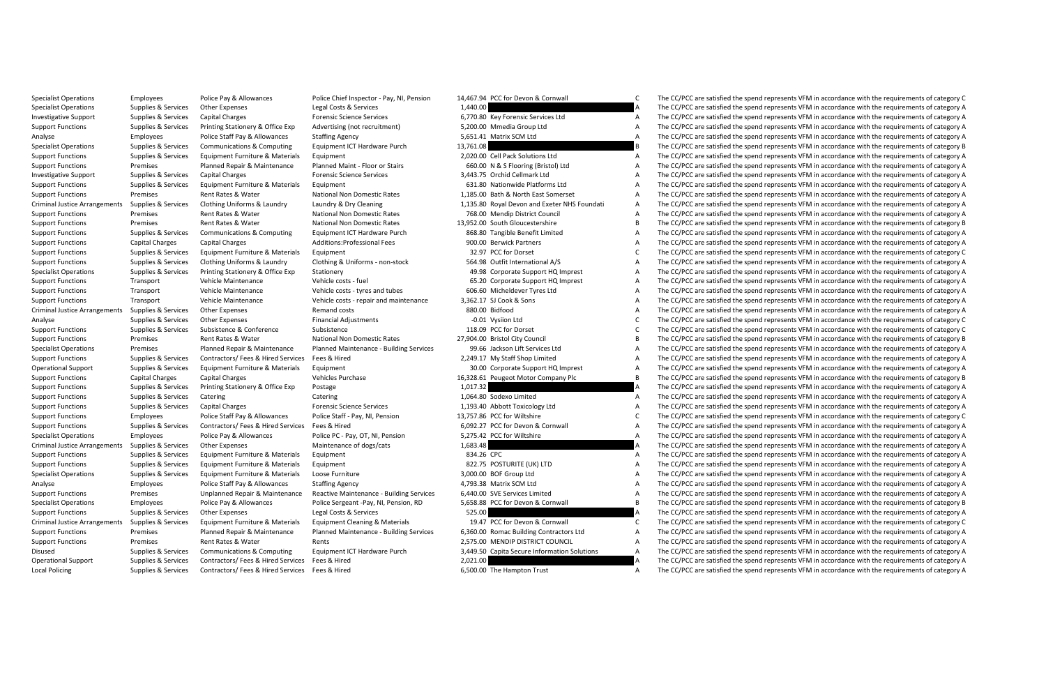| | | | | | | | |
|---|---|---|---|---|---|---|---|
| Specialist Operations | Employees | Police Pay & Allowances | Police Chief Inspector - Pay, NI, Pension | 14,467.94 | PCC for Devon & Cornwall | C | The CC/PCC are satisfied the spend represents VFM in accordance with the requirements of category C |
| Specialist Operations | Supplies & Services | Other Expenses | Legal Costs & Services | 1,440.00 | | A | The CC/PCC are satisfied the spend represents VFM in accordance with the requirements of category A |
| Investigative Support | Supplies & Services | Capital Charges | Forensic Science Services | 6,770.80 | Key Forensic Services Ltd | A | The CC/PCC are satisfied the spend represents VFM in accordance with the requirements of category A |
| Support Functions | Supplies & Services | Printing Stationery & Office Exp | Advertising (not recruitment) | 5,200.00 | Mmedia Group Ltd | A | The CC/PCC are satisfied the spend represents VFM in accordance with the requirements of category A |
| Analyse | Employees | Police Staff Pay & Allowances | Staffing Agency | 5,651.41 | Matrix SCM Ltd | A | The CC/PCC are satisfied the spend represents VFM in accordance with the requirements of category A |
| Specialist Operations | Supplies & Services | Communications & Computing | Equipment ICT Hardware Purch | 13,761.08 | | B | The CC/PCC are satisfied the spend represents VFM in accordance with the requirements of category B |
| Support Functions | Supplies & Services | Equipment Furniture & Materials | Equipment | 2,020.00 | Cell Pack Solutions Ltd | A | The CC/PCC are satisfied the spend represents VFM in accordance with the requirements of category A |
| Support Functions | Premises | Planned Repair & Maintenance | Planned Maint - Floor or Stairs | 660.00 | N & S Flooring (Bristol) Ltd | A | The CC/PCC are satisfied the spend represents VFM in accordance with the requirements of category A |
| Investigative Support | Supplies & Services | Capital Charges | Forensic Science Services | 3,443.75 | Orchid Cellmark Ltd | A | The CC/PCC are satisfied the spend represents VFM in accordance with the requirements of category A |
| Support Functions | Supplies & Services | Equipment Furniture & Materials | Equipment | 631.80 | Nationwide Platforms Ltd | A | The CC/PCC are satisfied the spend represents VFM in accordance with the requirements of category A |
| Support Functions | Premises | Rent Rates & Water | National Non Domestic Rates | 1,185.00 | Bath & North East Somerset | A | The CC/PCC are satisfied the spend represents VFM in accordance with the requirements of category A |
| Criminal Justice Arrangements | Supplies & Services | Clothing Uniforms & Laundry | Laundry & Dry Cleaning | 1,135.80 | Royal Devon and Exeter NHS Foundati | A | The CC/PCC are satisfied the spend represents VFM in accordance with the requirements of category A |
| Support Functions | Premises | Rent Rates & Water | National Non Domestic Rates | 768.00 | Mendip District Council | A | The CC/PCC are satisfied the spend represents VFM in accordance with the requirements of category A |
| Support Functions | Premises | Rent Rates & Water | National Non Domestic Rates | 13,952.00 | South Gloucestershire | B | The CC/PCC are satisfied the spend represents VFM in accordance with the requirements of category B |
| Support Functions | Supplies & Services | Communications & Computing | Equipment ICT Hardware Purch | 868.80 | Tangible Benefit Limited | A | The CC/PCC are satisfied the spend represents VFM in accordance with the requirements of category A |
| Support Functions | Capital Charges | Capital Charges | Additions:Professional Fees | 900.00 | Berwick Partners | A | The CC/PCC are satisfied the spend represents VFM in accordance with the requirements of category A |
| Support Functions | Supplies & Services | Equipment Furniture & Materials | Equipment | 32.97 | PCC for Dorset | C | The CC/PCC are satisfied the spend represents VFM in accordance with the requirements of category C |
| Support Functions | Supplies & Services | Clothing Uniforms & Laundry | Clothing & Uniforms - non-stock | 564.98 | Outfit International A/S | A | The CC/PCC are satisfied the spend represents VFM in accordance with the requirements of category A |
| Specialist Operations | Supplies & Services | Printing Stationery & Office Exp | Stationery | 49.98 | Corporate Support HQ Imprest | A | The CC/PCC are satisfied the spend represents VFM in accordance with the requirements of category A |
| Support Functions | Transport | Vehicle Maintenance | Vehicle costs - fuel | 65.20 | Corporate Support HQ Imprest | A | The CC/PCC are satisfied the spend represents VFM in accordance with the requirements of category A |
| Support Functions | Transport | Vehicle Maintenance | Vehicle costs - tyres and tubes | 606.60 | Micheldever Tyres Ltd | A | The CC/PCC are satisfied the spend represents VFM in accordance with the requirements of category A |
| Support Functions | Transport | Vehicle Maintenance | Vehicle costs - repair and maintenance | 3,362.17 | SJ Cook & Sons | A | The CC/PCC are satisfied the spend represents VFM in accordance with the requirements of category A |
| Criminal Justice Arrangements | Supplies & Services | Other Expenses | Remand costs | 880.00 | Bidfood | A | The CC/PCC are satisfied the spend represents VFM in accordance with the requirements of category A |
| Analyse | Supplies & Services | Other Expenses | Financial Adjustments | -0.01 | Vysiion Ltd | C | The CC/PCC are satisfied the spend represents VFM in accordance with the requirements of category C |
| Support Functions | Supplies & Services | Subsistence & Conference | Subsistence | 118.09 | PCC for Dorset | C | The CC/PCC are satisfied the spend represents VFM in accordance with the requirements of category C |
| Support Functions | Premises | Rent Rates & Water | National Non Domestic Rates | 27,904.00 | Bristol City Council | B | The CC/PCC are satisfied the spend represents VFM in accordance with the requirements of category B |
| Specialist Operations | Premises | Planned Repair & Maintenance | Planned Maintenance - Building Services | 99.66 | Jackson Lift Services Ltd | A | The CC/PCC are satisfied the spend represents VFM in accordance with the requirements of category A |
| Support Functions | Supplies & Services | Contractors/ Fees & Hired Services | Fees & Hired | 2,249.17 | My Staff Shop Limited | A | The CC/PCC are satisfied the spend represents VFM in accordance with the requirements of category A |
| Operational Support | Supplies & Services | Equipment Furniture & Materials | Equipment | 30.00 | Corporate Support HQ Imprest | A | The CC/PCC are satisfied the spend represents VFM in accordance with the requirements of category A |
| Support Functions | Capital Charges | Capital Charges | Vehicles Purchase | 16,328.61 | Peugeot Motor Company Plc | B | The CC/PCC are satisfied the spend represents VFM in accordance with the requirements of category B |
| Support Functions | Supplies & Services | Printing Stationery & Office Exp | Postage | 1,017.32 | | A | The CC/PCC are satisfied the spend represents VFM in accordance with the requirements of category A |
| Support Functions | Supplies & Services | Catering | Catering | 1,064.80 | Sodexo Limited | A | The CC/PCC are satisfied the spend represents VFM in accordance with the requirements of category A |
| Support Functions | Supplies & Services | Capital Charges | Forensic Science Services | 1,193.40 | Abbott Toxicology Ltd | A | The CC/PCC are satisfied the spend represents VFM in accordance with the requirements of category A |
| Support Functions | Employees | Police Staff Pay & Allowances | Police Staff - Pay, NI, Pension | 13,757.86 | PCC for Wiltshire | C | The CC/PCC are satisfied the spend represents VFM in accordance with the requirements of category C |
| Support Functions | Supplies & Services | Contractors/ Fees & Hired Services | Fees & Hired | 6,092.27 | PCC for Devon & Cornwall | A | The CC/PCC are satisfied the spend represents VFM in accordance with the requirements of category A |
| Specialist Operations | Employees | Police Pay & Allowances | Police PC - Pay, OT, NI, Pension | 5,275.42 | PCC for Wiltshire | A | The CC/PCC are satisfied the spend represents VFM in accordance with the requirements of category A |
| Criminal Justice Arrangements | Supplies & Services | Other Expenses | Maintenance of dogs/cats | 1,683.48 | | A | The CC/PCC are satisfied the spend represents VFM in accordance with the requirements of category A |
| Support Functions | Supplies & Services | Equipment Furniture & Materials | Equipment | 834.26 | CPC | A | The CC/PCC are satisfied the spend represents VFM in accordance with the requirements of category A |
| Support Functions | Supplies & Services | Equipment Furniture & Materials | Equipment | 822.75 | POSTURITE (UK) LTD | A | The CC/PCC are satisfied the spend represents VFM in accordance with the requirements of category A |
| Specialist Operations | Supplies & Services | Equipment Furniture & Materials | Loose Furniture | 3,000.00 | BOF Group Ltd | A | The CC/PCC are satisfied the spend represents VFM in accordance with the requirements of category A |
| Analyse | Employees | Police Staff Pay & Allowances | Staffing Agency | 4,793.38 | Matrix SCM Ltd | A | The CC/PCC are satisfied the spend represents VFM in accordance with the requirements of category A |
| Support Functions | Premises | Unplanned Repair & Maintenance | Reactive Maintenance - Building Services | 6,440.00 | SVE Services Limited | A | The CC/PCC are satisfied the spend represents VFM in accordance with the requirements of category A |
| Specialist Operations | Employees | Police Pay & Allowances | Police Sergeant -Pay, NI, Pension, RD | 5,658.88 | PCC for Devon & Cornwall | B | The CC/PCC are satisfied the spend represents VFM in accordance with the requirements of category B |
| Support Functions | Supplies & Services | Other Expenses | Legal Costs & Services | 525.00 | | A | The CC/PCC are satisfied the spend represents VFM in accordance with the requirements of category A |
| Criminal Justice Arrangements | Supplies & Services | Equipment Furniture & Materials | Equipment Cleaning & Materials | 19.47 | PCC for Devon & Cornwall | C | The CC/PCC are satisfied the spend represents VFM in accordance with the requirements of category C |
| Support Functions | Premises | Planned Repair & Maintenance | Planned Maintenance - Building Services | 6,360.00 | Romac Building Contractors Ltd | A | The CC/PCC are satisfied the spend represents VFM in accordance with the requirements of category A |
| Support Functions | Premises | Rent Rates & Water | Rents | 2,575.00 | MENDIP DISTRICT COUNCIL | A | The CC/PCC are satisfied the spend represents VFM in accordance with the requirements of category A |
| Disused | Supplies & Services | Communications & Computing | Equipment ICT Hardware Purch | 3,449.50 | Capita Secure Information Solutions | A | The CC/PCC are satisfied the spend represents VFM in accordance with the requirements of category A |
| Operational Support | Supplies & Services | Contractors/ Fees & Hired Services | Fees & Hired | 2,021.00 | | A | The CC/PCC are satisfied the spend represents VFM in accordance with the requirements of category A |
| Local Policing | Supplies & Services | Contractors/ Fees & Hired Services | Fees & Hired | 6,500.00 | The Hampton Trust | A | The CC/PCC are satisfied the spend represents VFM in accordance with the requirements of category A |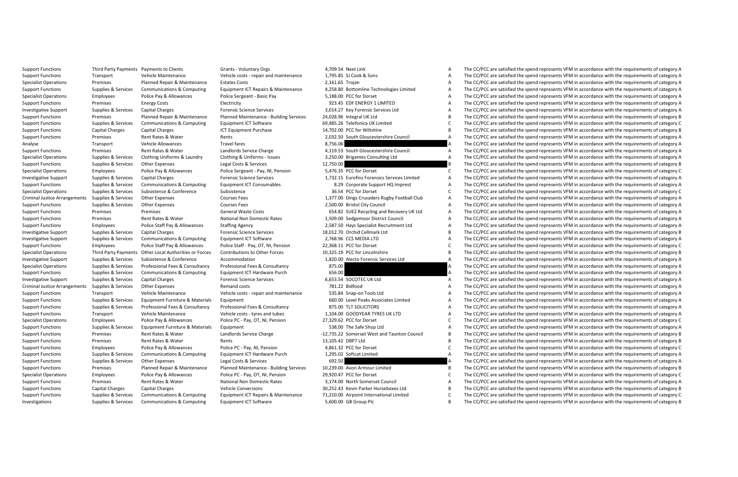| | | | | | | | |
|---|---|---|---|---|---|---|---|
| Support Functions | Third Party Payments | Payments to Clients | Grants - Voluntary Orgs | 4,709.54 | Next Link | A | The CC/PCC are satisfied the spend represents VFM in accordance with the requirements of category A |
| Support Functions | Transport | Vehicle Maintenance | Vehicle costs - repair and maintenance | 1,795.85 | SJ Cook & Sons | A | The CC/PCC are satisfied the spend represents VFM in accordance with the requirements of category A |
| Specialist Operations | Premises | Planned Repair & Maintenance | Estates Costs | 2,161.65 | Trojan | A | The CC/PCC are satisfied the spend represents VFM in accordance with the requirements of category A |
| Support Functions | Supplies & Services | Communications & Computing | Equipment ICT Repairs & Maintenance | 4,258.80 | Bottomline Technologies Limited | A | The CC/PCC are satisfied the spend represents VFM in accordance with the requirements of category A |
| Specialist Operations | Employees | Police Pay & Allowances | Police Sergeant - Basic Pay | 5,188.00 | PCC for Dorset | A | The CC/PCC are satisfied the spend represents VFM in accordance with the requirements of category A |
| Support Functions | Premises | Energy Costs | Electricity | 923.45 | EDF ENERGY 1 LIMITED | A | The CC/PCC are satisfied the spend represents VFM in accordance with the requirements of category A |
| Investigative Support | Supplies & Services | Capital Charges | Forensic Science Services | 3,014.27 | Key Forensic Services Ltd | A | The CC/PCC are satisfied the spend represents VFM in accordance with the requirements of category A |
| Support Functions | Premises | Planned Repair & Maintenance | Planned Maintenance - Building Services | 24,028.96 | Integral UK Ltd | B | The CC/PCC are satisfied the spend represents VFM in accordance with the requirements of category B |
| Support Functions | Supplies & Services | Communications & Computing | Equipment ICT Software | 69,485.26 | Telefonica UK Limited | C | The CC/PCC are satisfied the spend represents VFM in accordance with the requirements of category C |
| Support Functions | Capital Charges | Capital Charges | ICT Equipment Purchase | 14,702.00 | PCC for Wiltshire | B | The CC/PCC are satisfied the spend represents VFM in accordance with the requirements of category B |
| Support Functions | Premises | Rent Rates & Water | Rents | 2,032.50 | South Gloucestershire Council | A | The CC/PCC are satisfied the spend represents VFM in accordance with the requirements of category A |
| Analyse | Transport | Vehicle Allowances | Travel fares | 8,756.06 | | A | The CC/PCC are satisfied the spend represents VFM in accordance with the requirements of category A |
| Support Functions | Premises | Rent Rates & Water | Landlords Service Charge | 4,119.53 | South Gloucestershire Council | A | The CC/PCC are satisfied the spend represents VFM in accordance with the requirements of category A |
| Specialist Operations | Supplies & Services | Clothing Uniforms & Laundry | Clothing & Uniforms - Issues | 3,250.00 | Brigantes Consulting Ltd | A | The CC/PCC are satisfied the spend represents VFM in accordance with the requirements of category A |
| Support Functions | Supplies & Services | Other Expenses | Legal Costs & Services | 12,750.00 | | B | The CC/PCC are satisfied the spend represents VFM in accordance with the requirements of category B |
| Specialist Operations | Employees | Police Pay & Allowances | Police Sergeant - Pay, NI, Pension | 5,476.35 | PCC for Dorset | C | The CC/PCC are satisfied the spend represents VFM in accordance with the requirements of category C |
| Investigative Support | Supplies & Services | Capital Charges | Forensic Science Services | 1,732.15 | Eurofins Forensics Services Limited | A | The CC/PCC are satisfied the spend represents VFM in accordance with the requirements of category A |
| Support Functions | Supplies & Services | Communications & Computing | Equipment ICT Consumables | 8.29 | Corporate Support HQ Imprest | A | The CC/PCC are satisfied the spend represents VFM in accordance with the requirements of category A |
| Specialist Operations | Supplies & Services | Subsistence & Conference | Subsistence | 36.54 | PCC for Dorset | C | The CC/PCC are satisfied the spend represents VFM in accordance with the requirements of category C |
| Criminal Justice Arrangements | Supplies & Services | Other Expenses | Courses Fees | 1,377.00 | Dings Crusaders Rugby Football Club | A | The CC/PCC are satisfied the spend represents VFM in accordance with the requirements of category A |
| Support Functions | Supplies & Services | Other Expenses | Courses Fees | 2,500.00 | Bristol City Council | A | The CC/PCC are satisfied the spend represents VFM in accordance with the requirements of category A |
| Support Functions | Premises | Premises | General Waste Costs | 654.82 | SUEZ Recycling and Recovery UK Ltd | A | The CC/PCC are satisfied the spend represents VFM in accordance with the requirements of category A |
| Support Functions | Premises | Rent Rates & Water | National Non Domestic Rates | 1,509.00 | Sedgemoor District Council | A | The CC/PCC are satisfied the spend represents VFM in accordance with the requirements of category A |
| Support Functions | Employees | Police Staff Pay & Allowances | Staffing Agency | 2,587.50 | Hays Specialist Recruitment Ltd | A | The CC/PCC are satisfied the spend represents VFM in accordance with the requirements of category A |
| Investigative Support | Supplies & Services | Capital Charges | Forensic Science Services | 18,012.70 | Orchid Cellmark Ltd | B | The CC/PCC are satisfied the spend represents VFM in accordance with the requirements of category B |
| Investigative Support | Supplies & Services | Communications & Computing | Equipment ICT Software | 2,768.96 | CCS MEDIA LTD | A | The CC/PCC are satisfied the spend represents VFM in accordance with the requirements of category A |
| Support Functions | Employees | Police Staff Pay & Allowances | Police Staff - Pay, OT, NI, Pension | 22,368.11 | PCC for Dorset | C | The CC/PCC are satisfied the spend represents VFM in accordance with the requirements of category C |
| Specialist Operations | Third Party Payments | Other Local Authorities or Forces | Contributions to Other Forces | 10,325.19 | PCC for Lincolnshire | B | The CC/PCC are satisfied the spend represents VFM in accordance with the requirements of category B |
| Investigative Support | Supplies & Services | Subsistence & Conference | Accommodation | 1,820.00 | Alecto Forensic Services Ltd | A | The CC/PCC are satisfied the spend represents VFM in accordance with the requirements of category A |
| Specialist Operations | Supplies & Services | Professional Fees & Consultancy | Professional Fees & Consultancy | 875.00 | | A | The CC/PCC are satisfied the spend represents VFM in accordance with the requirements of category A |
| Support Functions | Supplies & Services | Communications & Computing | Equipment ICT Hardware Purch | 656.00 | | A | The CC/PCC are satisfied the spend represents VFM in accordance with the requirements of category A |
| Investigative Support | Supplies & Services | Capital Charges | Forensic Science Services | 6,653.54 | SOCOTEC UK Ltd | A | The CC/PCC are satisfied the spend represents VFM in accordance with the requirements of category A |
| Criminal Justice Arrangements | Supplies & Services | Other Expenses | Remand costs | 781.22 | Bidfood | A | The CC/PCC are satisfied the spend represents VFM in accordance with the requirements of category A |
| Support Functions | Transport | Vehicle Maintenance | Vehicle costs - repair and maintenance | 535.84 | Snap-on Tools Ltd | A | The CC/PCC are satisfied the spend represents VFM in accordance with the requirements of category A |
| Support Functions | Supplies & Services | Equipment Furniture & Materials | Equipment | 660.00 | Level Peaks Associates Limited | A | The CC/PCC are satisfied the spend represents VFM in accordance with the requirements of category A |
| Support Functions | Supplies & Services | Professional Fees & Consultancy | Professional Fees & Consultancy | 875.00 | TLT SOLICITORS | A | The CC/PCC are satisfied the spend represents VFM in accordance with the requirements of category A |
| Support Functions | Transport | Vehicle Maintenance | Vehicle costs - tyres and tubes | 1,104.00 | GOODYEAR TYRES UK LTD | A | The CC/PCC are satisfied the spend represents VFM in accordance with the requirements of category A |
| Specialist Operations | Employees | Police Pay & Allowances | Police PC - Pay, OT, NI, Pension | 27,329.62 | PCC for Dorset | C | The CC/PCC are satisfied the spend represents VFM in accordance with the requirements of category C |
| Support Functions | Supplies & Services | Equipment Furniture & Materials | Equipment | 538.00 | The Safe Shop Ltd | A | The CC/PCC are satisfied the spend represents VFM in accordance with the requirements of category A |
| Support Functions | Premises | Rent Rates & Water | Landlords Service Charge | -12,735.22 | Somerset West and Taunton Council | B | The CC/PCC are satisfied the spend represents VFM in accordance with the requirements of category B |
| Support Functions | Premises | Rent Rates & Water | Rents | 13,105.42 | DBP7 Ltd | B | The CC/PCC are satisfied the spend represents VFM in accordance with the requirements of category B |
| Support Functions | Employees | Police Pay & Allowances | Police PC - Pay, NI, Pension | 4,861.32 | PCC for Dorset | C | The CC/PCC are satisfied the spend represents VFM in accordance with the requirements of category C |
| Support Functions | Supplies & Services | Communications & Computing | Equipment ICT Hardware Purch | 1,295.02 | Softcat Limited | A | The CC/PCC are satisfied the spend represents VFM in accordance with the requirements of category A |
| Support Functions | Supplies & Services | Other Expenses | Legal Costs & Services | 692.50 | | A | The CC/PCC are satisfied the spend represents VFM in accordance with the requirements of category A |
| Support Functions | Premises | Planned Repair & Maintenance | Planned Maintenance - Building Services | 10,239.00 | Avon Armour Limited | B | The CC/PCC are satisfied the spend represents VFM in accordance with the requirements of category B |
| Specialist Operations | Employees | Police Pay & Allowances | Police PC - Pay, OT, NI, Pension | 29,920.47 | PCC for Dorset | C | The CC/PCC are satisfied the spend represents VFM in accordance with the requirements of category C |
| Support Functions | Premises | Rent Rates & Water | National Non Domestic Rates | 3,174.00 | North Somerset Council | A | The CC/PCC are satisfied the spend represents VFM in accordance with the requirements of category A |
| Support Functions | Capital Charges | Capital Charges | Vehicle Conversions | 30,252.43 | Kevin Parker Horseboxes Ltd | B | The CC/PCC are satisfied the spend represents VFM in accordance with the requirements of category B |
| Support Functions | Supplies & Services | Communications & Computing | Equipment ICT Repairs & Maintenance | 71,210.00 | Airpoint International Limited | C | The CC/PCC are satisfied the spend represents VFM in accordance with the requirements of category C |
| Investigations | Supplies & Services | Communications & Computing | Equipment ICT Software | 5,600.00 | GB Group Plc | B | The CC/PCC are satisfied the spend represents VFM in accordance with the requirements of category B |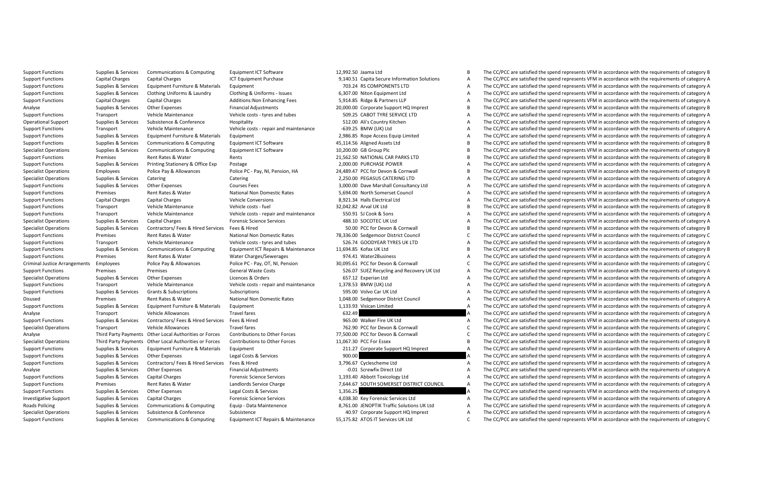| | | | | | | | |
|---|---|---|---|---|---|---|---|
| Support Functions | Supplies & Services | Communications & Computing | Equipment ICT Software | 12,992.50 | Jaama Ltd | B | The CC/PCC are satisfied the spend represents VFM in accordance with the requirements of category B |
| Support Functions | Capital Charges | Capital Charges | ICT Equipment Purchase | 9,140.51 | Capita Secure Information Solutions | A | The CC/PCC are satisfied the spend represents VFM in accordance with the requirements of category A |
| Support Functions | Supplies & Services | Equipment Furniture & Materials | Equipment | 703.24 | RS COMPONENTS LTD | A | The CC/PCC are satisfied the spend represents VFM in accordance with the requirements of category A |
| Support Functions | Supplies & Services | Clothing Uniforms & Laundry | Clothing & Uniforms - Issues | 6,307.00 | Niton Equipment Ltd | A | The CC/PCC are satisfied the spend represents VFM in accordance with the requirements of category A |
| Support Functions | Capital Charges | Capital Charges | Additions:Non Enhancing Fees | 5,914.85 | Ridge & Partners LLP | A | The CC/PCC are satisfied the spend represents VFM in accordance with the requirements of category A |
| Analyse | Supplies & Services | Other Expenses | Financial Adjustments | 20,000.00 | Corporate Support HQ Imprest | B | The CC/PCC are satisfied the spend represents VFM in accordance with the requirements of category B |
| Support Functions | Transport | Vehicle Maintenance | Vehicle costs - tyres and tubes | 509.25 | CABOT TYRE SERVICE LTD | A | The CC/PCC are satisfied the spend represents VFM in accordance with the requirements of category A |
| Operational Support | Supplies & Services | Subsistence & Conference | Hospitality | 512.00 | Ali's Country Kitchen | A | The CC/PCC are satisfied the spend represents VFM in accordance with the requirements of category A |
| Support Functions | Transport | Vehicle Maintenance | Vehicle costs - repair and maintenance | -639.25 | BMW (UK) Ltd | A | The CC/PCC are satisfied the spend represents VFM in accordance with the requirements of category A |
| Support Functions | Supplies & Services | Equipment Furniture & Materials | Equipment | 2,986.85 | Rope Access Equip Limited | A | The CC/PCC are satisfied the spend represents VFM in accordance with the requirements of category A |
| Support Functions | Supplies & Services | Communications & Computing | Equipment ICT Software | 45,114.56 | Aligned Assets Ltd | B | The CC/PCC are satisfied the spend represents VFM in accordance with the requirements of category B |
| Specialist Operations | Supplies & Services | Communications & Computing | Equipment ICT Software | 10,200.00 | GB Group Plc | B | The CC/PCC are satisfied the spend represents VFM in accordance with the requirements of category B |
| Support Functions | Premises | Rent Rates & Water | Rents | 21,562.50 | NATIONAL CAR PARKS LTD | B | The CC/PCC are satisfied the spend represents VFM in accordance with the requirements of category B |
| Support Functions | Supplies & Services | Printing Stationery & Office Exp | Postage | 2,000.00 | PURCHASE POWER | A | The CC/PCC are satisfied the spend represents VFM in accordance with the requirements of category A |
| Specialist Operations | Employees | Police Pay & Allowances | Police PC - Pay, NI, Pension, HA | 24,489.47 | PCC for Devon & Cornwall | B | The CC/PCC are satisfied the spend represents VFM in accordance with the requirements of category B |
| Specialist Operations | Supplies & Services | Catering | Catering | 2,250.00 | PEGASUS CATERING LTD | A | The CC/PCC are satisfied the spend represents VFM in accordance with the requirements of category A |
| Support Functions | Supplies & Services | Other Expenses | Courses Fees | 3,000.00 | Dave Marshall Consultancy Ltd | A | The CC/PCC are satisfied the spend represents VFM in accordance with the requirements of category A |
| Support Functions | Premises | Rent Rates & Water | National Non Domestic Rates | 5,694.00 | North Somerset Council | A | The CC/PCC are satisfied the spend represents VFM in accordance with the requirements of category A |
| Support Functions | Capital Charges | Capital Charges | Vehicle Conversions | 8,921.34 | Halls Electrical Ltd | A | The CC/PCC are satisfied the spend represents VFM in accordance with the requirements of category A |
| Support Functions | Transport | Vehicle Maintenance | Vehicle costs - fuel | 32,042.82 | Arval UK Ltd | B | The CC/PCC are satisfied the spend represents VFM in accordance with the requirements of category B |
| Support Functions | Transport | Vehicle Maintenance | Vehicle costs - repair and maintenance | 550.91 | SJ Cook & Sons | A | The CC/PCC are satisfied the spend represents VFM in accordance with the requirements of category A |
| Specialist Operations | Supplies & Services | Capital Charges | Forensic Science Services | 488.10 | SOCOTEC UK Ltd | A | The CC/PCC are satisfied the spend represents VFM in accordance with the requirements of category A |
| Specialist Operations | Supplies & Services | Contractors/ Fees & Hired Services | Fees & Hired | 50.00 | PCC for Devon & Cornwall | B | The CC/PCC are satisfied the spend represents VFM in accordance with the requirements of category B |
| Support Functions | Premises | Rent Rates & Water | National Non Domestic Rates | 78,336.00 | Sedgemoor District Council | C | The CC/PCC are satisfied the spend represents VFM in accordance with the requirements of category C |
| Support Functions | Transport | Vehicle Maintenance | Vehicle costs - tyres and tubes | 526.74 | GOODYEAR TYRES UK LTD | A | The CC/PCC are satisfied the spend represents VFM in accordance with the requirements of category A |
| Support Functions | Supplies & Services | Communications & Computing | Equipment ICT Repairs & Maintenance | 11,694.85 | Kofax UK Ltd | B | The CC/PCC are satisfied the spend represents VFM in accordance with the requirements of category B |
| Support Functions | Premises | Rent Rates & Water | Water Charges/Sewerages | 974.41 | Water2Business | A | The CC/PCC are satisfied the spend represents VFM in accordance with the requirements of category A |
| Criminal Justice Arrangements | Employees | Police Pay & Allowances | Police PC - Pay, OT, NI, Pension | 30,095.61 | PCC for Devon & Cornwall | C | The CC/PCC are satisfied the spend represents VFM in accordance with the requirements of category C |
| Support Functions | Premises | Premises | General Waste Costs | 526.07 | SUEZ Recycling and Recovery UK Ltd | A | The CC/PCC are satisfied the spend represents VFM in accordance with the requirements of category A |
| Specialist Operations | Supplies & Services | Other Expenses | Licences & Orders | 657.12 | Experian Ltd | A | The CC/PCC are satisfied the spend represents VFM in accordance with the requirements of category A |
| Support Functions | Transport | Vehicle Maintenance | Vehicle costs - repair and maintenance | 1,378.53 | BMW (UK) Ltd | A | The CC/PCC are satisfied the spend represents VFM in accordance with the requirements of category A |
| Support Functions | Supplies & Services | Grants & Subscriptions | Subscriptions | 595.00 | Volvo Car UK Ltd | A | The CC/PCC are satisfied the spend represents VFM in accordance with the requirements of category A |
| Disused | Premises | Rent Rates & Water | National Non Domestic Rates | 1,048.00 | Sedgemoor District Council | A | The CC/PCC are satisfied the spend represents VFM in accordance with the requirements of category A |
| Support Functions | Supplies & Services | Equipment Furniture & Materials | Equipment | 1,133.93 | Visican Limited | A | The CC/PCC are satisfied the spend represents VFM in accordance with the requirements of category A |
| Analyse | Transport | Vehicle Allowances | Travel fares | 632.49 | | A | The CC/PCC are satisfied the spend represents VFM in accordance with the requirements of category A |
| Support Functions | Supplies & Services | Contractors/ Fees & Hired Services | Fees & Hired | 965.00 | Walker Fire UK Ltd | A | The CC/PCC are satisfied the spend represents VFM in accordance with the requirements of category A |
| Specialist Operations | Transport | Vehicle Allowances | Travel fares | 762.90 | PCC for Devon & Cornwall | C | The CC/PCC are satisfied the spend represents VFM in accordance with the requirements of category C |
| Analyse | Third Party Payments | Other Local Authorities or Forces | Contributions to Other Forces | 77,500.00 | PCC for Devon & Cornwall | C | The CC/PCC are satisfied the spend represents VFM in accordance with the requirements of category C |
| Specialist Operations | Third Party Payments | Other Local Authorities or Forces | Contributions to Other Forces | 11,067.30 | PCC For Essex | B | The CC/PCC are satisfied the spend represents VFM in accordance with the requirements of category B |
| Support Functions | Supplies & Services | Equipment Furniture & Materials | Equipment | 211.27 | Corporate Support HQ Imprest | A | The CC/PCC are satisfied the spend represents VFM in accordance with the requirements of category A |
| Support Functions | Supplies & Services | Other Expenses | Legal Costs & Services | 900.00 | | A | The CC/PCC are satisfied the spend represents VFM in accordance with the requirements of category A |
| Support Functions | Supplies & Services | Contractors/ Fees & Hired Services | Fees & Hired | 3,796.67 | Cyclescheme Ltd | A | The CC/PCC are satisfied the spend represents VFM in accordance with the requirements of category A |
| Analyse | Supplies & Services | Other Expenses | Financial Adjustments | -0.01 | Screwfix Direct Ltd | A | The CC/PCC are satisfied the spend represents VFM in accordance with the requirements of category A |
| Support Functions | Supplies & Services | Capital Charges | Forensic Science Services | 1,193.40 | Abbott Toxicology Ltd | A | The CC/PCC are satisfied the spend represents VFM in accordance with the requirements of category A |
| Support Functions | Premises | Rent Rates & Water | Landlords Service Charge | 7,644.67 | SOUTH SOMERSET DISTRICT COUNCIL | A | The CC/PCC are satisfied the spend represents VFM in accordance with the requirements of category A |
| Support Functions | Supplies & Services | Other Expenses | Legal Costs & Services | 1,356.25 | | A | The CC/PCC are satisfied the spend represents VFM in accordance with the requirements of category A |
| Investigative Support | Supplies & Services | Capital Charges | Forensic Science Services | 4,038.30 | Key Forensic Services Ltd | A | The CC/PCC are satisfied the spend represents VFM in accordance with the requirements of category A |
| Roads Policing | Supplies & Services | Communications & Computing | Equip - Data Maintenence | 8,761.00 | JENOPTIK Traffic Solutions UK Ltd | A | The CC/PCC are satisfied the spend represents VFM in accordance with the requirements of category A |
| Specialist Operations | Supplies & Services | Subsistence & Conference | Subsistence | 40.97 | Corporate Support HQ Imprest | A | The CC/PCC are satisfied the spend represents VFM in accordance with the requirements of category A |
| Support Functions | Supplies & Services | Communications & Computing | Equipment ICT Repairs & Maintenance | 55,175.82 | ATOS IT Services UK Ltd | C | The CC/PCC are satisfied the spend represents VFM in accordance with the requirements of category C |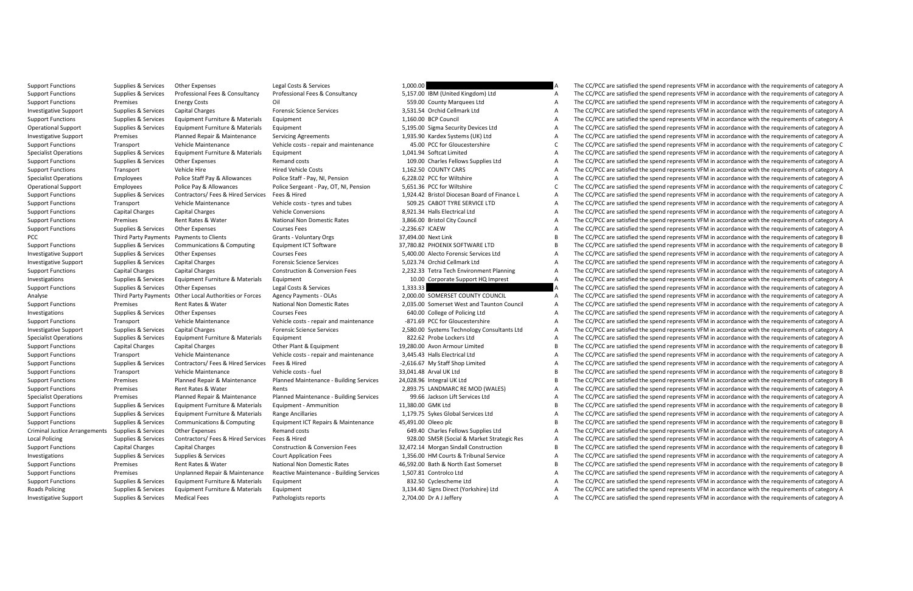| | | | | | | | |
|---|---|---|---|---|---|---|---|
| Support Functions | Supplies & Services | Other Expenses | Legal Costs & Services | 1,000.00 | | A | The CC/PCC are satisfied the spend represents VFM in accordance with the requirements of category A |
| Support Functions | Supplies & Services | Professional Fees & Consultancy | Professional Fees & Consultancy | 5,157.00 | IBM (United Kingdom) Ltd | A | The CC/PCC are satisfied the spend represents VFM in accordance with the requirements of category A |
| Support Functions | Premises | Energy Costs | Oil | 559.00 | County Marquees Ltd | A | The CC/PCC are satisfied the spend represents VFM in accordance with the requirements of category A |
| Investigative Support | Supplies & Services | Capital Charges | Forensic Science Services | 3,531.54 | Orchid Cellmark Ltd | A | The CC/PCC are satisfied the spend represents VFM in accordance with the requirements of category A |
| Support Functions | Supplies & Services | Equipment Furniture & Materials | Equipment | 1,160.00 | BCP Council | A | The CC/PCC are satisfied the spend represents VFM in accordance with the requirements of category A |
| Operational Support | Supplies & Services | Equipment Furniture & Materials | Equipment | 5,195.00 | Sigma Security Devices Ltd | A | The CC/PCC are satisfied the spend represents VFM in accordance with the requirements of category A |
| Investigative Support | Premises | Planned Repair & Maintenance | Servicing Agreements | 1,935.90 | Kardex Systems (UK) Ltd | A | The CC/PCC are satisfied the spend represents VFM in accordance with the requirements of category A |
| Support Functions | Transport | Vehicle Maintenance | Vehicle costs - repair and maintenance | 45.00 | PCC for Gloucestershire | C | The CC/PCC are satisfied the spend represents VFM in accordance with the requirements of category C |
| Specialist Operations | Supplies & Services | Equipment Furniture & Materials | Equipment | 1,041.94 | Softcat Limited | A | The CC/PCC are satisfied the spend represents VFM in accordance with the requirements of category A |
| Support Functions | Supplies & Services | Other Expenses | Remand costs | 109.00 | Charles Fellows Supplies Ltd | A | The CC/PCC are satisfied the spend represents VFM in accordance with the requirements of category A |
| Support Functions | Transport | Vehicle Hire | Hired Vehicle Costs | 1,162.50 | COUNTY CARS | A | The CC/PCC are satisfied the spend represents VFM in accordance with the requirements of category A |
| Specialist Operations | Employees | Police Staff Pay & Allowances | Police Staff - Pay, NI, Pension | 6,228.02 | PCC for Wiltshire | A | The CC/PCC are satisfied the spend represents VFM in accordance with the requirements of category A |
| Operational Support | Employees | Police Pay & Allowances | Police Sergeant - Pay, OT, NI, Pension | 5,651.36 | PCC for Wiltshire | C | The CC/PCC are satisfied the spend represents VFM in accordance with the requirements of category C |
| Support Functions | Supplies & Services | Contractors/ Fees & Hired Services | Fees & Hired | 1,924.42 | Bristol Diocesan Board of Finance L | A | The CC/PCC are satisfied the spend represents VFM in accordance with the requirements of category A |
| Support Functions | Transport | Vehicle Maintenance | Vehicle costs - tyres and tubes | 509.25 | CABOT TYRE SERVICE LTD | A | The CC/PCC are satisfied the spend represents VFM in accordance with the requirements of category A |
| Support Functions | Capital Charges | Capital Charges | Vehicle Conversions | 8,921.34 | Halls Electrical Ltd | A | The CC/PCC are satisfied the spend represents VFM in accordance with the requirements of category A |
| Support Functions | Premises | Rent Rates & Water | National Non Domestic Rates | 3,866.00 | Bristol City Council | A | The CC/PCC are satisfied the spend represents VFM in accordance with the requirements of category A |
| Support Functions | Supplies & Services | Other Expenses | Courses Fees | -2,236.67 | ICAEW | A | The CC/PCC are satisfied the spend represents VFM in accordance with the requirements of category A |
| PCC | Third Party Payments | Payments to Clients | Grants - Voluntary Orgs | 37,494.00 | Next Link | B | The CC/PCC are satisfied the spend represents VFM in accordance with the requirements of category B |
| Support Functions | Supplies & Services | Communications & Computing | Equipment ICT Software | 37,780.82 | PHOENIX SOFTWARE LTD | B | The CC/PCC are satisfied the spend represents VFM in accordance with the requirements of category B |
| Investigative Support | Supplies & Services | Other Expenses | Courses Fees | 5,400.00 | Alecto Forensic Services Ltd | A | The CC/PCC are satisfied the spend represents VFM in accordance with the requirements of category A |
| Investigative Support | Supplies & Services | Capital Charges | Forensic Science Services | 5,023.74 | Orchid Cellmark Ltd | A | The CC/PCC are satisfied the spend represents VFM in accordance with the requirements of category A |
| Support Functions | Capital Charges | Capital Charges | Construction & Conversion Fees | 2,232.33 | Tetra Tech Environment Planning | A | The CC/PCC are satisfied the spend represents VFM in accordance with the requirements of category A |
| Investigations | Supplies & Services | Equipment Furniture & Materials | Equipment | 10.00 | Corporate Support HQ Imprest | A | The CC/PCC are satisfied the spend represents VFM in accordance with the requirements of category A |
| Support Functions | Supplies & Services | Other Expenses | Legal Costs & Services | 1,333.33 | | A | The CC/PCC are satisfied the spend represents VFM in accordance with the requirements of category A |
| Analyse | Third Party Payments | Other Local Authorities or Forces | Agency Payments - OLAs | 2,000.00 | SOMERSET COUNTY COUNCIL | A | The CC/PCC are satisfied the spend represents VFM in accordance with the requirements of category A |
| Support Functions | Premises | Rent Rates & Water | National Non Domestic Rates | 2,035.00 | Somerset West and Taunton Council | A | The CC/PCC are satisfied the spend represents VFM in accordance with the requirements of category A |
| Investigations | Supplies & Services | Other Expenses | Courses Fees | 640.00 | College of Policing Ltd | A | The CC/PCC are satisfied the spend represents VFM in accordance with the requirements of category A |
| Support Functions | Transport | Vehicle Maintenance | Vehicle costs - repair and maintenance | -871.69 | PCC for Gloucestershire | A | The CC/PCC are satisfied the spend represents VFM in accordance with the requirements of category A |
| Investigative Support | Supplies & Services | Capital Charges | Forensic Science Services | 2,580.00 | Systems Technology Consultants Ltd | A | The CC/PCC are satisfied the spend represents VFM in accordance with the requirements of category A |
| Specialist Operations | Supplies & Services | Equipment Furniture & Materials | Equipment | 822.62 | Probe Lockers Ltd | A | The CC/PCC are satisfied the spend represents VFM in accordance with the requirements of category A |
| Support Functions | Capital Charges | Capital Charges | Other Plant & Equipment | 19,280.00 | Avon Armour Limited | B | The CC/PCC are satisfied the spend represents VFM in accordance with the requirements of category B |
| Support Functions | Transport | Vehicle Maintenance | Vehicle costs - repair and maintenance | 3,445.43 | Halls Electrical Ltd | A | The CC/PCC are satisfied the spend represents VFM in accordance with the requirements of category A |
| Support Functions | Supplies & Services | Contractors/ Fees & Hired Services | Fees & Hired | -2,616.67 | My Staff Shop Limited | A | The CC/PCC are satisfied the spend represents VFM in accordance with the requirements of category A |
| Support Functions | Transport | Vehicle Maintenance | Vehicle costs - fuel | 33,041.48 | Arval UK Ltd | B | The CC/PCC are satisfied the spend represents VFM in accordance with the requirements of category B |
| Support Functions | Premises | Planned Repair & Maintenance | Planned Maintenance - Building Services | 24,028.96 | Integral UK Ltd | B | The CC/PCC are satisfied the spend represents VFM in accordance with the requirements of category B |
| Support Functions | Premises | Rent Rates & Water | Rents | 2,893.75 | LANDMARC RE MOD (WALES) | A | The CC/PCC are satisfied the spend represents VFM in accordance with the requirements of category A |
| Specialist Operations | Premises | Planned Repair & Maintenance | Planned Maintenance - Building Services | 99.66 | Jackson Lift Services Ltd | A | The CC/PCC are satisfied the spend represents VFM in accordance with the requirements of category A |
| Support Functions | Supplies & Services | Equipment Furniture & Materials | Equipment - Ammunition | 11,380.00 | GMK Ltd | B | The CC/PCC are satisfied the spend represents VFM in accordance with the requirements of category B |
| Support Functions | Supplies & Services | Equipment Furniture & Materials | Range Ancillaries | 1,179.75 | Sykes Global Services Ltd | A | The CC/PCC are satisfied the spend represents VFM in accordance with the requirements of category A |
| Support Functions | Supplies & Services | Communications & Computing | Equipment ICT Repairs & Maintenance | 45,491.00 | Oleeo plc | B | The CC/PCC are satisfied the spend represents VFM in accordance with the requirements of category B |
| Criminal Justice Arrangements | Supplies & Services | Other Expenses | Remand costs | 649.40 | Charles Fellows Supplies Ltd | A | The CC/PCC are satisfied the spend represents VFM in accordance with the requirements of category A |
| Local Policing | Supplies & Services | Contractors/ Fees & Hired Services | Fees & Hired | 928.00 | SMSR (Social & Market Strategic Res | A | The CC/PCC are satisfied the spend represents VFM in accordance with the requirements of category A |
| Support Functions | Capital Charges | Capital Charges | Construction & Conversion Fees | 32,472.14 | Morgan Sindall Construction | B | The CC/PCC are satisfied the spend represents VFM in accordance with the requirements of category B |
| Investigations | Supplies & Services | Supplies & Services | Court Application Fees | 1,356.00 | HM Courts & Tribunal Service | A | The CC/PCC are satisfied the spend represents VFM in accordance with the requirements of category A |
| Support Functions | Premises | Rent Rates & Water | National Non Domestic Rates | 46,592.00 | Bath & North East Somerset | B | The CC/PCC are satisfied the spend represents VFM in accordance with the requirements of category B |
| Support Functions | Premises | Unplanned Repair & Maintenance | Reactive Maintenance - Building Services | 1,507.81 | Controlco Ltd | A | The CC/PCC are satisfied the spend represents VFM in accordance with the requirements of category A |
| Support Functions | Supplies & Services | Equipment Furniture & Materials | Equipment | 832.50 | Cyclescheme Ltd | A | The CC/PCC are satisfied the spend represents VFM in accordance with the requirements of category A |
| Roads Policing | Supplies & Services | Equipment Furniture & Materials | Equipment | 3,134.40 | Signs Direct (Yorkshire) Ltd | A | The CC/PCC are satisfied the spend represents VFM in accordance with the requirements of category A |
| Investigative Support | Supplies & Services | Medical Fees | Pathologists reports | 2,704.00 | Dr A J Jeffery | A | The CC/PCC are satisfied the spend represents VFM in accordance with the requirements of category A |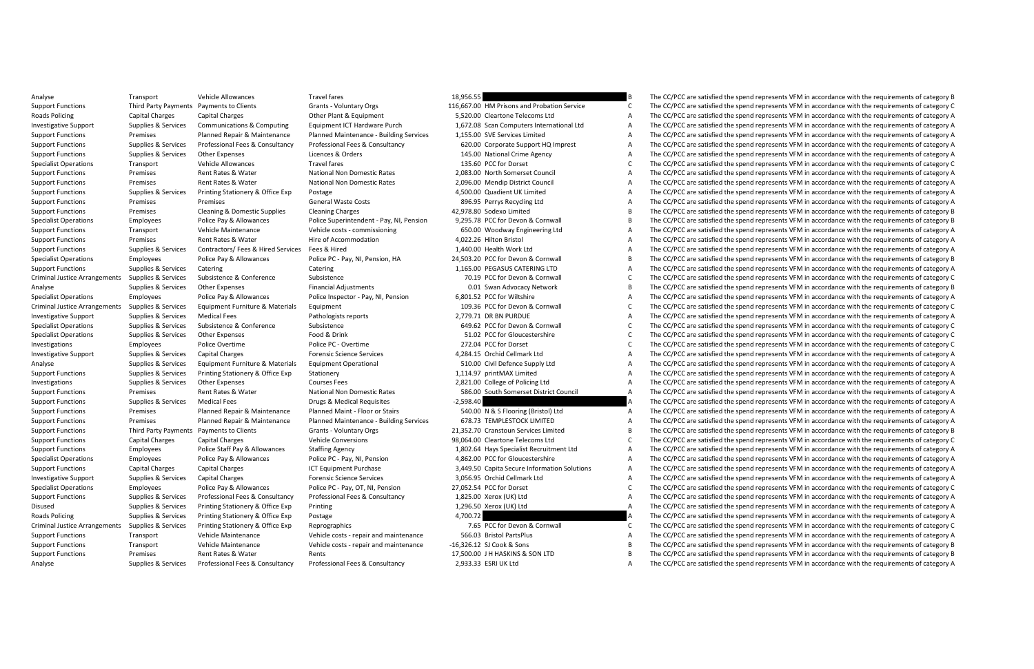| | | | | | | | |
|---|---|---|---|---|---|---|---|
| Analyse | Transport | Vehicle Allowances | Travel fares | 18,956.55 | | B | The CC/PCC are satisfied the spend represents VFM in accordance with the requirements of category B |
| Support Functions | Third Party Payments | Payments to Clients | Grants - Voluntary Orgs | 116,667.00 | HM Prisons and Probation Service | C | The CC/PCC are satisfied the spend represents VFM in accordance with the requirements of category C |
| Roads Policing | Capital Charges | Capital Charges | Other Plant & Equipment | 5,520.00 | Cleartone Telecoms Ltd | A | The CC/PCC are satisfied the spend represents VFM in accordance with the requirements of category A |
| Investigative Support | Supplies & Services | Communications & Computing | Equipment ICT Hardware Purch | 1,672.08 | Scan Computers International Ltd | A | The CC/PCC are satisfied the spend represents VFM in accordance with the requirements of category A |
| Support Functions | Premises | Planned Repair & Maintenance | Planned Maintenance - Building Services | 1,155.00 | SVE Services Limited | A | The CC/PCC are satisfied the spend represents VFM in accordance with the requirements of category A |
| Support Functions | Supplies & Services | Professional Fees & Consultancy | Professional Fees & Consultancy | 620.00 | Corporate Support HQ Imprest | A | The CC/PCC are satisfied the spend represents VFM in accordance with the requirements of category A |
| Support Functions | Supplies & Services | Other Expenses | Licences & Orders | 145.00 | National Crime Agency | A | The CC/PCC are satisfied the spend represents VFM in accordance with the requirements of category A |
| Specialist Operations | Transport | Vehicle Allowances | Travel fares | 135.60 | PCC for Dorset | C | The CC/PCC are satisfied the spend represents VFM in accordance with the requirements of category C |
| Support Functions | Premises | Rent Rates & Water | National Non Domestic Rates | 2,083.00 | North Somerset Council | A | The CC/PCC are satisfied the spend represents VFM in accordance with the requirements of category A |
| Support Functions | Premises | Rent Rates & Water | National Non Domestic Rates | 2,096.00 | Mendip District Council | A | The CC/PCC are satisfied the spend represents VFM in accordance with the requirements of category A |
| Support Functions | Supplies & Services | Printing Stationery & Office Exp | Postage | 4,500.00 | Quadient UK Limited | A | The CC/PCC are satisfied the spend represents VFM in accordance with the requirements of category A |
| Support Functions | Premises | Premises | General Waste Costs | 896.95 | Perrys Recycling Ltd | A | The CC/PCC are satisfied the spend represents VFM in accordance with the requirements of category A |
| Support Functions | Premises | Cleaning & Domestic Supplies | Cleaning Charges | 42,978.80 | Sodexo Limited | B | The CC/PCC are satisfied the spend represents VFM in accordance with the requirements of category B |
| Specialist Operations | Employees | Police Pay & Allowances | Police Superintendent - Pay, NI, Pension | 9,295.78 | PCC for Devon & Cornwall | B | The CC/PCC are satisfied the spend represents VFM in accordance with the requirements of category B |
| Support Functions | Transport | Vehicle Maintenance | Vehicle costs - commissioning | 650.00 | Woodway Engineering Ltd | A | The CC/PCC are satisfied the spend represents VFM in accordance with the requirements of category A |
| Support Functions | Premises | Rent Rates & Water | Hire of Accommodation | 4,022.26 | Hilton Bristol | A | The CC/PCC are satisfied the spend represents VFM in accordance with the requirements of category A |
| Support Functions | Supplies & Services | Contractors/ Fees & Hired Services | Fees & Hired | 1,440.00 | Health Work Ltd | A | The CC/PCC are satisfied the spend represents VFM in accordance with the requirements of category A |
| Specialist Operations | Employees | Police Pay & Allowances | Police PC - Pay, NI, Pension, HA | 24,503.20 | PCC for Devon & Cornwall | B | The CC/PCC are satisfied the spend represents VFM in accordance with the requirements of category B |
| Support Functions | Supplies & Services | Catering | Catering | 1,165.00 | PEGASUS CATERING LTD | A | The CC/PCC are satisfied the spend represents VFM in accordance with the requirements of category A |
| Criminal Justice Arrangements | Supplies & Services | Subsistence & Conference | Subsistence | 70.19 | PCC for Devon & Cornwall | C | The CC/PCC are satisfied the spend represents VFM in accordance with the requirements of category C |
| Analyse | Supplies & Services | Other Expenses | Financial Adjustments | 0.01 | Swan Advocacy Network | B | The CC/PCC are satisfied the spend represents VFM in accordance with the requirements of category B |
| Specialist Operations | Employees | Police Pay & Allowances | Police Inspector - Pay, NI, Pension | 6,801.52 | PCC for Wiltshire | A | The CC/PCC are satisfied the spend represents VFM in accordance with the requirements of category A |
| Criminal Justice Arrangements | Supplies & Services | Equipment Furniture & Materials | Equipment | 109.36 | PCC for Devon & Cornwall | C | The CC/PCC are satisfied the spend represents VFM in accordance with the requirements of category C |
| Investigative Support | Supplies & Services | Medical Fees | Pathologists reports | 2,779.71 | DR BN PURDUE | A | The CC/PCC are satisfied the spend represents VFM in accordance with the requirements of category A |
| Specialist Operations | Supplies & Services | Subsistence & Conference | Subsistence | 649.62 | PCC for Devon & Cornwall | C | The CC/PCC are satisfied the spend represents VFM in accordance with the requirements of category C |
| Specialist Operations | Supplies & Services | Other Expenses | Food & Drink | 51.02 | PCC for Gloucestershire | C | The CC/PCC are satisfied the spend represents VFM in accordance with the requirements of category C |
| Investigations | Employees | Police Overtime | Police PC - Overtime | 272.04 | PCC for Dorset | C | The CC/PCC are satisfied the spend represents VFM in accordance with the requirements of category C |
| Investigative Support | Supplies & Services | Capital Charges | Forensic Science Services | 4,284.15 | Orchid Cellmark Ltd | A | The CC/PCC are satisfied the spend represents VFM in accordance with the requirements of category A |
| Analyse | Supplies & Services | Equipment Furniture & Materials | Equipment Operational | 510.00 | Civil Defence Supply Ltd | A | The CC/PCC are satisfied the spend represents VFM in accordance with the requirements of category A |
| Support Functions | Supplies & Services | Printing Stationery & Office Exp | Stationery | 1,114.97 | printMAX Limited | A | The CC/PCC are satisfied the spend represents VFM in accordance with the requirements of category A |
| Investigations | Supplies & Services | Other Expenses | Courses Fees | 2,821.00 | College of Policing Ltd | A | The CC/PCC are satisfied the spend represents VFM in accordance with the requirements of category A |
| Support Functions | Premises | Rent Rates & Water | National Non Domestic Rates | 586.00 | South Somerset District Council | A | The CC/PCC are satisfied the spend represents VFM in accordance with the requirements of category A |
| Support Functions | Supplies & Services | Medical Fees | Drugs & Medical Requisites | -2,598.40 | | A | The CC/PCC are satisfied the spend represents VFM in accordance with the requirements of category A |
| Support Functions | Premises | Planned Repair & Maintenance | Planned Maint - Floor or Stairs | 540.00 | N & S Flooring (Bristol) Ltd | A | The CC/PCC are satisfied the spend represents VFM in accordance with the requirements of category A |
| Support Functions | Premises | Planned Repair & Maintenance | Planned Maintenance - Building Services | 678.73 | TEMPLESTOCK LIMITED | A | The CC/PCC are satisfied the spend represents VFM in accordance with the requirements of category A |
| Support Functions | Third Party Payments | Payments to Clients | Grants - Voluntary Orgs | 21,352.70 | Cranstoun Services Limited | B | The CC/PCC are satisfied the spend represents VFM in accordance with the requirements of category B |
| Support Functions | Capital Charges | Capital Charges | Vehicle Conversions | 98,064.00 | Cleartone Telecoms Ltd | C | The CC/PCC are satisfied the spend represents VFM in accordance with the requirements of category C |
| Support Functions | Employees | Police Staff Pay & Allowances | Staffing Agency | 1,802.64 | Hays Specialist Recruitment Ltd | A | The CC/PCC are satisfied the spend represents VFM in accordance with the requirements of category A |
| Specialist Operations | Employees | Police Pay & Allowances | Police PC - Pay, NI, Pension | 4,862.00 | PCC for Gloucestershire | A | The CC/PCC are satisfied the spend represents VFM in accordance with the requirements of category A |
| Support Functions | Capital Charges | Capital Charges | ICT Equipment Purchase | 3,449.50 | Capita Secure Information Solutions | A | The CC/PCC are satisfied the spend represents VFM in accordance with the requirements of category A |
| Investigative Support | Supplies & Services | Capital Charges | Forensic Science Services | 3,056.95 | Orchid Cellmark Ltd | A | The CC/PCC are satisfied the spend represents VFM in accordance with the requirements of category A |
| Specialist Operations | Employees | Police Pay & Allowances | Police PC - Pay, OT, NI, Pension | 27,052.54 | PCC for Dorset | C | The CC/PCC are satisfied the spend represents VFM in accordance with the requirements of category C |
| Support Functions | Supplies & Services | Professional Fees & Consultancy | Professional Fees & Consultancy | 1,825.00 | Xerox (UK) Ltd | A | The CC/PCC are satisfied the spend represents VFM in accordance with the requirements of category A |
| Disused | Supplies & Services | Printing Stationery & Office Exp | Printing | 1,296.50 | Xerox (UK) Ltd | A | The CC/PCC are satisfied the spend represents VFM in accordance with the requirements of category A |
| Roads Policing | Supplies & Services | Printing Stationery & Office Exp | Postage | 4,700.72 | | A | The CC/PCC are satisfied the spend represents VFM in accordance with the requirements of category A |
| Criminal Justice Arrangements | Supplies & Services | Printing Stationery & Office Exp | Reprographics | 7.65 | PCC for Devon & Cornwall | C | The CC/PCC are satisfied the spend represents VFM in accordance with the requirements of category C |
| Support Functions | Transport | Vehicle Maintenance | Vehicle costs - repair and maintenance | 566.03 | Bristol PartsPlus | A | The CC/PCC are satisfied the spend represents VFM in accordance with the requirements of category A |
| Support Functions | Transport | Vehicle Maintenance | Vehicle costs - repair and maintenance | -16,326.12 | SJ Cook & Sons | B | The CC/PCC are satisfied the spend represents VFM in accordance with the requirements of category B |
| Support Functions | Premises | Rent Rates & Water | Rents | 17,500.00 | J H HASKINS & SON LTD | B | The CC/PCC are satisfied the spend represents VFM in accordance with the requirements of category B |
| Analyse | Supplies & Services | Professional Fees & Consultancy | Professional Fees & Consultancy | 2,933.33 | ESRI UK Ltd | A | The CC/PCC are satisfied the spend represents VFM in accordance with the requirements of category A |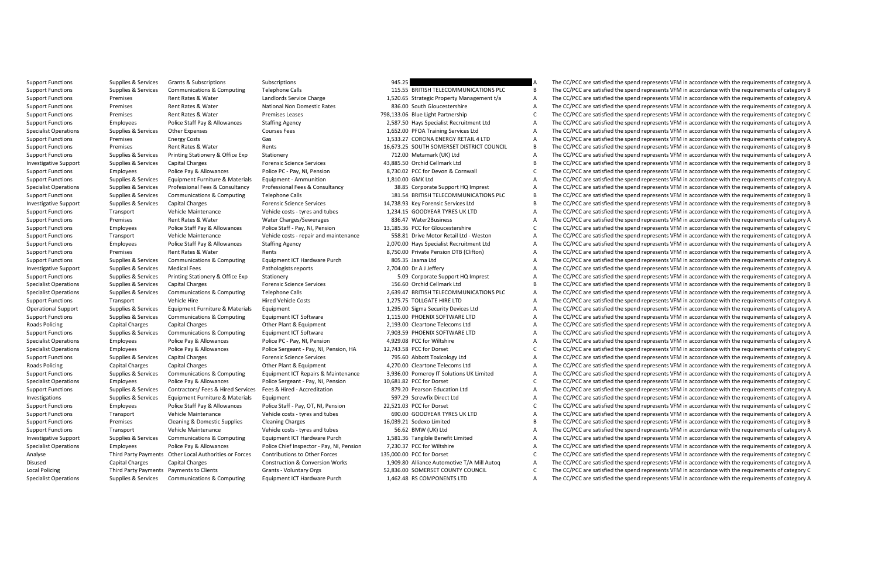| | | | | | | | |
|---|---|---|---|---|---|---|---|
| Support Functions | Supplies & Services | Grants & Subscriptions | Subscriptions | 945.25 | | A | The CC/PCC are satisfied the spend represents VFM in accordance with the requirements of category A |
| Support Functions | Supplies & Services | Communications & Computing | Telephone Calls | 115.55 | BRITISH TELECOMMUNICATIONS PLC | B | The CC/PCC are satisfied the spend represents VFM in accordance with the requirements of category B |
| Support Functions | Premises | Rent Rates & Water | Landlords Service Charge | 1,520.65 | Strategic Property Management t/a | A | The CC/PCC are satisfied the spend represents VFM in accordance with the requirements of category A |
| Support Functions | Premises | Rent Rates & Water | National Non Domestic Rates | 836.00 | South Gloucestershire | A | The CC/PCC are satisfied the spend represents VFM in accordance with the requirements of category A |
| Support Functions | Premises | Rent Rates & Water | Premises Leases | 798,133.06 | Blue Light Partnership | C | The CC/PCC are satisfied the spend represents VFM in accordance with the requirements of category C |
| Support Functions | Employees | Police Staff Pay & Allowances | Staffing Agency | 2,587.50 | Hays Specialist Recruitment Ltd | A | The CC/PCC are satisfied the spend represents VFM in accordance with the requirements of category A |
| Specialist Operations | Supplies & Services | Other Expenses | Courses Fees | 1,652.00 | PFOA Training Services Ltd | A | The CC/PCC are satisfied the spend represents VFM in accordance with the requirements of category A |
| Support Functions | Premises | Energy Costs | Gas | 1,533.27 | CORONA ENERGY RETAIL 4 LTD | A | The CC/PCC are satisfied the spend represents VFM in accordance with the requirements of category A |
| Support Functions | Premises | Rent Rates & Water | Rents | 16,673.25 | SOUTH SOMERSET DISTRICT COUNCIL | B | The CC/PCC are satisfied the spend represents VFM in accordance with the requirements of category B |
| Support Functions | Supplies & Services | Printing Stationery & Office Exp | Stationery | 712.00 | Metamark (UK) Ltd | A | The CC/PCC are satisfied the spend represents VFM in accordance with the requirements of category A |
| Investigative Support | Supplies & Services | Capital Charges | Forensic Science Services | 43,885.50 | Orchid Cellmark Ltd | B | The CC/PCC are satisfied the spend represents VFM in accordance with the requirements of category B |
| Support Functions | Employees | Police Pay & Allowances | Police PC - Pay, NI, Pension | 8,730.02 | PCC for Devon & Cornwall | C | The CC/PCC are satisfied the spend represents VFM in accordance with the requirements of category C |
| Support Functions | Supplies & Services | Equipment Furniture & Materials | Equipment - Ammunition | 1,810.00 | GMK Ltd | A | The CC/PCC are satisfied the spend represents VFM in accordance with the requirements of category A |
| Specialist Operations | Supplies & Services | Professional Fees & Consultancy | Professional Fees & Consultancy | 38.85 | Corporate Support HQ Imprest | A | The CC/PCC are satisfied the spend represents VFM in accordance with the requirements of category A |
| Support Functions | Supplies & Services | Communications & Computing | Telephone Calls | 181.54 | BRITISH TELECOMMUNICATIONS PLC | B | The CC/PCC are satisfied the spend represents VFM in accordance with the requirements of category B |
| Investigative Support | Supplies & Services | Capital Charges | Forensic Science Services | 14,738.93 | Key Forensic Services Ltd | B | The CC/PCC are satisfied the spend represents VFM in accordance with the requirements of category B |
| Support Functions | Transport | Vehicle Maintenance | Vehicle costs - tyres and tubes | 1,234.15 | GOODYEAR TYRES UK LTD | A | The CC/PCC are satisfied the spend represents VFM in accordance with the requirements of category A |
| Support Functions | Premises | Rent Rates & Water | Water Charges/Sewerages | 836.47 | Water2Business | A | The CC/PCC are satisfied the spend represents VFM in accordance with the requirements of category A |
| Support Functions | Employees | Police Staff Pay & Allowances | Police Staff - Pay, NI, Pension | 13,185.36 | PCC for Gloucestershire | C | The CC/PCC are satisfied the spend represents VFM in accordance with the requirements of category C |
| Support Functions | Transport | Vehicle Maintenance | Vehicle costs - repair and maintenance | 558.81 | Drive Motor Retail Ltd - Weston | A | The CC/PCC are satisfied the spend represents VFM in accordance with the requirements of category A |
| Support Functions | Employees | Police Staff Pay & Allowances | Staffing Agency | 2,070.00 | Hays Specialist Recruitment Ltd | A | The CC/PCC are satisfied the spend represents VFM in accordance with the requirements of category A |
| Support Functions | Premises | Rent Rates & Water | Rents | 8,750.00 | Private Pension DTB (Clifton) | A | The CC/PCC are satisfied the spend represents VFM in accordance with the requirements of category A |
| Support Functions | Supplies & Services | Communications & Computing | Equipment ICT Hardware Purch | 805.35 | Jaama Ltd | A | The CC/PCC are satisfied the spend represents VFM in accordance with the requirements of category A |
| Investigative Support | Supplies & Services | Medical Fees | Pathologists reports | 2,704.00 | Dr A J Jeffery | A | The CC/PCC are satisfied the spend represents VFM in accordance with the requirements of category A |
| Support Functions | Supplies & Services | Printing Stationery & Office Exp | Stationery | 5.09 | Corporate Support HQ Imprest | A | The CC/PCC are satisfied the spend represents VFM in accordance with the requirements of category A |
| Specialist Operations | Supplies & Services | Capital Charges | Forensic Science Services | 156.60 | Orchid Cellmark Ltd | B | The CC/PCC are satisfied the spend represents VFM in accordance with the requirements of category B |
| Specialist Operations | Supplies & Services | Communications & Computing | Telephone Calls | 2,639.47 | BRITISH TELECOMMUNICATIONS PLC | A | The CC/PCC are satisfied the spend represents VFM in accordance with the requirements of category A |
| Support Functions | Transport | Vehicle Hire | Hired Vehicle Costs | 1,275.75 | TOLLGATE HIRE LTD | A | The CC/PCC are satisfied the spend represents VFM in accordance with the requirements of category A |
| Operational Support | Supplies & Services | Equipment Furniture & Materials | Equipment | 1,295.00 | Sigma Security Devices Ltd | A | The CC/PCC are satisfied the spend represents VFM in accordance with the requirements of category A |
| Support Functions | Supplies & Services | Communications & Computing | Equipment ICT Software | 1,115.00 | PHOENIX SOFTWARE LTD | A | The CC/PCC are satisfied the spend represents VFM in accordance with the requirements of category A |
| Roads Policing | Capital Charges | Capital Charges | Other Plant & Equipment | 2,193.00 | Cleartone Telecoms Ltd | A | The CC/PCC are satisfied the spend represents VFM in accordance with the requirements of category A |
| Support Functions | Supplies & Services | Communications & Computing | Equipment ICT Software | 7,903.59 | PHOENIX SOFTWARE LTD | A | The CC/PCC are satisfied the spend represents VFM in accordance with the requirements of category A |
| Specialist Operations | Employees | Police Pay & Allowances | Police PC - Pay, NI, Pension | 4,929.08 | PCC for Wiltshire | A | The CC/PCC are satisfied the spend represents VFM in accordance with the requirements of category A |
| Specialist Operations | Employees | Police Pay & Allowances | Police Sergeant - Pay, NI, Pension, HA | 12,743.58 | PCC for Dorset | C | The CC/PCC are satisfied the spend represents VFM in accordance with the requirements of category C |
| Support Functions | Supplies & Services | Capital Charges | Forensic Science Services | 795.60 | Abbott Toxicology Ltd | A | The CC/PCC are satisfied the spend represents VFM in accordance with the requirements of category A |
| Roads Policing | Capital Charges | Capital Charges | Other Plant & Equipment | 4,270.00 | Cleartone Telecoms Ltd | A | The CC/PCC are satisfied the spend represents VFM in accordance with the requirements of category A |
| Support Functions | Supplies & Services | Communications & Computing | Equipment ICT Repairs & Maintenance | 3,936.00 | Pomeroy IT Solutions UK Limited | A | The CC/PCC are satisfied the spend represents VFM in accordance with the requirements of category A |
| Specialist Operations | Employees | Police Pay & Allowances | Police Sergeant - Pay, NI, Pension | 10,681.82 | PCC for Dorset | C | The CC/PCC are satisfied the spend represents VFM in accordance with the requirements of category C |
| Support Functions | Supplies & Services | Contractors/ Fees & Hired Services | Fees & Hired - Accreditation | 879.20 | Pearson Education Ltd | A | The CC/PCC are satisfied the spend represents VFM in accordance with the requirements of category A |
| Investigations | Supplies & Services | Equipment Furniture & Materials | Equipment | 597.29 | Screwfix Direct Ltd | A | The CC/PCC are satisfied the spend represents VFM in accordance with the requirements of category A |
| Support Functions | Employees | Police Staff Pay & Allowances | Police Staff - Pay, OT, NI, Pension | 22,521.03 | PCC for Dorset | C | The CC/PCC are satisfied the spend represents VFM in accordance with the requirements of category C |
| Support Functions | Transport | Vehicle Maintenance | Vehicle costs - tyres and tubes | 690.00 | GOODYEAR TYRES UK LTD | A | The CC/PCC are satisfied the spend represents VFM in accordance with the requirements of category A |
| Support Functions | Premises | Cleaning & Domestic Supplies | Cleaning Charges | 16,039.21 | Sodexo Limited | B | The CC/PCC are satisfied the spend represents VFM in accordance with the requirements of category B |
| Support Functions | Transport | Vehicle Maintenance | Vehicle costs - tyres and tubes | 56.62 | BMW (UK) Ltd | A | The CC/PCC are satisfied the spend represents VFM in accordance with the requirements of category A |
| Investigative Support | Supplies & Services | Communications & Computing | Equipment ICT Hardware Purch | 1,581.36 | Tangible Benefit Limited | A | The CC/PCC are satisfied the spend represents VFM in accordance with the requirements of category A |
| Specialist Operations | Employees | Police Pay & Allowances | Police Chief Inspector - Pay, NI, Pension | 7,230.37 | PCC for Wiltshire | A | The CC/PCC are satisfied the spend represents VFM in accordance with the requirements of category A |
| Analyse | Third Party Payments | Other Local Authorities or Forces | Contributions to Other Forces | 135,000.00 | PCC for Dorset | C | The CC/PCC are satisfied the spend represents VFM in accordance with the requirements of category C |
| Disused | Capital Charges | Capital Charges | Construction & Conversion Works | 1,909.80 | Alliance Automotive T/A Mill Autoq | A | The CC/PCC are satisfied the spend represents VFM in accordance with the requirements of category A |
| Local Policing | Third Party Payments | Payments to Clients | Grants - Voluntary Orgs | 52,836.00 | SOMERSET COUNTY COUNCIL | C | The CC/PCC are satisfied the spend represents VFM in accordance with the requirements of category C |
| Specialist Operations | Supplies & Services | Communications & Computing | Equipment ICT Hardware Purch | 1,462.48 | RS COMPONENTS LTD | A | The CC/PCC are satisfied the spend represents VFM in accordance with the requirements of category A |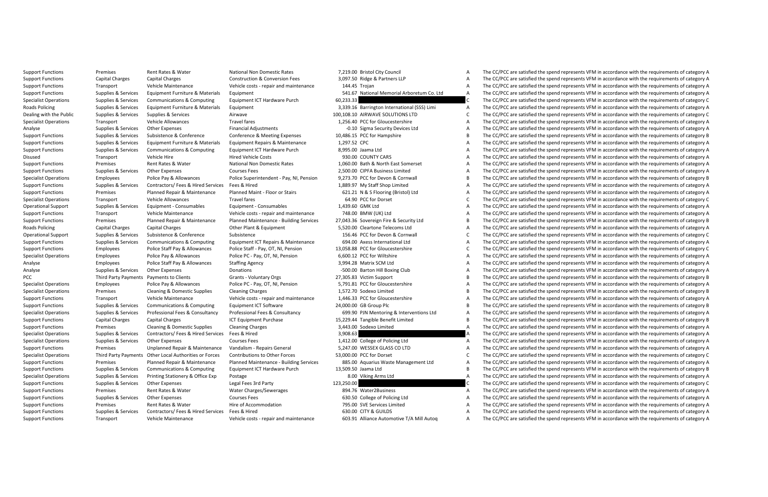| | | | | | | | |
|---|---|---|---|---|---|---|---|
| Support Functions | Premises | Rent Rates & Water | National Non Domestic Rates | 7,219.00 | Bristol City Council | A | The CC/PCC are satisfied the spend represents VFM in accordance with the requirements of category A |
| Support Functions | Capital Charges | Capital Charges | Construction & Conversion Fees | 3,097.50 | Ridge & Partners LLP | A | The CC/PCC are satisfied the spend represents VFM in accordance with the requirements of category A |
| Support Functions | Transport | Vehicle Maintenance | Vehicle costs - repair and maintenance | 144.45 | Trojan | A | The CC/PCC are satisfied the spend represents VFM in accordance with the requirements of category A |
| Support Functions | Supplies & Services | Equipment Furniture & Materials | Equipment | 541.67 | National Memorial Arboretum Co. Ltd | A | The CC/PCC are satisfied the spend represents VFM in accordance with the requirements of category A |
| Specialist Operations | Supplies & Services | Communications & Computing | Equipment ICT Hardware Purch | 60,233.33 | | C | The CC/PCC are satisfied the spend represents VFM in accordance with the requirements of category C |
| Roads Policing | Supplies & Services | Equipment Furniture & Materials | Equipment | 3,339.16 | Barrington International (SSS) Limi | A | The CC/PCC are satisfied the spend represents VFM in accordance with the requirements of category A |
| Dealing with the Public | Supplies & Services | Supplies & Services | Airwave | 100,108.10 | AIRWAVE SOLUTIONS LTD | C | The CC/PCC are satisfied the spend represents VFM in accordance with the requirements of category C |
| Specialist Operations | Transport | Vehicle Allowances | Travel fares | 1,256.40 | PCC for Gloucestershire | A | The CC/PCC are satisfied the spend represents VFM in accordance with the requirements of category A |
| Analyse | Supplies & Services | Other Expenses | Financial Adjustments | -0.10 | Sigma Security Devices Ltd | A | The CC/PCC are satisfied the spend represents VFM in accordance with the requirements of category A |
| Support Functions | Supplies & Services | Subsistence & Conference | Conference & Meeting Expenses | 10,486.15 | PCC for Hampshire | B | The CC/PCC are satisfied the spend represents VFM in accordance with the requirements of category B |
| Support Functions | Supplies & Services | Equipment Furniture & Materials | Equipment Repairs & Maintenance | 1,297.52 | CPC | A | The CC/PCC are satisfied the spend represents VFM in accordance with the requirements of category A |
| Support Functions | Supplies & Services | Communications & Computing | Equipment ICT Hardware Purch | 8,995.00 | Jaama Ltd | A | The CC/PCC are satisfied the spend represents VFM in accordance with the requirements of category A |
| Disused | Transport | Vehicle Hire | Hired Vehicle Costs | 930.00 | COUNTY CARS | A | The CC/PCC are satisfied the spend represents VFM in accordance with the requirements of category A |
| Support Functions | Premises | Rent Rates & Water | National Non Domestic Rates | 1,060.00 | Bath & North East Somerset | A | The CC/PCC are satisfied the spend represents VFM in accordance with the requirements of category A |
| Support Functions | Supplies & Services | Other Expenses | Courses Fees | 2,500.00 | CIPFA Business Limited | A | The CC/PCC are satisfied the spend represents VFM in accordance with the requirements of category A |
| Specialist Operations | Employees | Police Pay & Allowances | Police Superintendent - Pay, NI, Pension | 9,273.70 | PCC for Devon & Cornwall | B | The CC/PCC are satisfied the spend represents VFM in accordance with the requirements of category B |
| Support Functions | Supplies & Services | Contractors/ Fees & Hired Services | Fees & Hired | 1,889.97 | My Staff Shop Limited | A | The CC/PCC are satisfied the spend represents VFM in accordance with the requirements of category A |
| Support Functions | Premises | Planned Repair & Maintenance | Planned Maint - Floor or Stairs | 621.21 | N & S Flooring (Bristol) Ltd | A | The CC/PCC are satisfied the spend represents VFM in accordance with the requirements of category A |
| Specialist Operations | Transport | Vehicle Allowances | Travel fares | 64.90 | PCC for Dorset | C | The CC/PCC are satisfied the spend represents VFM in accordance with the requirements of category C |
| Operational Support | Supplies & Services | Equipment - Consumables | Equipment - Consumables | 1,439.60 | GMK Ltd | A | The CC/PCC are satisfied the spend represents VFM in accordance with the requirements of category A |
| Support Functions | Transport | Vehicle Maintenance | Vehicle costs - repair and maintenance | 748.00 | BMW (UK) Ltd | A | The CC/PCC are satisfied the spend represents VFM in accordance with the requirements of category A |
| Support Functions | Premises | Planned Repair & Maintenance | Planned Maintenance - Building Services | 27,043.36 | Sovereign Fire & Security Ltd | B | The CC/PCC are satisfied the spend represents VFM in accordance with the requirements of category B |
| Roads Policing | Capital Charges | Capital Charges | Other Plant & Equipment | 5,520.00 | Cleartone Telecoms Ltd | A | The CC/PCC are satisfied the spend represents VFM in accordance with the requirements of category A |
| Operational Support | Supplies & Services | Subsistence & Conference | Subsistence | 156.46 | PCC for Devon & Cornwall | C | The CC/PCC are satisfied the spend represents VFM in accordance with the requirements of category C |
| Support Functions | Supplies & Services | Communications & Computing | Equipment ICT Repairs & Maintenance | 694.00 | Axess International Ltd | A | The CC/PCC are satisfied the spend represents VFM in accordance with the requirements of category A |
| Support Functions | Employees | Police Staff Pay & Allowances | Police Staff - Pay, OT, NI, Pension | 13,058.88 | PCC for Gloucestershire | C | The CC/PCC are satisfied the spend represents VFM in accordance with the requirements of category C |
| Specialist Operations | Employees | Police Pay & Allowances | Police PC - Pay, OT, NI, Pension | 6,600.12 | PCC for Wiltshire | A | The CC/PCC are satisfied the spend represents VFM in accordance with the requirements of category A |
| Analyse | Employees | Police Staff Pay & Allowances | Staffing Agency | 3,994.28 | Matrix SCM Ltd | A | The CC/PCC are satisfied the spend represents VFM in accordance with the requirements of category A |
| Analyse | Supplies & Services | Other Expenses | Donations | -500.00 | Barton Hill Boxing Club | A | The CC/PCC are satisfied the spend represents VFM in accordance with the requirements of category A |
| PCC | Third Party Payments | Payments to Clients | Grants - Voluntary Orgs | 27,305.83 | Victim Support | B | The CC/PCC are satisfied the spend represents VFM in accordance with the requirements of category B |
| Specialist Operations | Employees | Police Pay & Allowances | Police PC - Pay, OT, NI, Pension | 5,791.81 | PCC for Gloucestershire | A | The CC/PCC are satisfied the spend represents VFM in accordance with the requirements of category A |
| Specialist Operations | Premises | Cleaning & Domestic Supplies | Cleaning Charges | 1,572.70 | Sodexo Limited | B | The CC/PCC are satisfied the spend represents VFM in accordance with the requirements of category B |
| Support Functions | Transport | Vehicle Maintenance | Vehicle costs - repair and maintenance | 1,446.33 | PCC for Gloucestershire | A | The CC/PCC are satisfied the spend represents VFM in accordance with the requirements of category A |
| Support Functions | Supplies & Services | Communications & Computing | Equipment ICT Software | 24,000.00 | GB Group Plc | B | The CC/PCC are satisfied the spend represents VFM in accordance with the requirements of category B |
| Specialist Operations | Supplies & Services | Professional Fees & Consultancy | Professional Fees & Consultancy | 699.90 | PJN Mentoring & Interventions Ltd | A | The CC/PCC are satisfied the spend represents VFM in accordance with the requirements of category A |
| Support Functions | Capital Charges | Capital Charges | ICT Equipment Purchase | 15,229.44 | Tangible Benefit Limited | B | The CC/PCC are satisfied the spend represents VFM in accordance with the requirements of category B |
| Support Functions | Premises | Cleaning & Domestic Supplies | Cleaning Charges | 3,443.00 | Sodexo Limited | A | The CC/PCC are satisfied the spend represents VFM in accordance with the requirements of category A |
| Specialist Operations | Supplies & Services | Contractors/ Fees & Hired Services | Fees & Hired | 3,908.63 | | A | The CC/PCC are satisfied the spend represents VFM in accordance with the requirements of category A |
| Specialist Operations | Supplies & Services | Other Expenses | Courses Fees | 1,412.00 | College of Policing Ltd | A | The CC/PCC are satisfied the spend represents VFM in accordance with the requirements of category A |
| Support Functions | Premises | Unplanned Repair & Maintenance | Vandalism - Repairs General | 5,247.00 | WESSEX GLASS CO LTD | A | The CC/PCC are satisfied the spend represents VFM in accordance with the requirements of category A |
| Specialist Operations | Third Party Payments | Other Local Authorities or Forces | Contributions to Other Forces | 53,000.00 | PCC for Dorset | C | The CC/PCC are satisfied the spend represents VFM in accordance with the requirements of category C |
| Support Functions | Premises | Planned Repair & Maintenance | Planned Maintenance - Building Services | 885.00 | Aquarius Waste Management Ltd | A | The CC/PCC are satisfied the spend represents VFM in accordance with the requirements of category A |
| Support Functions | Supplies & Services | Communications & Computing | Equipment ICT Hardware Purch | 13,509.50 | Jaama Ltd | B | The CC/PCC are satisfied the spend represents VFM in accordance with the requirements of category B |
| Specialist Operations | Supplies & Services | Printing Stationery & Office Exp | Postage | 8.00 | Viking Arms Ltd | A | The CC/PCC are satisfied the spend represents VFM in accordance with the requirements of category A |
| Support Functions | Supplies & Services | Other Expenses | Legal Fees 3rd Party | 123,250.00 | | C | The CC/PCC are satisfied the spend represents VFM in accordance with the requirements of category C |
| Support Functions | Premises | Rent Rates & Water | Water Charges/Sewerages | 894.76 | Water2Business | A | The CC/PCC are satisfied the spend represents VFM in accordance with the requirements of category A |
| Support Functions | Supplies & Services | Other Expenses | Courses Fees | 630.50 | College of Policing Ltd | A | The CC/PCC are satisfied the spend represents VFM in accordance with the requirements of category A |
| Support Functions | Premises | Rent Rates & Water | Hire of Accommodation | 795.00 | SVE Services Limited | A | The CC/PCC are satisfied the spend represents VFM in accordance with the requirements of category A |
| Support Functions | Supplies & Services | Contractors/ Fees & Hired Services | Fees & Hired | 630.00 | CITY & GUILDS | A | The CC/PCC are satisfied the spend represents VFM in accordance with the requirements of category A |
| Support Functions | Transport | Vehicle Maintenance | Vehicle costs - repair and maintenance | 603.91 | Alliance Automotive T/A Mill Autoq | A | The CC/PCC are satisfied the spend represents VFM in accordance with the requirements of category A |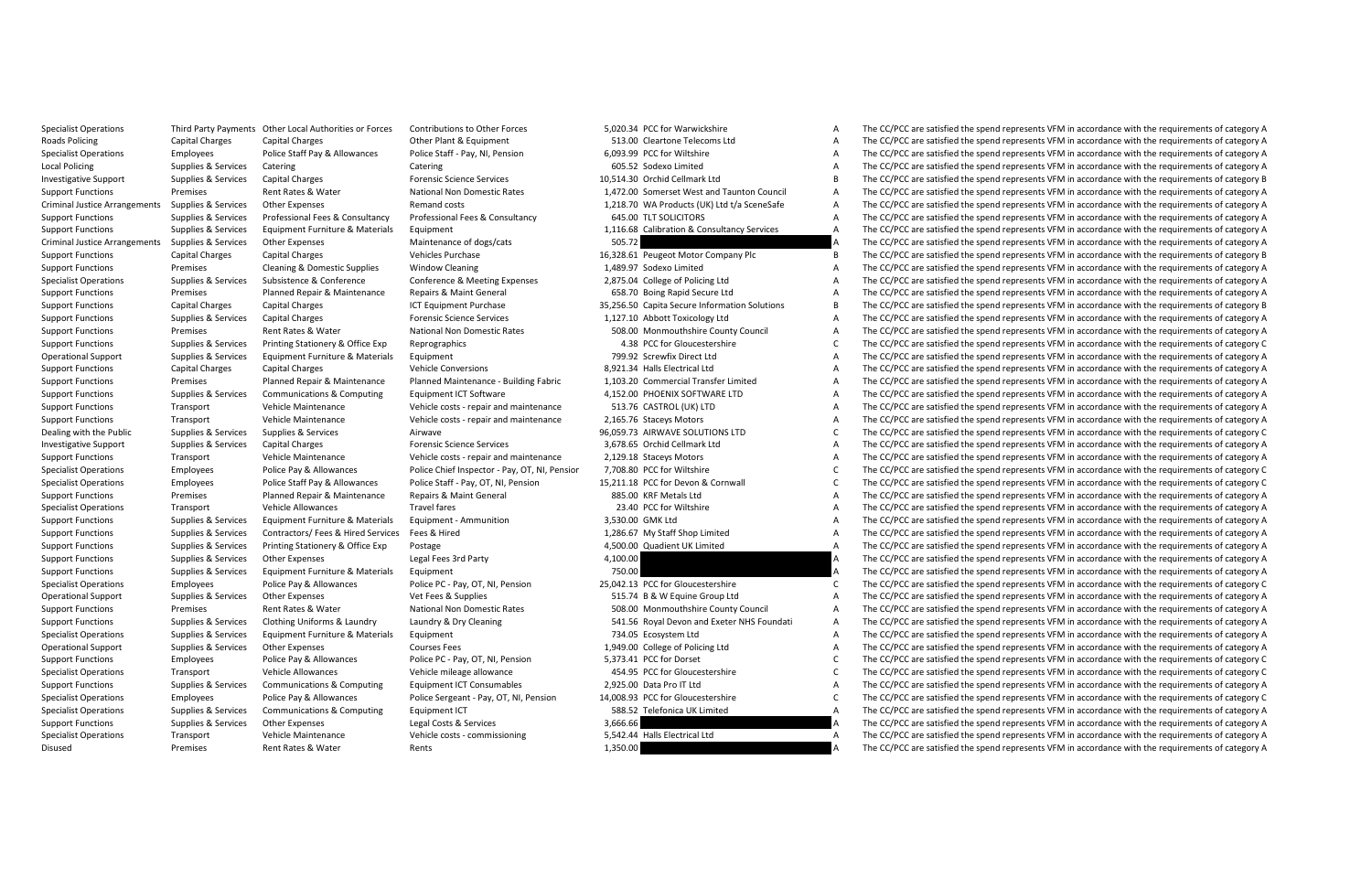| | | | | | | | |
|---|---|---|---|---|---|---|---|
| Specialist Operations | Third Party Payments | Other Local Authorities or Forces | Contributions to Other Forces | 5,020.34 | PCC for Warwickshire | A | The CC/PCC are satisfied the spend represents VFM in accordance with the requirements of category A |
| Roads Policing | Capital Charges | Capital Charges | Other Plant & Equipment | 513.00 | Cleartone Telecoms Ltd | A | The CC/PCC are satisfied the spend represents VFM in accordance with the requirements of category A |
| Specialist Operations | Employees | Police Staff Pay & Allowances | Police Staff - Pay, NI, Pension | 6,093.99 | PCC for Wiltshire | A | The CC/PCC are satisfied the spend represents VFM in accordance with the requirements of category A |
| Local Policing | Supplies & Services | Catering | Catering | 605.52 | Sodexo Limited | A | The CC/PCC are satisfied the spend represents VFM in accordance with the requirements of category A |
| Investigative Support | Supplies & Services | Capital Charges | Forensic Science Services | 10,514.30 | Orchid Cellmark Ltd | B | The CC/PCC are satisfied the spend represents VFM in accordance with the requirements of category B |
| Support Functions | Premises | Rent Rates & Water | National Non Domestic Rates | 1,472.00 | Somerset West and Taunton Council | A | The CC/PCC are satisfied the spend represents VFM in accordance with the requirements of category A |
| Criminal Justice Arrangements | Supplies & Services | Other Expenses | Remand costs | 1,218.70 | WA Products (UK) Ltd t/a SceneSafe | A | The CC/PCC are satisfied the spend represents VFM in accordance with the requirements of category A |
| Support Functions | Supplies & Services | Professional Fees & Consultancy | Professional Fees & Consultancy | 645.00 | TLT SOLICITORS | A | The CC/PCC are satisfied the spend represents VFM in accordance with the requirements of category A |
| Support Functions | Supplies & Services | Equipment Furniture & Materials | Equipment | 1,116.68 | Calibration & Consultancy Services | A | The CC/PCC are satisfied the spend represents VFM in accordance with the requirements of category A |
| Criminal Justice Arrangements | Supplies & Services | Other Expenses | Maintenance of dogs/cats | 505.72 | | A | The CC/PCC are satisfied the spend represents VFM in accordance with the requirements of category A |
| Support Functions | Capital Charges | Capital Charges | Vehicles Purchase | 16,328.61 | Peugeot Motor Company Plc | B | The CC/PCC are satisfied the spend represents VFM in accordance with the requirements of category B |
| Support Functions | Premises | Cleaning & Domestic Supplies | Window Cleaning | 1,489.97 | Sodexo Limited | A | The CC/PCC are satisfied the spend represents VFM in accordance with the requirements of category A |
| Specialist Operations | Supplies & Services | Subsistence & Conference | Conference & Meeting Expenses | 2,875.04 | College of Policing Ltd | A | The CC/PCC are satisfied the spend represents VFM in accordance with the requirements of category A |
| Support Functions | Premises | Planned Repair & Maintenance | Repairs & Maint General | 658.70 | Boing Rapid Secure Ltd | A | The CC/PCC are satisfied the spend represents VFM in accordance with the requirements of category A |
| Support Functions | Capital Charges | Capital Charges | ICT Equipment Purchase | 35,256.50 | Capita Secure Information Solutions | B | The CC/PCC are satisfied the spend represents VFM in accordance with the requirements of category B |
| Support Functions | Supplies & Services | Capital Charges | Forensic Science Services | 1,127.10 | Abbott Toxicology Ltd | A | The CC/PCC are satisfied the spend represents VFM in accordance with the requirements of category A |
| Support Functions | Premises | Rent Rates & Water | National Non Domestic Rates | 508.00 | Monmouthshire County Council | A | The CC/PCC are satisfied the spend represents VFM in accordance with the requirements of category A |
| Support Functions | Supplies & Services | Printing Stationery & Office Exp | Reprographics | 4.38 | PCC for Gloucestershire | C | The CC/PCC are satisfied the spend represents VFM in accordance with the requirements of category C |
| Operational Support | Supplies & Services | Equipment Furniture & Materials | Equipment | 799.92 | Screwfix Direct Ltd | A | The CC/PCC are satisfied the spend represents VFM in accordance with the requirements of category A |
| Support Functions | Capital Charges | Capital Charges | Vehicle Conversions | 8,921.34 | Halls Electrical Ltd | A | The CC/PCC are satisfied the spend represents VFM in accordance with the requirements of category A |
| Support Functions | Premises | Planned Repair & Maintenance | Planned Maintenance - Building Fabric | 1,103.20 | Commercial Transfer Limited | A | The CC/PCC are satisfied the spend represents VFM in accordance with the requirements of category A |
| Support Functions | Supplies & Services | Communications & Computing | Equipment ICT Software | 4,152.00 | PHOENIX SOFTWARE LTD | A | The CC/PCC are satisfied the spend represents VFM in accordance with the requirements of category A |
| Support Functions | Transport | Vehicle Maintenance | Vehicle costs - repair and maintenance | 513.76 | CASTROL (UK) LTD | A | The CC/PCC are satisfied the spend represents VFM in accordance with the requirements of category A |
| Support Functions | Transport | Vehicle Maintenance | Vehicle costs - repair and maintenance | 2,165.76 | Staceys Motors | A | The CC/PCC are satisfied the spend represents VFM in accordance with the requirements of category A |
| Dealing with the Public | Supplies & Services | Supplies & Services | Airwave | 96,059.73 | AIRWAVE SOLUTIONS LTD | C | The CC/PCC are satisfied the spend represents VFM in accordance with the requirements of category C |
| Investigative Support | Supplies & Services | Capital Charges | Forensic Science Services | 3,678.65 | Orchid Cellmark Ltd | A | The CC/PCC are satisfied the spend represents VFM in accordance with the requirements of category A |
| Support Functions | Transport | Vehicle Maintenance | Vehicle costs - repair and maintenance | 2,129.18 | Staceys Motors | A | The CC/PCC are satisfied the spend represents VFM in accordance with the requirements of category A |
| Specialist Operations | Employees | Police Pay & Allowances | Police Chief Inspector - Pay, OT, NI, Pension | 7,708.80 | PCC for Wiltshire | C | The CC/PCC are satisfied the spend represents VFM in accordance with the requirements of category C |
| Specialist Operations | Employees | Police Staff Pay & Allowances | Police Staff - Pay, OT, NI, Pension | 15,211.18 | PCC for Devon & Cornwall | C | The CC/PCC are satisfied the spend represents VFM in accordance with the requirements of category C |
| Support Functions | Premises | Planned Repair & Maintenance | Repairs & Maint General | 885.00 | KRF Metals Ltd | A | The CC/PCC are satisfied the spend represents VFM in accordance with the requirements of category A |
| Specialist Operations | Transport | Vehicle Allowances | Travel fares | 23.40 | PCC for Wiltshire | A | The CC/PCC are satisfied the spend represents VFM in accordance with the requirements of category A |
| Support Functions | Supplies & Services | Equipment Furniture & Materials | Equipment - Ammunition | 3,530.00 | GMK Ltd | A | The CC/PCC are satisfied the spend represents VFM in accordance with the requirements of category A |
| Support Functions | Supplies & Services | Contractors/ Fees & Hired Services | Fees & Hired | 1,286.67 | My Staff Shop Limited | A | The CC/PCC are satisfied the spend represents VFM in accordance with the requirements of category A |
| Support Functions | Supplies & Services | Printing Stationery & Office Exp | Postage | 4,500.00 | Quadient UK Limited | A | The CC/PCC are satisfied the spend represents VFM in accordance with the requirements of category A |
| Support Functions | Supplies & Services | Other Expenses | Legal Fees 3rd Party | 4,100.00 | | A | The CC/PCC are satisfied the spend represents VFM in accordance with the requirements of category A |
| Support Functions | Supplies & Services | Equipment Furniture & Materials | Equipment | 750.00 | | A | The CC/PCC are satisfied the spend represents VFM in accordance with the requirements of category A |
| Specialist Operations | Employees | Police Pay & Allowances | Police PC - Pay, OT, NI, Pension | 25,042.13 | PCC for Gloucestershire | C | The CC/PCC are satisfied the spend represents VFM in accordance with the requirements of category C |
| Operational Support | Supplies & Services | Other Expenses | Vet Fees & Supplies | 515.74 | B & W Equine Group Ltd | A | The CC/PCC are satisfied the spend represents VFM in accordance with the requirements of category A |
| Support Functions | Premises | Rent Rates & Water | National Non Domestic Rates | 508.00 | Monmouthshire County Council | A | The CC/PCC are satisfied the spend represents VFM in accordance with the requirements of category A |
| Support Functions | Supplies & Services | Clothing Uniforms & Laundry | Laundry & Dry Cleaning | 541.56 | Royal Devon and Exeter NHS Foundati | A | The CC/PCC are satisfied the spend represents VFM in accordance with the requirements of category A |
| Specialist Operations | Supplies & Services | Equipment Furniture & Materials | Equipment | 734.05 | Ecosystem Ltd | A | The CC/PCC are satisfied the spend represents VFM in accordance with the requirements of category A |
| Operational Support | Supplies & Services | Other Expenses | Courses Fees | 1,949.00 | College of Policing Ltd | A | The CC/PCC are satisfied the spend represents VFM in accordance with the requirements of category A |
| Support Functions | Employees | Police Pay & Allowances | Police PC - Pay, OT, NI, Pension | 5,373.41 | PCC for Dorset | C | The CC/PCC are satisfied the spend represents VFM in accordance with the requirements of category C |
| Specialist Operations | Transport | Vehicle Allowances | Vehicle mileage allowance | 454.95 | PCC for Gloucestershire | C | The CC/PCC are satisfied the spend represents VFM in accordance with the requirements of category C |
| Support Functions | Supplies & Services | Communications & Computing | Equipment ICT Consumables | 2,925.00 | Data Pro IT Ltd | A | The CC/PCC are satisfied the spend represents VFM in accordance with the requirements of category A |
| Specialist Operations | Employees | Police Pay & Allowances | Police Sergeant - Pay, OT, NI, Pension | 14,008.93 | PCC for Gloucestershire | C | The CC/PCC are satisfied the spend represents VFM in accordance with the requirements of category C |
| Specialist Operations | Supplies & Services | Communications & Computing | Equipment ICT | 588.52 | Telefonica UK Limited | A | The CC/PCC are satisfied the spend represents VFM in accordance with the requirements of category A |
| Support Functions | Supplies & Services | Other Expenses | Legal Costs & Services | 3,666.66 | | A | The CC/PCC are satisfied the spend represents VFM in accordance with the requirements of category A |
| Specialist Operations | Transport | Vehicle Maintenance | Vehicle costs - commissioning | 5,542.44 | Halls Electrical Ltd | A | The CC/PCC are satisfied the spend represents VFM in accordance with the requirements of category A |
| Disused | Premises | Rent Rates & Water | Rents | 1,350.00 | | A | The CC/PCC are satisfied the spend represents VFM in accordance with the requirements of category A |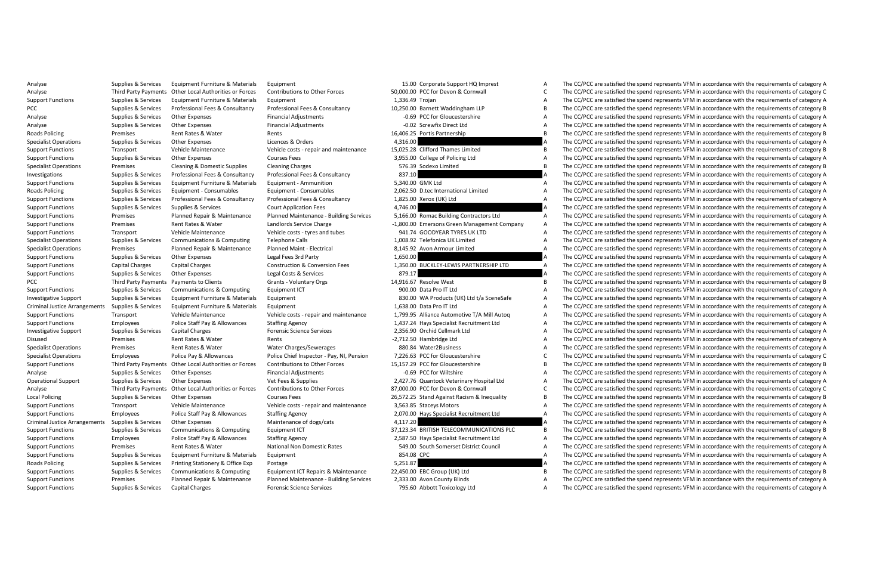| | | | | | | | |
|---|---|---|---|---|---|---|---|
| Analyse | Supplies & Services | Equipment Furniture & Materials | Equipment | 15.00 | Corporate Support HQ Imprest | A | The CC/PCC are satisfied the spend represents VFM in accordance with the requirements of category A |
| Analyse | Third Party Payments | Other Local Authorities or Forces | Contributions to Other Forces | 50,000.00 | PCC for Devon & Cornwall | C | The CC/PCC are satisfied the spend represents VFM in accordance with the requirements of category C |
| Support Functions | Supplies & Services | Equipment Furniture & Materials | Equipment | 1,336.49 | Trojan | A | The CC/PCC are satisfied the spend represents VFM in accordance with the requirements of category A |
| PCC | Supplies & Services | Professional Fees & Consultancy | Professional Fees & Consultancy | 10,250.00 | Barnett Waddingham LLP | B | The CC/PCC are satisfied the spend represents VFM in accordance with the requirements of category B |
| Analyse | Supplies & Services | Other Expenses | Financial Adjustments | -0.69 | PCC for Gloucestershire | A | The CC/PCC are satisfied the spend represents VFM in accordance with the requirements of category A |
| Analyse | Supplies & Services | Other Expenses | Financial Adjustments | -0.02 | Screwfix Direct Ltd | A | The CC/PCC are satisfied the spend represents VFM in accordance with the requirements of category A |
| Roads Policing | Premises | Rent Rates & Water | Rents | 16,406.25 | Portis Partnership | B | The CC/PCC are satisfied the spend represents VFM in accordance with the requirements of category B |
| Specialist Operations | Supplies & Services | Other Expenses | Licences & Orders | 4,316.00 | | A | The CC/PCC are satisfied the spend represents VFM in accordance with the requirements of category A |
| Support Functions | Transport | Vehicle Maintenance | Vehicle costs - repair and maintenance | 15,025.28 | Clifford Thames Limited | B | The CC/PCC are satisfied the spend represents VFM in accordance with the requirements of category B |
| Support Functions | Supplies & Services | Other Expenses | Courses Fees | 3,955.00 | College of Policing Ltd | A | The CC/PCC are satisfied the spend represents VFM in accordance with the requirements of category A |
| Specialist Operations | Premises | Cleaning & Domestic Supplies | Cleaning Charges | 576.39 | Sodexo Limited | B | The CC/PCC are satisfied the spend represents VFM in accordance with the requirements of category B |
| Investigations | Supplies & Services | Professional Fees & Consultancy | Professional Fees & Consultancy | 837.10 | | A | The CC/PCC are satisfied the spend represents VFM in accordance with the requirements of category A |
| Support Functions | Supplies & Services | Equipment Furniture & Materials | Equipment - Ammunition | 5,340.00 | GMK Ltd | A | The CC/PCC are satisfied the spend represents VFM in accordance with the requirements of category A |
| Roads Policing | Supplies & Services | Equipment - Consumables | Equipment - Consumables | 2,062.50 | D.tec International Limited | A | The CC/PCC are satisfied the spend represents VFM in accordance with the requirements of category A |
| Support Functions | Supplies & Services | Professional Fees & Consultancy | Professional Fees & Consultancy | 1,825.00 | Xerox (UK) Ltd | A | The CC/PCC are satisfied the spend represents VFM in accordance with the requirements of category A |
| Support Functions | Supplies & Services | Supplies & Services | Court Application Fees | 4,746.00 | | A | The CC/PCC are satisfied the spend represents VFM in accordance with the requirements of category A |
| Support Functions | Premises | Planned Repair & Maintenance | Planned Maintenance - Building Services | 5,166.00 | Romac Building Contractors Ltd | A | The CC/PCC are satisfied the spend represents VFM in accordance with the requirements of category A |
| Support Functions | Premises | Rent Rates & Water | Landlords Service Charge | -1,800.00 | Emersons Green Management Company | A | The CC/PCC are satisfied the spend represents VFM in accordance with the requirements of category A |
| Support Functions | Transport | Vehicle Maintenance | Vehicle costs - tyres and tubes | 941.74 | GOODYEAR TYRES UK LTD | A | The CC/PCC are satisfied the spend represents VFM in accordance with the requirements of category A |
| Specialist Operations | Supplies & Services | Communications & Computing | Telephone Calls | 1,008.92 | Telefonica UK Limited | A | The CC/PCC are satisfied the spend represents VFM in accordance with the requirements of category A |
| Specialist Operations | Premises | Planned Repair & Maintenance | Planned Maint - Electrical | 8,145.92 | Avon Armour Limited | A | The CC/PCC are satisfied the spend represents VFM in accordance with the requirements of category A |
| Support Functions | Supplies & Services | Other Expenses | Legal Fees 3rd Party | 1,650.00 | | A | The CC/PCC are satisfied the spend represents VFM in accordance with the requirements of category A |
| Support Functions | Capital Charges | Capital Charges | Construction & Conversion Fees | 1,350.00 | BUCKLEY-LEWIS PARTNERSHIP LTD | A | The CC/PCC are satisfied the spend represents VFM in accordance with the requirements of category A |
| Support Functions | Supplies & Services | Other Expenses | Legal Costs & Services | 879.17 | | A | The CC/PCC are satisfied the spend represents VFM in accordance with the requirements of category A |
| PCC | Third Party Payments | Payments to Clients | Grants - Voluntary Orgs | 14,916.67 | Resolve West | B | The CC/PCC are satisfied the spend represents VFM in accordance with the requirements of category B |
| Support Functions | Supplies & Services | Communications & Computing | Equipment ICT | 900.00 | Data Pro IT Ltd | A | The CC/PCC are satisfied the spend represents VFM in accordance with the requirements of category A |
| Investigative Support | Supplies & Services | Equipment Furniture & Materials | Equipment | 830.00 | WA Products (UK) Ltd t/a SceneSafe | A | The CC/PCC are satisfied the spend represents VFM in accordance with the requirements of category A |
| Criminal Justice Arrangements | Supplies & Services | Equipment Furniture & Materials | Equipment | 1,638.00 | Data Pro IT Ltd | A | The CC/PCC are satisfied the spend represents VFM in accordance with the requirements of category A |
| Support Functions | Transport | Vehicle Maintenance | Vehicle costs - repair and maintenance | 1,799.95 | Alliance Automotive T/A Mill Autoq | A | The CC/PCC are satisfied the spend represents VFM in accordance with the requirements of category A |
| Support Functions | Employees | Police Staff Pay & Allowances | Staffing Agency | 1,437.24 | Hays Specialist Recruitment Ltd | A | The CC/PCC are satisfied the spend represents VFM in accordance with the requirements of category A |
| Investigative Support | Supplies & Services | Capital Charges | Forensic Science Services | 2,356.90 | Orchid Cellmark Ltd | A | The CC/PCC are satisfied the spend represents VFM in accordance with the requirements of category A |
| Disused | Premises | Rent Rates & Water | Rents | -2,712.50 | Hambridge Ltd | A | The CC/PCC are satisfied the spend represents VFM in accordance with the requirements of category A |
| Specialist Operations | Premises | Rent Rates & Water | Water Charges/Sewerages | 880.84 | Water2Business | A | The CC/PCC are satisfied the spend represents VFM in accordance with the requirements of category A |
| Specialist Operations | Employees | Police Pay & Allowances | Police Chief Inspector - Pay, NI, Pension | 7,226.63 | PCC for Gloucestershire | C | The CC/PCC are satisfied the spend represents VFM in accordance with the requirements of category C |
| Support Functions | Third Party Payments | Other Local Authorities or Forces | Contributions to Other Forces | 15,157.29 | PCC for Gloucestershire | B | The CC/PCC are satisfied the spend represents VFM in accordance with the requirements of category B |
| Analyse | Supplies & Services | Other Expenses | Financial Adjustments | -0.69 | PCC for Wiltshire | A | The CC/PCC are satisfied the spend represents VFM in accordance with the requirements of category A |
| Operational Support | Supplies & Services | Other Expenses | Vet Fees & Supplies | 2,427.76 | Quantock Veterinary Hospital Ltd | A | The CC/PCC are satisfied the spend represents VFM in accordance with the requirements of category A |
| Analyse | Third Party Payments | Other Local Authorities or Forces | Contributions to Other Forces | 87,000.00 | PCC for Devon & Cornwall | C | The CC/PCC are satisfied the spend represents VFM in accordance with the requirements of category C |
| Local Policing | Supplies & Services | Other Expenses | Courses Fees | 26,572.25 | Stand Against Racism & Inequality | B | The CC/PCC are satisfied the spend represents VFM in accordance with the requirements of category B |
| Support Functions | Transport | Vehicle Maintenance | Vehicle costs - repair and maintenance | 3,563.85 | Staceys Motors | A | The CC/PCC are satisfied the spend represents VFM in accordance with the requirements of category A |
| Support Functions | Employees | Police Staff Pay & Allowances | Staffing Agency | 2,070.00 | Hays Specialist Recruitment Ltd | A | The CC/PCC are satisfied the spend represents VFM in accordance with the requirements of category A |
| Criminal Justice Arrangements | Supplies & Services | Other Expenses | Maintenance of dogs/cats | 4,117.20 | | A | The CC/PCC are satisfied the spend represents VFM in accordance with the requirements of category A |
| Support Functions | Supplies & Services | Communications & Computing | Equipment ICT | 37,123.34 | BRITISH TELECOMMUNICATIONS PLC | B | The CC/PCC are satisfied the spend represents VFM in accordance with the requirements of category B |
| Support Functions | Employees | Police Staff Pay & Allowances | Staffing Agency | 2,587.50 | Hays Specialist Recruitment Ltd | A | The CC/PCC are satisfied the spend represents VFM in accordance with the requirements of category A |
| Support Functions | Premises | Rent Rates & Water | National Non Domestic Rates | 549.00 | South Somerset District Council | A | The CC/PCC are satisfied the spend represents VFM in accordance with the requirements of category A |
| Support Functions | Supplies & Services | Equipment Furniture & Materials | Equipment | 854.08 | CPC | A | The CC/PCC are satisfied the spend represents VFM in accordance with the requirements of category A |
| Roads Policing | Supplies & Services | Printing Stationery & Office Exp | Postage | 5,251.87 | | A | The CC/PCC are satisfied the spend represents VFM in accordance with the requirements of category A |
| Support Functions | Supplies & Services | Communications & Computing | Equipment ICT Repairs & Maintenance | 22,450.00 | EBC Group (UK) Ltd | B | The CC/PCC are satisfied the spend represents VFM in accordance with the requirements of category B |
| Support Functions | Premises | Planned Repair & Maintenance | Planned Maintenance - Building Services | 2,333.00 | Avon County Blinds | A | The CC/PCC are satisfied the spend represents VFM in accordance with the requirements of category A |
| Support Functions | Supplies & Services | Capital Charges | Forensic Science Services | 795.60 | Abbott Toxicology Ltd | A | The CC/PCC are satisfied the spend represents VFM in accordance with the requirements of category A |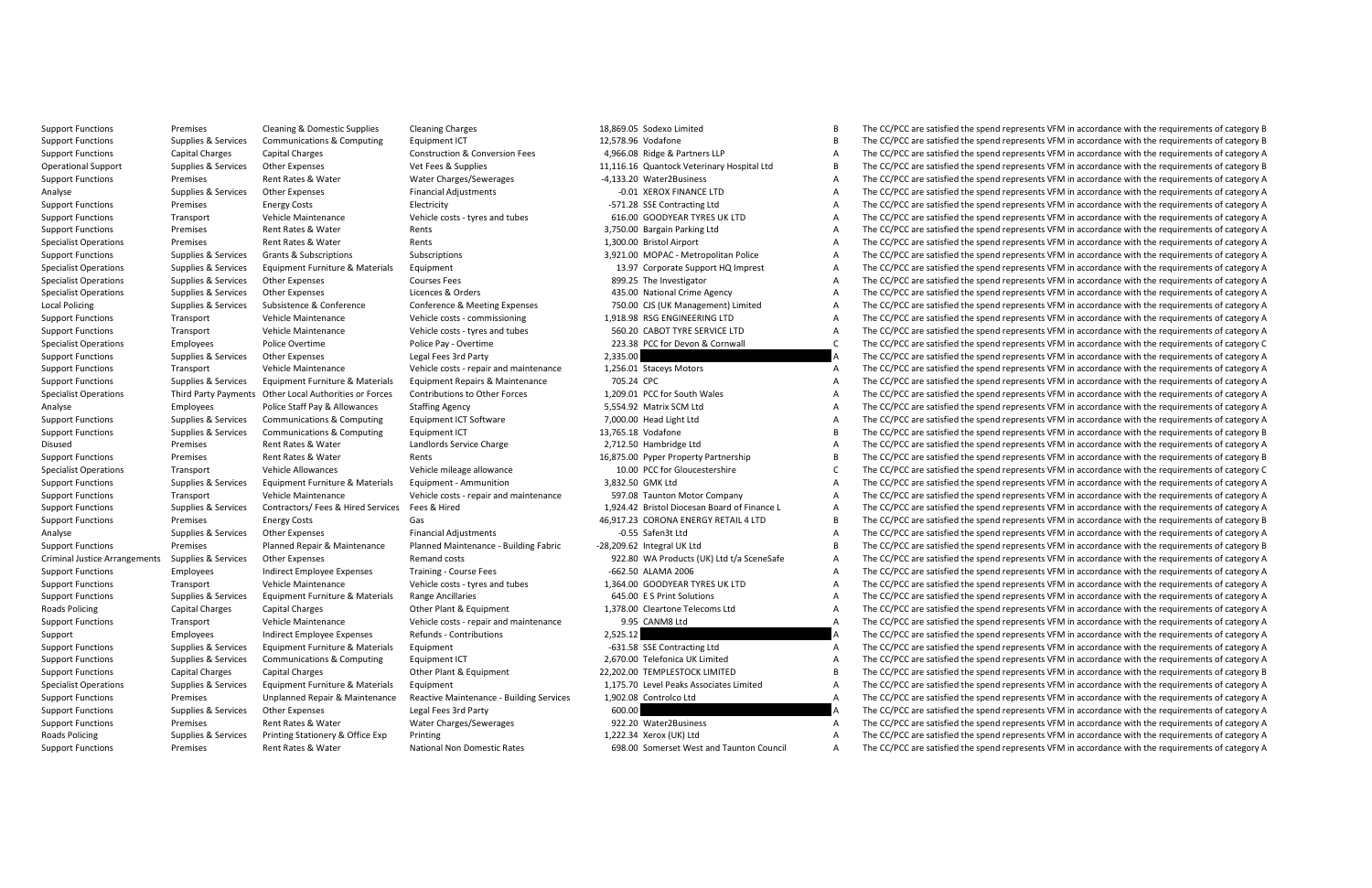| | | | | | | | |
|---|---|---|---|---|---|---|---|
| Support Functions | Premises | Cleaning & Domestic Supplies | Cleaning Charges | 18,869.05 | Sodexo Limited | B | The CC/PCC are satisfied the spend represents VFM in accordance with the requirements of category B |
| Support Functions | Supplies & Services | Communications & Computing | Equipment ICT | 12,578.96 | Vodafone | B | The CC/PCC are satisfied the spend represents VFM in accordance with the requirements of category B |
| Support Functions | Capital Charges | Capital Charges | Construction & Conversion Fees | 4,966.08 | Ridge & Partners LLP | A | The CC/PCC are satisfied the spend represents VFM in accordance with the requirements of category A |
| Operational Support | Supplies & Services | Other Expenses | Vet Fees & Supplies | 11,116.16 | Quantock Veterinary Hospital Ltd | B | The CC/PCC are satisfied the spend represents VFM in accordance with the requirements of category B |
| Support Functions | Premises | Rent Rates & Water | Water Charges/Sewerages | -4,133.20 | Water2Business | A | The CC/PCC are satisfied the spend represents VFM in accordance with the requirements of category A |
| Analyse | Supplies & Services | Other Expenses | Financial Adjustments | -0.01 | XEROX FINANCE LTD | A | The CC/PCC are satisfied the spend represents VFM in accordance with the requirements of category A |
| Support Functions | Premises | Energy Costs | Electricity | -571.28 | SSE Contracting Ltd | A | The CC/PCC are satisfied the spend represents VFM in accordance with the requirements of category A |
| Support Functions | Transport | Vehicle Maintenance | Vehicle costs - tyres and tubes | 616.00 | GOODYEAR TYRES UK LTD | A | The CC/PCC are satisfied the spend represents VFM in accordance with the requirements of category A |
| Support Functions | Premises | Rent Rates & Water | Rents | 3,750.00 | Bargain Parking Ltd | A | The CC/PCC are satisfied the spend represents VFM in accordance with the requirements of category A |
| Specialist Operations | Premises | Rent Rates & Water | Rents | 1,300.00 | Bristol Airport | A | The CC/PCC are satisfied the spend represents VFM in accordance with the requirements of category A |
| Support Functions | Supplies & Services | Grants & Subscriptions | Subscriptions | 3,921.00 | MOPAC - Metropolitan Police | A | The CC/PCC are satisfied the spend represents VFM in accordance with the requirements of category A |
| Specialist Operations | Supplies & Services | Equipment Furniture & Materials | Equipment | 13.97 | Corporate Support HQ Imprest | A | The CC/PCC are satisfied the spend represents VFM in accordance with the requirements of category A |
| Specialist Operations | Supplies & Services | Other Expenses | Courses Fees | 899.25 | The Investigator | A | The CC/PCC are satisfied the spend represents VFM in accordance with the requirements of category A |
| Specialist Operations | Supplies & Services | Other Expenses | Licences & Orders | 435.00 | National Crime Agency | A | The CC/PCC are satisfied the spend represents VFM in accordance with the requirements of category A |
| Local Policing | Supplies & Services | Subsistence & Conference | Conference & Meeting Expenses | 750.00 | CJS (UK Management) Limited | A | The CC/PCC are satisfied the spend represents VFM in accordance with the requirements of category A |
| Support Functions | Transport | Vehicle Maintenance | Vehicle costs - commissioning | 1,918.98 | RSG ENGINEERING LTD | A | The CC/PCC are satisfied the spend represents VFM in accordance with the requirements of category A |
| Support Functions | Transport | Vehicle Maintenance | Vehicle costs - tyres and tubes | 560.20 | CABOT TYRE SERVICE LTD | A | The CC/PCC are satisfied the spend represents VFM in accordance with the requirements of category A |
| Specialist Operations | Employees | Police Overtime | Police Pay - Overtime | 223.38 | PCC for Devon & Cornwall | C | The CC/PCC are satisfied the spend represents VFM in accordance with the requirements of category C |
| Support Functions | Supplies & Services | Other Expenses | Legal Fees 3rd Party | 2,335.00 | | A | The CC/PCC are satisfied the spend represents VFM in accordance with the requirements of category A |
| Support Functions | Transport | Vehicle Maintenance | Vehicle costs - repair and maintenance | 1,256.01 | Staceys Motors | A | The CC/PCC are satisfied the spend represents VFM in accordance with the requirements of category A |
| Support Functions | Supplies & Services | Equipment Furniture & Materials | Equipment Repairs & Maintenance | 705.24 | CPC | A | The CC/PCC are satisfied the spend represents VFM in accordance with the requirements of category A |
| Specialist Operations | Third Party Payments | Other Local Authorities or Forces | Contributions to Other Forces | 1,209.01 | PCC for South Wales | A | The CC/PCC are satisfied the spend represents VFM in accordance with the requirements of category A |
| Analyse | Employees | Police Staff Pay & Allowances | Staffing Agency | 5,554.92 | Matrix SCM Ltd | A | The CC/PCC are satisfied the spend represents VFM in accordance with the requirements of category A |
| Support Functions | Supplies & Services | Communications & Computing | Equipment ICT Software | 7,000.00 | Head Light Ltd | A | The CC/PCC are satisfied the spend represents VFM in accordance with the requirements of category A |
| Support Functions | Supplies & Services | Communications & Computing | Equipment ICT | 13,765.18 | Vodafone | B | The CC/PCC are satisfied the spend represents VFM in accordance with the requirements of category B |
| Disused | Premises | Rent Rates & Water | Landlords Service Charge | 2,712.50 | Hambridge Ltd | A | The CC/PCC are satisfied the spend represents VFM in accordance with the requirements of category A |
| Support Functions | Premises | Rent Rates & Water | Rents | 16,875.00 | Pyper Property Partnership | B | The CC/PCC are satisfied the spend represents VFM in accordance with the requirements of category B |
| Specialist Operations | Transport | Vehicle Allowances | Vehicle mileage allowance | 10.00 | PCC for Gloucestershire | C | The CC/PCC are satisfied the spend represents VFM in accordance with the requirements of category C |
| Support Functions | Supplies & Services | Equipment Furniture & Materials | Equipment - Ammunition | 3,832.50 | GMK Ltd | A | The CC/PCC are satisfied the spend represents VFM in accordance with the requirements of category A |
| Support Functions | Transport | Vehicle Maintenance | Vehicle costs - repair and maintenance | 597.08 | Taunton Motor Company | A | The CC/PCC are satisfied the spend represents VFM in accordance with the requirements of category A |
| Support Functions | Supplies & Services | Contractors/ Fees & Hired Services | Fees & Hired | 1,924.42 | Bristol Diocesan Board of Finance L | A | The CC/PCC are satisfied the spend represents VFM in accordance with the requirements of category A |
| Support Functions | Premises | Energy Costs | Gas | 46,917.23 | CORONA ENERGY RETAIL 4 LTD | B | The CC/PCC are satisfied the spend represents VFM in accordance with the requirements of category B |
| Analyse | Supplies & Services | Other Expenses | Financial Adjustments | -0.55 | Safen3t Ltd | A | The CC/PCC are satisfied the spend represents VFM in accordance with the requirements of category A |
| Support Functions | Premises | Planned Repair & Maintenance | Planned Maintenance - Building Fabric | -28,209.62 | Integral UK Ltd | B | The CC/PCC are satisfied the spend represents VFM in accordance with the requirements of category B |
| Criminal Justice Arrangements | Supplies & Services | Other Expenses | Remand costs | 922.80 | WA Products (UK) Ltd t/a SceneSafe | A | The CC/PCC are satisfied the spend represents VFM in accordance with the requirements of category A |
| Support Functions | Employees | Indirect Employee Expenses | Training - Course Fees | -662.50 | ALAMA 2006 | A | The CC/PCC are satisfied the spend represents VFM in accordance with the requirements of category A |
| Support Functions | Transport | Vehicle Maintenance | Vehicle costs - tyres and tubes | 1,364.00 | GOODYEAR TYRES UK LTD | A | The CC/PCC are satisfied the spend represents VFM in accordance with the requirements of category A |
| Support Functions | Supplies & Services | Equipment Furniture & Materials | Range Ancillaries | 645.00 | E S Print Solutions | A | The CC/PCC are satisfied the spend represents VFM in accordance with the requirements of category A |
| Roads Policing | Capital Charges | Capital Charges | Other Plant & Equipment | 1,378.00 | Cleartone Telecoms Ltd | A | The CC/PCC are satisfied the spend represents VFM in accordance with the requirements of category A |
| Support Functions | Transport | Vehicle Maintenance | Vehicle costs - repair and maintenance | 9.95 | CANM8 Ltd | A | The CC/PCC are satisfied the spend represents VFM in accordance with the requirements of category A |
| Support | Employees | Indirect Employee Expenses | Refunds - Contributions | 2,525.12 | | A | The CC/PCC are satisfied the spend represents VFM in accordance with the requirements of category A |
| Support Functions | Supplies & Services | Equipment Furniture & Materials | Equipment | -631.58 | SSE Contracting Ltd | A | The CC/PCC are satisfied the spend represents VFM in accordance with the requirements of category A |
| Support Functions | Supplies & Services | Communications & Computing | Equipment ICT | 2,670.00 | Telefonica UK Limited | A | The CC/PCC are satisfied the spend represents VFM in accordance with the requirements of category A |
| Support Functions | Capital Charges | Capital Charges | Other Plant & Equipment | 22,202.00 | TEMPLESTOCK LIMITED | B | The CC/PCC are satisfied the spend represents VFM in accordance with the requirements of category B |
| Specialist Operations | Supplies & Services | Equipment Furniture & Materials | Equipment | 1,175.70 | Level Peaks Associates Limited | A | The CC/PCC are satisfied the spend represents VFM in accordance with the requirements of category A |
| Support Functions | Premises | Unplanned Repair & Maintenance | Reactive Maintenance - Building Services | 1,902.08 | Controlco Ltd | A | The CC/PCC are satisfied the spend represents VFM in accordance with the requirements of category A |
| Support Functions | Supplies & Services | Other Expenses | Legal Fees 3rd Party | 600.00 | | A | The CC/PCC are satisfied the spend represents VFM in accordance with the requirements of category A |
| Support Functions | Premises | Rent Rates & Water | Water Charges/Sewerages | 922.20 | Water2Business | A | The CC/PCC are satisfied the spend represents VFM in accordance with the requirements of category A |
| Roads Policing | Supplies & Services | Printing Stationery & Office Exp | Printing | 1,222.34 | Xerox (UK) Ltd | A | The CC/PCC are satisfied the spend represents VFM in accordance with the requirements of category A |
| Support Functions | Premises | Rent Rates & Water | National Non Domestic Rates | 698.00 | Somerset West and Taunton Council | A | The CC/PCC are satisfied the spend represents VFM in accordance with the requirements of category A |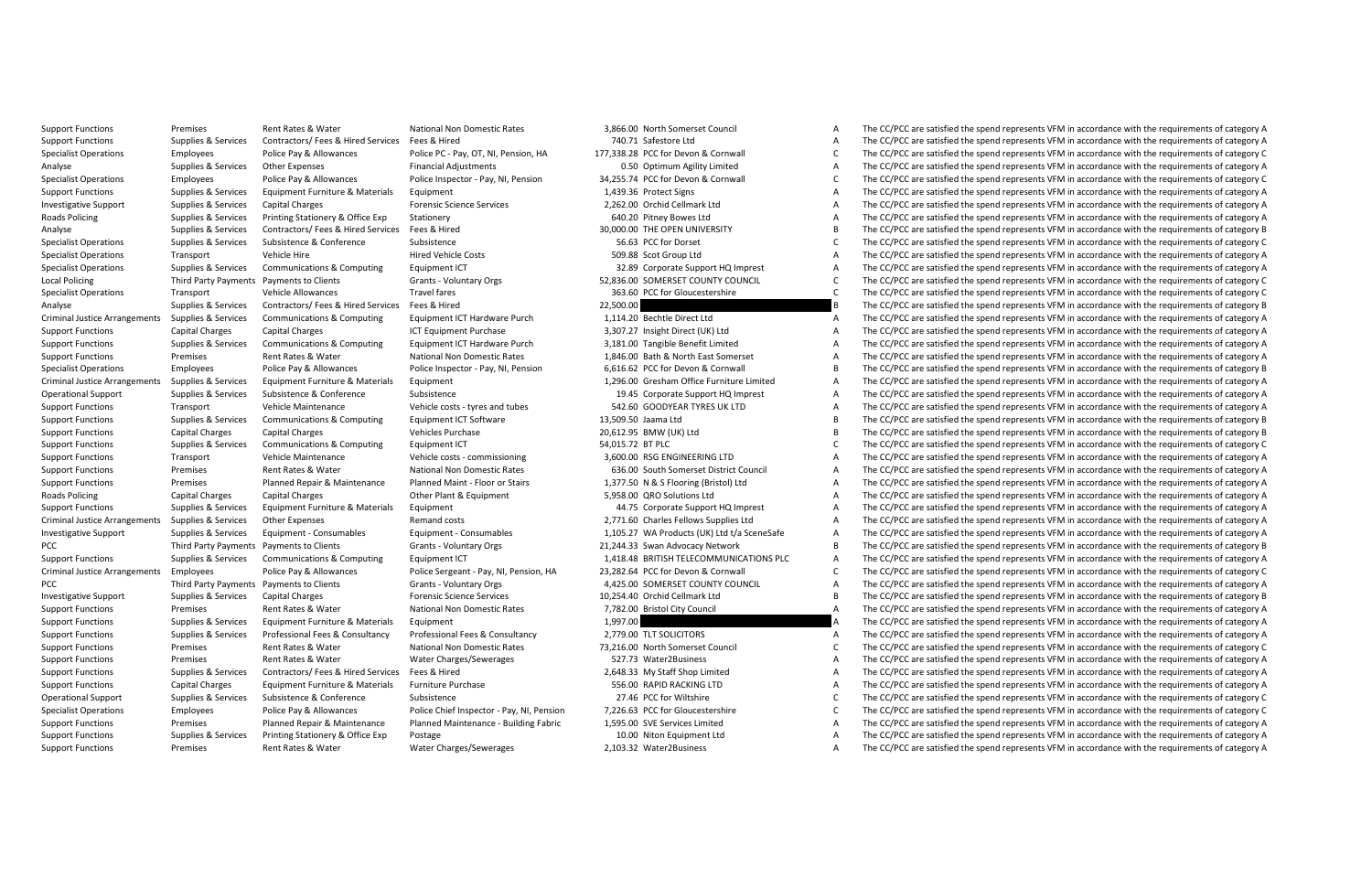| | | | | | | | |
|---|---|---|---|---|---|---|---|
| Support Functions | Premises | Rent Rates & Water | National Non Domestic Rates | 3,866.00 | North Somerset Council | A | The CC/PCC are satisfied the spend represents VFM in accordance with the requirements of category A |
| Support Functions | Supplies & Services | Contractors/ Fees & Hired Services | Fees & Hired | 740.71 | Safestore Ltd | A | The CC/PCC are satisfied the spend represents VFM in accordance with the requirements of category A |
| Specialist Operations | Employees | Police Pay & Allowances | Police PC - Pay, OT, NI, Pension, HA | 177,338.28 | PCC for Devon & Cornwall | C | The CC/PCC are satisfied the spend represents VFM in accordance with the requirements of category C |
| Analyse | Supplies & Services | Other Expenses | Financial Adjustments | 0.50 | Optimum Agility Limited | A | The CC/PCC are satisfied the spend represents VFM in accordance with the requirements of category A |
| Specialist Operations | Employees | Police Pay & Allowances | Police Inspector - Pay, NI, Pension | 34,255.74 | PCC for Devon & Cornwall | C | The CC/PCC are satisfied the spend represents VFM in accordance with the requirements of category C |
| Support Functions | Supplies & Services | Equipment Furniture & Materials | Equipment | 1,439.36 | Protect Signs | A | The CC/PCC are satisfied the spend represents VFM in accordance with the requirements of category A |
| Investigative Support | Supplies & Services | Capital Charges | Forensic Science Services | 2,262.00 | Orchid Cellmark Ltd | A | The CC/PCC are satisfied the spend represents VFM in accordance with the requirements of category A |
| Roads Policing | Supplies & Services | Printing Stationery & Office Exp | Stationery | 640.20 | Pitney Bowes Ltd | A | The CC/PCC are satisfied the spend represents VFM in accordance with the requirements of category A |
| Analyse | Supplies & Services | Contractors/ Fees & Hired Services | Fees & Hired | 30,000.00 | THE OPEN UNIVERSITY | B | The CC/PCC are satisfied the spend represents VFM in accordance with the requirements of category B |
| Specialist Operations | Supplies & Services | Subsistence & Conference | Subsistence | 56.63 | PCC for Dorset | C | The CC/PCC are satisfied the spend represents VFM in accordance with the requirements of category C |
| Specialist Operations | Transport | Vehicle Hire | Hired Vehicle Costs | 509.88 | Scot Group Ltd | A | The CC/PCC are satisfied the spend represents VFM in accordance with the requirements of category A |
| Specialist Operations | Supplies & Services | Communications & Computing | Equipment ICT | 32.89 | Corporate Support HQ Imprest | A | The CC/PCC are satisfied the spend represents VFM in accordance with the requirements of category A |
| Local Policing | Third Party Payments | Payments to Clients | Grants - Voluntary Orgs | 52,836.00 | SOMERSET COUNTY COUNCIL | C | The CC/PCC are satisfied the spend represents VFM in accordance with the requirements of category C |
| Specialist Operations | Transport | Vehicle Allowances | Travel fares | 363.60 | PCC for Gloucestershire | C | The CC/PCC are satisfied the spend represents VFM in accordance with the requirements of category C |
| Analyse | Supplies & Services | Contractors/ Fees & Hired Services | Fees & Hired | 22,500.00 | | B | The CC/PCC are satisfied the spend represents VFM in accordance with the requirements of category B |
| Criminal Justice Arrangements | Supplies & Services | Communications & Computing | Equipment ICT Hardware Purch | 1,114.20 | Bechtle Direct Ltd | A | The CC/PCC are satisfied the spend represents VFM in accordance with the requirements of category A |
| Support Functions | Capital Charges | Capital Charges | ICT Equipment Purchase | 3,307.27 | Insight Direct (UK) Ltd | A | The CC/PCC are satisfied the spend represents VFM in accordance with the requirements of category A |
| Support Functions | Supplies & Services | Communications & Computing | Equipment ICT Hardware Purch | 3,181.00 | Tangible Benefit Limited | A | The CC/PCC are satisfied the spend represents VFM in accordance with the requirements of category A |
| Support Functions | Premises | Rent Rates & Water | National Non Domestic Rates | 1,846.00 | Bath & North East Somerset | A | The CC/PCC are satisfied the spend represents VFM in accordance with the requirements of category A |
| Specialist Operations | Employees | Police Pay & Allowances | Police Inspector - Pay, NI, Pension | 6,616.62 | PCC for Devon & Cornwall | B | The CC/PCC are satisfied the spend represents VFM in accordance with the requirements of category B |
| Criminal Justice Arrangements | Supplies & Services | Equipment Furniture & Materials | Equipment | 1,296.00 | Gresham Office Furniture Limited | A | The CC/PCC are satisfied the spend represents VFM in accordance with the requirements of category A |
| Operational Support | Supplies & Services | Subsistence & Conference | Subsistence | 19.45 | Corporate Support HQ Imprest | A | The CC/PCC are satisfied the spend represents VFM in accordance with the requirements of category A |
| Support Functions | Transport | Vehicle Maintenance | Vehicle costs - tyres and tubes | 542.60 | GOODYEAR TYRES UK LTD | A | The CC/PCC are satisfied the spend represents VFM in accordance with the requirements of category A |
| Support Functions | Supplies & Services | Communications & Computing | Equipment ICT Software | 13,509.50 | Jaama Ltd | B | The CC/PCC are satisfied the spend represents VFM in accordance with the requirements of category B |
| Support Functions | Capital Charges | Capital Charges | Vehicles Purchase | 20,612.95 | BMW (UK) Ltd | B | The CC/PCC are satisfied the spend represents VFM in accordance with the requirements of category B |
| Support Functions | Supplies & Services | Communications & Computing | Equipment ICT | 54,015.72 | BT PLC | C | The CC/PCC are satisfied the spend represents VFM in accordance with the requirements of category C |
| Support Functions | Transport | Vehicle Maintenance | Vehicle costs - commissioning | 3,600.00 | RSG ENGINEERING LTD | A | The CC/PCC are satisfied the spend represents VFM in accordance with the requirements of category A |
| Support Functions | Premises | Rent Rates & Water | National Non Domestic Rates | 636.00 | South Somerset District Council | A | The CC/PCC are satisfied the spend represents VFM in accordance with the requirements of category A |
| Support Functions | Premises | Planned Repair & Maintenance | Planned Maint - Floor or Stairs | 1,377.50 | N & S Flooring (Bristol) Ltd | A | The CC/PCC are satisfied the spend represents VFM in accordance with the requirements of category A |
| Roads Policing | Capital Charges | Capital Charges | Other Plant & Equipment | 5,958.00 | QRO Solutions Ltd | A | The CC/PCC are satisfied the spend represents VFM in accordance with the requirements of category A |
| Support Functions | Supplies & Services | Equipment Furniture & Materials | Equipment | 44.75 | Corporate Support HQ Imprest | A | The CC/PCC are satisfied the spend represents VFM in accordance with the requirements of category A |
| Criminal Justice Arrangements | Supplies & Services | Other Expenses | Remand costs | 2,771.60 | Charles Fellows Supplies Ltd | A | The CC/PCC are satisfied the spend represents VFM in accordance with the requirements of category A |
| Investigative Support | Supplies & Services | Equipment - Consumables | Equipment - Consumables | 1,105.27 | WA Products (UK) Ltd t/a SceneSafe | A | The CC/PCC are satisfied the spend represents VFM in accordance with the requirements of category A |
| PCC | Third Party Payments | Payments to Clients | Grants - Voluntary Orgs | 21,244.33 | Swan Advocacy Network | B | The CC/PCC are satisfied the spend represents VFM in accordance with the requirements of category B |
| Support Functions | Supplies & Services | Communications & Computing | Equipment ICT | 1,418.48 | BRITISH TELECOMMUNICATIONS PLC | A | The CC/PCC are satisfied the spend represents VFM in accordance with the requirements of category A |
| Criminal Justice Arrangements | Employees | Police Pay & Allowances | Police Sergeant - Pay, NI, Pension, HA | 23,282.64 | PCC for Devon & Cornwall | C | The CC/PCC are satisfied the spend represents VFM in accordance with the requirements of category C |
| PCC | Third Party Payments | Payments to Clients | Grants - Voluntary Orgs | 4,425.00 | SOMERSET COUNTY COUNCIL | A | The CC/PCC are satisfied the spend represents VFM in accordance with the requirements of category A |
| Investigative Support | Supplies & Services | Capital Charges | Forensic Science Services | 10,254.40 | Orchid Cellmark Ltd | B | The CC/PCC are satisfied the spend represents VFM in accordance with the requirements of category B |
| Support Functions | Premises | Rent Rates & Water | National Non Domestic Rates | 7,782.00 | Bristol City Council | A | The CC/PCC are satisfied the spend represents VFM in accordance with the requirements of category A |
| Support Functions | Supplies & Services | Equipment Furniture & Materials | Equipment | 1,997.00 | | A | The CC/PCC are satisfied the spend represents VFM in accordance with the requirements of category A |
| Support Functions | Supplies & Services | Professional Fees & Consultancy | Professional Fees & Consultancy | 2,779.00 | TLT SOLICITORS | A | The CC/PCC are satisfied the spend represents VFM in accordance with the requirements of category A |
| Support Functions | Premises | Rent Rates & Water | National Non Domestic Rates | 73,216.00 | North Somerset Council | C | The CC/PCC are satisfied the spend represents VFM in accordance with the requirements of category C |
| Support Functions | Premises | Rent Rates & Water | Water Charges/Sewerages | 527.73 | Water2Business | A | The CC/PCC are satisfied the spend represents VFM in accordance with the requirements of category A |
| Support Functions | Supplies & Services | Contractors/ Fees & Hired Services | Fees & Hired | 2,648.33 | My Staff Shop Limited | A | The CC/PCC are satisfied the spend represents VFM in accordance with the requirements of category A |
| Support Functions | Capital Charges | Equipment Furniture & Materials | Furniture Purchase | 556.00 | RAPID RACKING LTD | A | The CC/PCC are satisfied the spend represents VFM in accordance with the requirements of category A |
| Operational Support | Supplies & Services | Subsistence & Conference | Subsistence | 27.46 | PCC for Wiltshire | C | The CC/PCC are satisfied the spend represents VFM in accordance with the requirements of category C |
| Specialist Operations | Employees | Police Pay & Allowances | Police Chief Inspector - Pay, NI, Pension | 7,226.63 | PCC for Gloucestershire | C | The CC/PCC are satisfied the spend represents VFM in accordance with the requirements of category C |
| Support Functions | Premises | Planned Repair & Maintenance | Planned Maintenance - Building Fabric | 1,595.00 | SVE Services Limited | A | The CC/PCC are satisfied the spend represents VFM in accordance with the requirements of category A |
| Support Functions | Supplies & Services | Printing Stationery & Office Exp | Postage | 10.00 | Niton Equipment Ltd | A | The CC/PCC are satisfied the spend represents VFM in accordance with the requirements of category A |
| Support Functions | Premises | Rent Rates & Water | Water Charges/Sewerages | 2,103.32 | Water2Business | A | The CC/PCC are satisfied the spend represents VFM in accordance with the requirements of category A |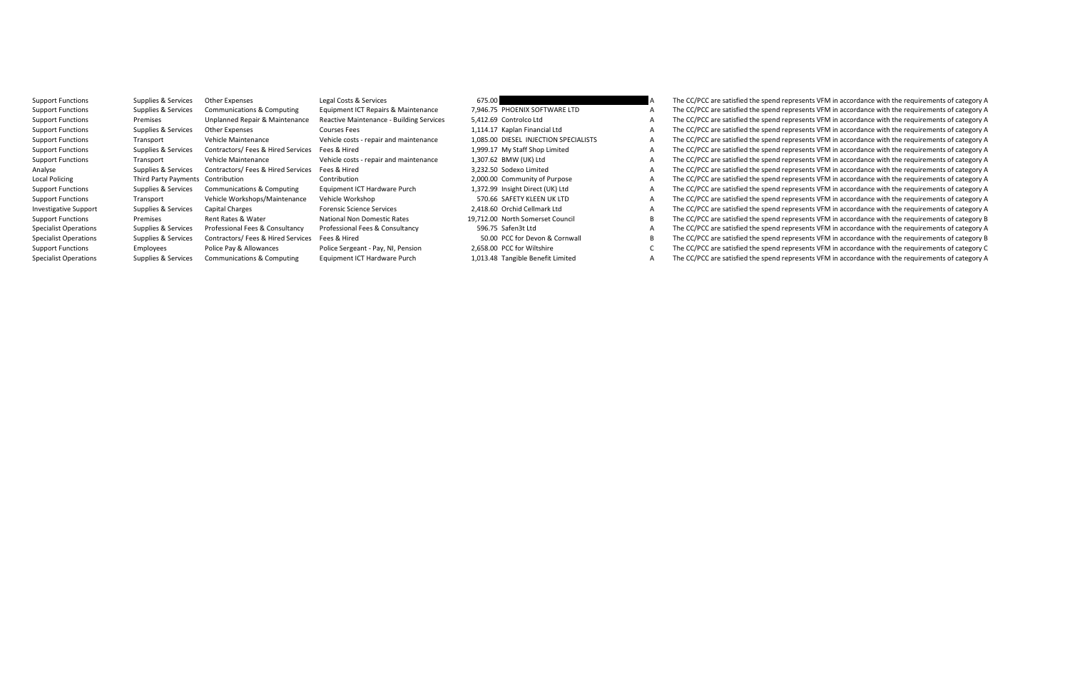| | | | | | | | |
|---|---|---|---|---|---|---|---|
| Support Functions | Supplies & Services | Other Expenses | Legal Costs & Services | 675.00 | | A | The CC/PCC are satisfied the spend represents VFM in accordance with the requirements of category A |
| Support Functions | Supplies & Services | Communications & Computing | Equipment ICT Repairs & Maintenance | 7,946.75 | PHOENIX SOFTWARE LTD | A | The CC/PCC are satisfied the spend represents VFM in accordance with the requirements of category A |
| Support Functions | Premises | Unplanned Repair & Maintenance | Reactive Maintenance - Building Services | 5,412.69 | Controlco Ltd | A | The CC/PCC are satisfied the spend represents VFM in accordance with the requirements of category A |
| Support Functions | Supplies & Services | Other Expenses | Courses Fees | 1,114.17 | Kaplan Financial Ltd | A | The CC/PCC are satisfied the spend represents VFM in accordance with the requirements of category A |
| Support Functions | Transport | Vehicle Maintenance | Vehicle costs - repair and maintenance | 1,085.00 | DIESEL INJECTION SPECIALISTS | A | The CC/PCC are satisfied the spend represents VFM in accordance with the requirements of category A |
| Support Functions | Supplies & Services | Contractors/ Fees & Hired Services | Fees & Hired | 1,999.17 | My Staff Shop Limited | A | The CC/PCC are satisfied the spend represents VFM in accordance with the requirements of category A |
| Support Functions | Transport | Vehicle Maintenance | Vehicle costs - repair and maintenance | 1,307.62 | BMW (UK) Ltd | A | The CC/PCC are satisfied the spend represents VFM in accordance with the requirements of category A |
| Analyse | Supplies & Services | Contractors/ Fees & Hired Services | Fees & Hired | 3,232.50 | Sodexo Limited | A | The CC/PCC are satisfied the spend represents VFM in accordance with the requirements of category A |
| Local Policing | Third Party Payments | Contribution | Contribution | 2,000.00 | Community of Purpose | A | The CC/PCC are satisfied the spend represents VFM in accordance with the requirements of category A |
| Support Functions | Supplies & Services | Communications & Computing | Equipment ICT Hardware Purch | 1,372.99 | Insight Direct (UK) Ltd | A | The CC/PCC are satisfied the spend represents VFM in accordance with the requirements of category A |
| Support Functions | Transport | Vehicle Workshops/Maintenance | Vehicle Workshop | 570.66 | SAFETY KLEEN UK LTD | A | The CC/PCC are satisfied the spend represents VFM in accordance with the requirements of category A |
| Investigative Support | Supplies & Services | Capital Charges | Forensic Science Services | 2,418.60 | Orchid Cellmark Ltd | A | The CC/PCC are satisfied the spend represents VFM in accordance with the requirements of category A |
| Support Functions | Premises | Rent Rates & Water | National Non Domestic Rates | 19,712.00 | North Somerset Council | B | The CC/PCC are satisfied the spend represents VFM in accordance with the requirements of category B |
| Specialist Operations | Supplies & Services | Professional Fees & Consultancy | Professional Fees & Consultancy | 596.75 | Safen3t Ltd | A | The CC/PCC are satisfied the spend represents VFM in accordance with the requirements of category A |
| Specialist Operations | Supplies & Services | Contractors/ Fees & Hired Services | Fees & Hired | 50.00 | PCC for Devon & Cornwall | B | The CC/PCC are satisfied the spend represents VFM in accordance with the requirements of category B |
| Support Functions | Employees | Police Pay & Allowances | Police Sergeant - Pay, NI, Pension | 2,658.00 | PCC for Wiltshire | C | The CC/PCC are satisfied the spend represents VFM in accordance with the requirements of category C |
| Specialist Operations | Supplies & Services | Communications & Computing | Equipment ICT Hardware Purch | 1,013.48 | Tangible Benefit Limited | A | The CC/PCC are satisfied the spend represents VFM in accordance with the requirements of category A |